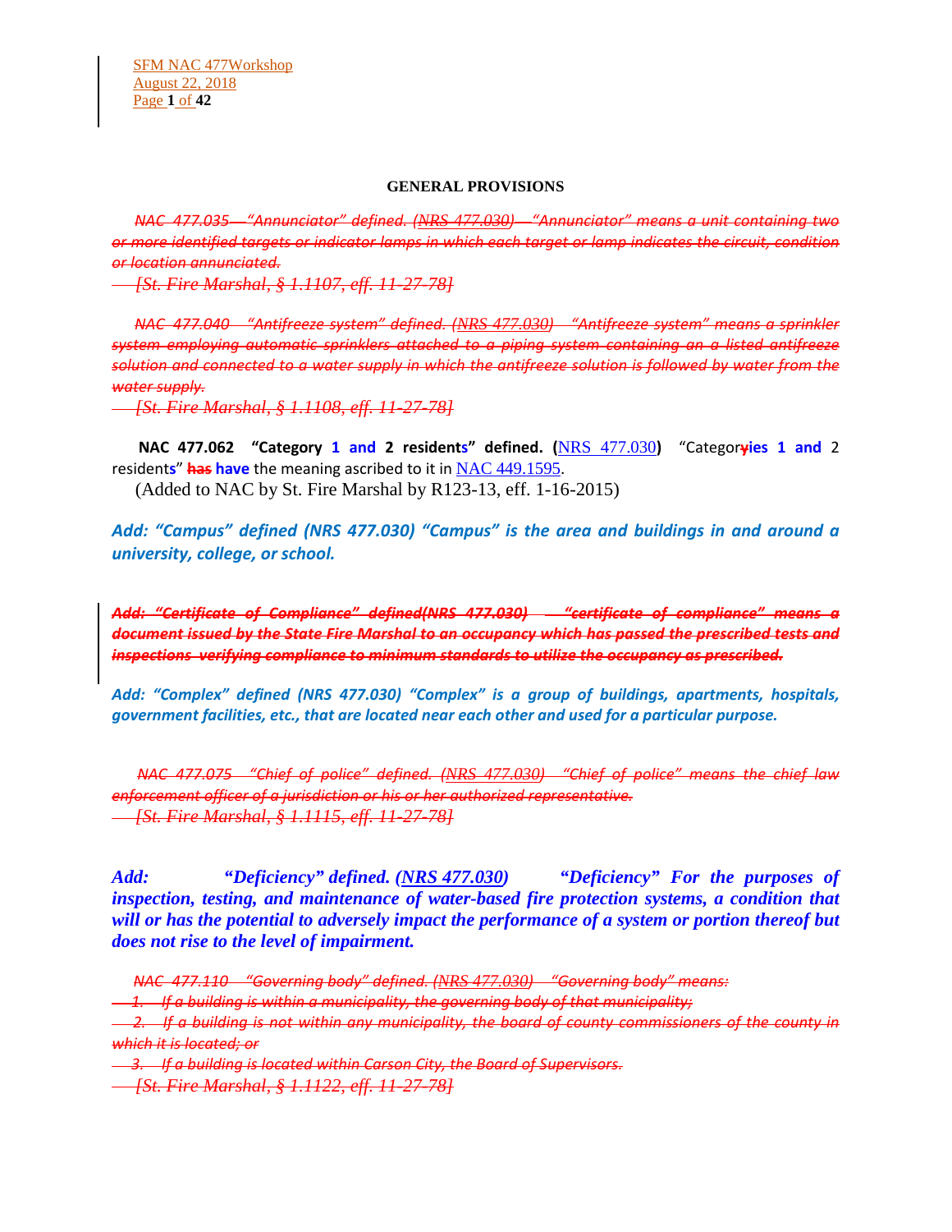**GENERAL PROVISIONS**

~~*NAC 477.035 "Annunciator" defined. (NRS 477.030) "Annunciator" means a unit containing two or more identified targets or indicator lamps in which each target or lamp indicates the circuit, condition or location annunciated.*~~

~~*[St. Fire Marshal, § 1.1107, eff. 11-27-78]*~~

~~*NAC 477.040 "Antifreeze system" defined. (NRS 477.030) "Antifreeze system" means a sprinkler system employing automatic sprinklers attached to a piping system containing an a listed antifreeze solution and connected to a water supply in which the antifreeze solution is followed by water from the water supply.*~~

~~*[St. Fire Marshal, § 1.1108, eff. 11-27-78]*~~

**NAC 477.062 "Category 1 and 2 residents" defined. (**NRS 477.030**)** "Categor~~y~~**ies 1 and** 2 resident**s**" ~~**has**~~ **have** the meaning ascribed to it in NAC 449.1595.

(Added to NAC by St. Fire Marshal by R123-13, eff. 1-16-2015)

***Add: "Campus" defined (NRS 477.030) "Campus" is the area and buildings in and around a university, college, or school.***

~~***Add: "Certificate of Compliance" defined(NRS 477.030) "certificate of compliance" means a document issued by the State Fire Marshal to an occupancy which has passed the prescribed tests and inspections verifying compliance to minimum standards to utilize the occupancy as prescribed.***~~

***Add: "Complex" defined (NRS 477.030) "Complex" is a group of buildings, apartments, hospitals, government facilities, etc., that are located near each other and used for a particular purpose.***

~~*NAC 477.075 "Chief of police" defined. (NRS 477.030) "Chief of police" means the chief law enforcement officer of a jurisdiction or his or her authorized representative.*~~

~~*[St. Fire Marshal, § 1.1115, eff. 11-27-78]*~~

***Add: "Deficiency" defined. (NRS 477.030) "Deficiency" For the purposes of inspection, testing, and maintenance of water-based fire protection systems, a condition that will or has the potential to adversely impact the performance of a system or portion thereof but does not rise to the level of impairment.***

~~*NAC 477.110 "Governing body" defined. (NRS 477.030) "Governing body" means:*~~

~~*1. If a building is within a municipality, the governing body of that municipality;*~~

~~*2. If a building is not within any municipality, the board of county commissioners of the county in which it is located; or*~~

~~*3. If a building is located within Carson City, the Board of Supervisors.*~~

~~*[St. Fire Marshal, § 1.1122, eff. 11-27-78]*~~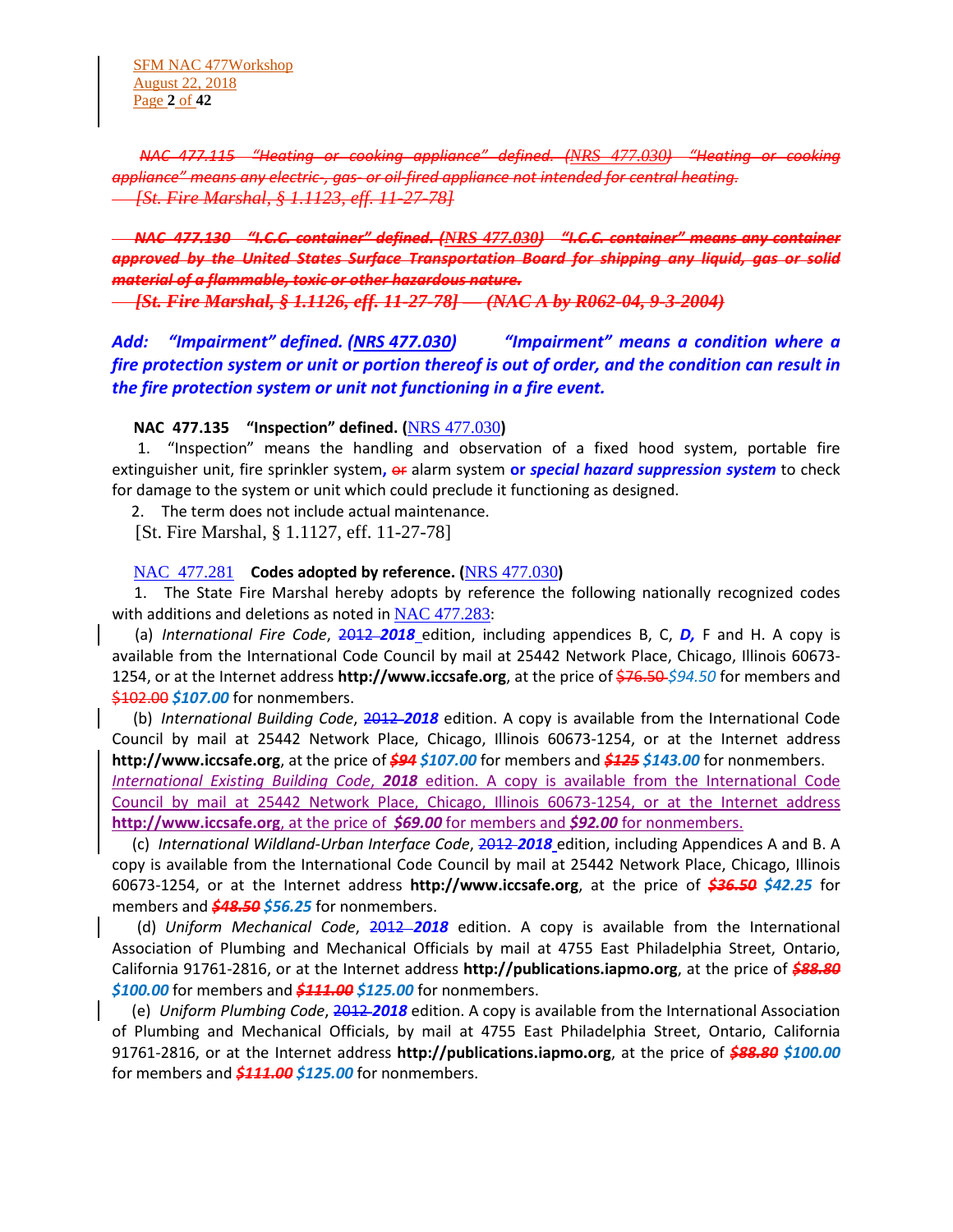~~NAC 477.115 "Heating or cooking appliance" defined. (NRS 477.030) "Heating or cooking appliance" means any electric-, gas- or oil-fired appliance not intended for central heating.~~
~~[St. Fire Marshal, § 1.1123, eff. 11-27-78]~~

~~**NAC 477.130 "I.C.C. container" defined. (NRS 477.030) "I.C.C. container" means any container approved by the United States Surface Transportation Board for shipping any liquid, gas or solid material of a flammable, toxic or other hazardous nature.**~~
~~**[St. Fire Marshal, § 1.1126, eff. 11-27-78] — (NAC A by R062-04, 9-3-2004)**~~

***Add: "Impairment" defined. (NRS 477.030) "Impairment" means a condition where a fire protection system or unit or portion thereof is out of order, and the condition can result in the fire protection system or unit not functioning in a fire event.***

**NAC 477.135 "Inspection" defined. (NRS 477.030)**

1. "Inspection" means the handling and observation of a fixed hood system, portable fire extinguisher unit, fire sprinkler system**,** ~~or~~ alarm system **or *special hazard suppression system*** to check for damage to the system or unit which could preclude it functioning as designed.

2. The term does not include actual maintenance.

[St. Fire Marshal, § 1.1127, eff. 11-27-78]

NAC 477.281 **Codes adopted by reference. (NRS 477.030)**

1. The State Fire Marshal hereby adopts by reference the following nationally recognized codes with additions and deletions as noted in NAC 477.283:

(a) *International Fire Code*, ~~2012~~ ***2018*** edition, including appendices B, C, ***D,*** F and H. A copy is available from the International Code Council by mail at 25442 Network Place, Chicago, Illinois 60673-1254, or at the Internet address **http://www.iccsafe.org**, at the price of ~~$76.50~~ *$94.50* for members and ~~$102.00~~ ***$107.00*** for nonmembers.

(b) *International Building Code*, ~~2012~~ ***2018*** edition. A copy is available from the International Code Council by mail at 25442 Network Place, Chicago, Illinois 60673-1254, or at the Internet address **http://www.iccsafe.org**, at the price of ~~***$94***~~ ***$107.00*** for members and ~~***$125***~~ ***$143.00*** for nonmembers.
*International Existing Building Code*, ***2018*** edition. A copy is available from the International Code Council by mail at 25442 Network Place, Chicago, Illinois 60673-1254, or at the Internet address **http://www.iccsafe.org**, at the price of ***$69.00*** for members and ***$92.00*** for nonmembers.

(c) *International Wildland-Urban Interface Code*, ~~2012~~ ***2018*** edition, including Appendices A and B. A copy is available from the International Code Council by mail at 25442 Network Place, Chicago, Illinois 60673-1254, or at the Internet address **http://www.iccsafe.org**, at the price of ~~***$36.50***~~ ***$42.25*** for members and ~~***$48.50***~~ ***$56.25*** for nonmembers.

(d) *Uniform Mechanical Code*, ~~2012~~ ***2018*** edition. A copy is available from the International Association of Plumbing and Mechanical Officials by mail at 4755 East Philadelphia Street, Ontario, California 91761-2816, or at the Internet address **http://publications.iapmo.org**, at the price of ~~***$88.80***~~ ***$100.00*** for members and ~~***$111.00***~~ ***$125.00*** for nonmembers.

(e) *Uniform Plumbing Code*, ~~2012~~ ***2018*** edition. A copy is available from the International Association of Plumbing and Mechanical Officials, by mail at 4755 East Philadelphia Street, Ontario, California 91761-2816, or at the Internet address **http://publications.iapmo.org**, at the price of ~~***$88.80***~~ ***$100.00*** for members and ~~***$111.00***~~ ***$125.00*** for nonmembers.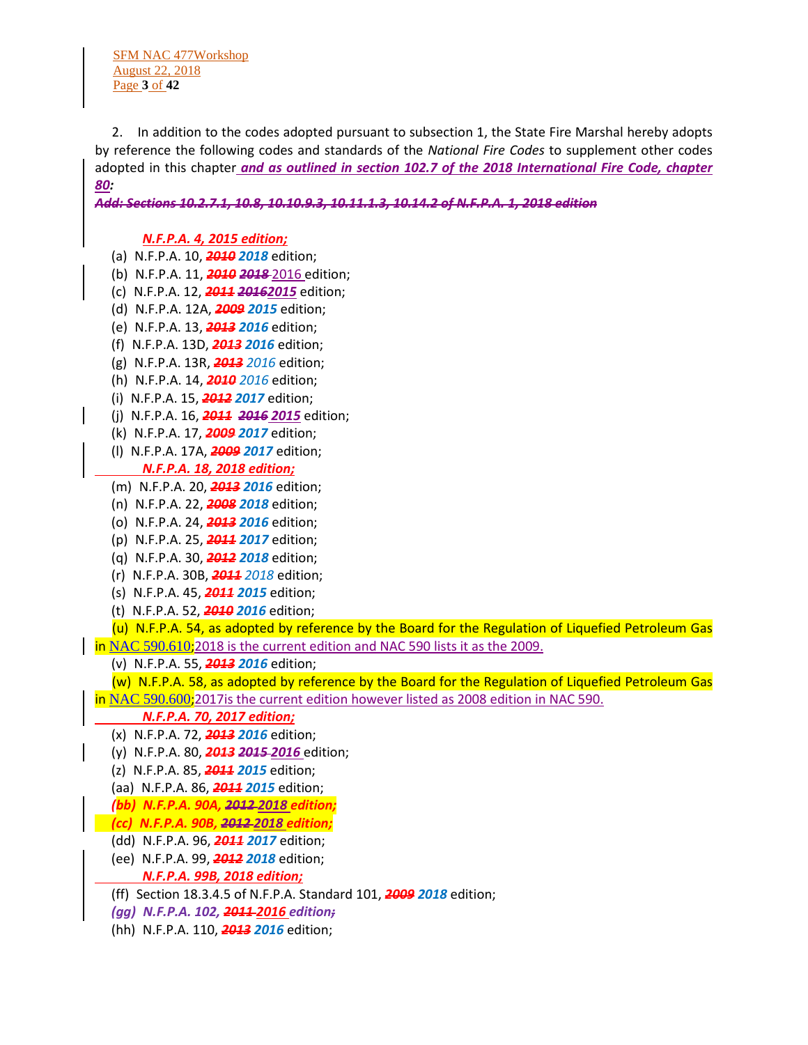2. In addition to the codes adopted pursuant to subsection 1, the State Fire Marshal hereby adopts by reference the following codes and standards of the *National Fire Codes* to supplement other codes adopted in this chapter ***and as outlined in section 102.7 of the 2018 International Fire Code, chapter 80:***

~~***Add: Sections 10.2.7.1, 10.8, 10.10.9.3, 10.11.1.3, 10.14.2 of N.F.P.A. 1, 2018 edition***~~

***N.F.P.A. 4, 2015 edition;***

(a) N.F.P.A. 10, ~~***2010***~~ ***2018*** edition;

(b) N.F.P.A. 11, ~~***2010***~~ ~~***2018***~~ 2016 edition;

(c) N.F.P.A. 12, ~~***2011***~~ ~~***2016***~~***2015*** edition;

(d) N.F.P.A. 12A, ~~***2009***~~ ***2015*** edition;

(e) N.F.P.A. 13, ~~***2013***~~ ***2016*** edition;

(f) N.F.P.A. 13D, ~~***2013***~~ ***2016*** edition;

(g) N.F.P.A. 13R, ~~***2013***~~ *2016* edition;

(h) N.F.P.A. 14, ~~***2010***~~ *2016* edition;

(i) N.F.P.A. 15, ~~***2012***~~ ***2017*** edition;

(j) N.F.P.A. 16, ~~***2011***~~ ~~***2016***~~ ***2015*** edition;

(k) N.F.P.A. 17, ~~***2009***~~ ***2017*** edition;

(l) N.F.P.A. 17A, ~~***2009***~~ ***2017*** edition;

***N.F.P.A. 18, 2018 edition;***

(m) N.F.P.A. 20, ~~***2013***~~ ***2016*** edition;

(n) N.F.P.A. 22, ~~***2008***~~ ***2018*** edition;

(o) N.F.P.A. 24, ~~***2013***~~ ***2016*** edition;

(p) N.F.P.A. 25, ~~***2011***~~ ***2017*** edition;

(q) N.F.P.A. 30, ~~***2012***~~ ***2018*** edition;

(r) N.F.P.A. 30B, ~~***2011***~~ *2018* edition;

(s) N.F.P.A. 45, ~~***2011***~~ ***2015*** edition;

(t) N.F.P.A. 52, ~~***2010***~~ ***2016*** edition;

(u) N.F.P.A. 54, as adopted by reference by the Board for the Regulation of Liquefied Petroleum Gas in NAC 590.610;2018 is the current edition and NAC 590 lists it as the 2009.

(v) N.F.P.A. 55, ~~***2013***~~ ***2016*** edition;

(w) N.F.P.A. 58, as adopted by reference by the Board for the Regulation of Liquefied Petroleum Gas in NAC 590.600;2017is the current edition however listed as 2008 edition in NAC 590.

***N.F.P.A. 70, 2017 edition;***

(x) N.F.P.A. 72, ~~***2013***~~ ***2016*** edition;

(y) N.F.P.A. 80, ~~***2013***~~ ~~***2015***~~ ***2016*** edition;

(z) N.F.P.A. 85, ~~***2011***~~ ***2015*** edition;

(aa) N.F.P.A. 86, ~~***2011***~~ ***2015*** edition;

***(bb) N.F.P.A. 90A, ~~2012~~ 2018 edition;***

***(cc) N.F.P.A. 90B, ~~2012~~ 2018 edition;***

(dd) N.F.P.A. 96, ~~***2011***~~ ***2017*** edition;

(ee) N.F.P.A. 99, ~~***2012***~~ ***2018*** edition;

***N.F.P.A. 99B, 2018 edition;***

(ff) Section 18.3.4.5 of N.F.P.A. Standard 101, ~~***2009***~~ ***2018*** edition;

***(gg) N.F.P.A. 102, ~~2011~~ 2016 edition~~;~~***

(hh) N.F.P.A. 110, ~~***2013***~~ ***2016*** edition;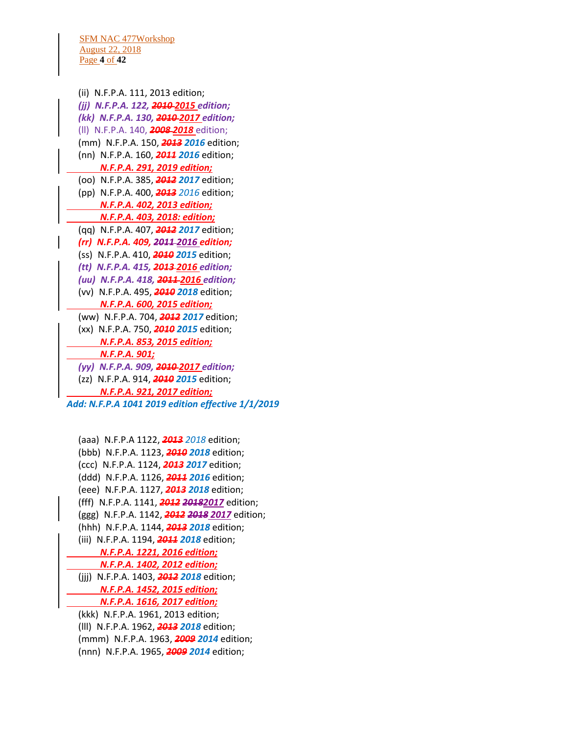(ii) N.F.P.A. 111, 2013 edition;

***(jj) N.F.P.A. 122, ~~2010~~ 2015 edition;***

***(kk) N.F.P.A. 130, ~~2010~~ 2017 edition;***

(ll) N.F.P.A. 140, ***~~2008~~ 2018*** edition;

(mm) N.F.P.A. 150, ***~~2013~~ 2016*** edition;

(nn) N.F.P.A. 160, ***~~2011~~ 2016*** edition;

***N.F.P.A. 291, 2019 edition;***

(oo) N.F.P.A. 385, ***~~2012~~ 2017*** edition;

(pp) N.F.P.A. 400, ***~~2013~~*** *2016* edition;

***N.F.P.A. 402, 2013 edition;***

***N.F.P.A. 403, 2018: edition;***

(qq) N.F.P.A. 407, ***~~2012~~ 2017*** edition;

***(rr) N.F.P.A. 409, ~~2011~~ 2016 edition;***

(ss) N.F.P.A. 410, ***~~2010~~ 2015*** edition;

***(tt) N.F.P.A. 415, ~~2013~~ 2016 edition;***

***(uu) N.F.P.A. 418, ~~2011~~ 2016 edition;***

(vv) N.F.P.A. 495, ***~~2010~~ 2018*** edition;

***N.F.P.A. 600, 2015 edition;***

(ww) N.F.P.A. 704, ***~~2012~~ 2017*** edition;

(xx) N.F.P.A. 750, ***~~2010~~ 2015*** edition;

***N.F.P.A. 853, 2015 edition;***

***N.F.P.A. 901;***

***(yy) N.F.P.A. 909, ~~2010~~ 2017 edition;***

(zz) N.F.P.A. 914, ***~~2010~~ 2015*** edition;

***N.F.P.A. 921, 2017 edition;***

***Add: N.F.P.A 1041 2019 edition effective 1/1/2019***

(aaa) N.F.P.A 1122, ***~~2013~~*** *2018* edition;

(bbb) N.F.P.A. 1123, ***~~2010~~ 2018*** edition;

(ccc) N.F.P.A. 1124, ***~~2013~~ 2017*** edition;

(ddd) N.F.P.A. 1126, ***~~2011~~ 2016*** edition;

(eee) N.F.P.A. 1127, ***~~2013~~ 2018*** edition;

(fff) N.F.P.A. 1141, ***~~2012~~ ~~2018~~2017*** edition;

(ggg) N.F.P.A. 1142, ***~~2012~~ ~~2018~~ 2017*** edition;

(hhh) N.F.P.A. 1144, ***~~2013~~ 2018*** edition;

(iii) N.F.P.A. 1194, ***~~2011~~ 2018*** edition;

***N.F.P.A. 1221, 2016 edition;***

***N.F.P.A. 1402, 2012 edition;***

(jjj) N.F.P.A. 1403, ***~~2012~~ 2018*** edition;

***N.F.P.A. 1452, 2015 edition;***

***N.F.P.A. 1616, 2017 edition;***

(kkk) N.F.P.A. 1961, 2013 edition;

(lll) N.F.P.A. 1962, ***~~2013~~ 2018*** edition;

(mmm) N.F.P.A. 1963, ***~~2009~~ 2014*** edition;

(nnn) N.F.P.A. 1965, ***~~2009~~ 2014*** edition;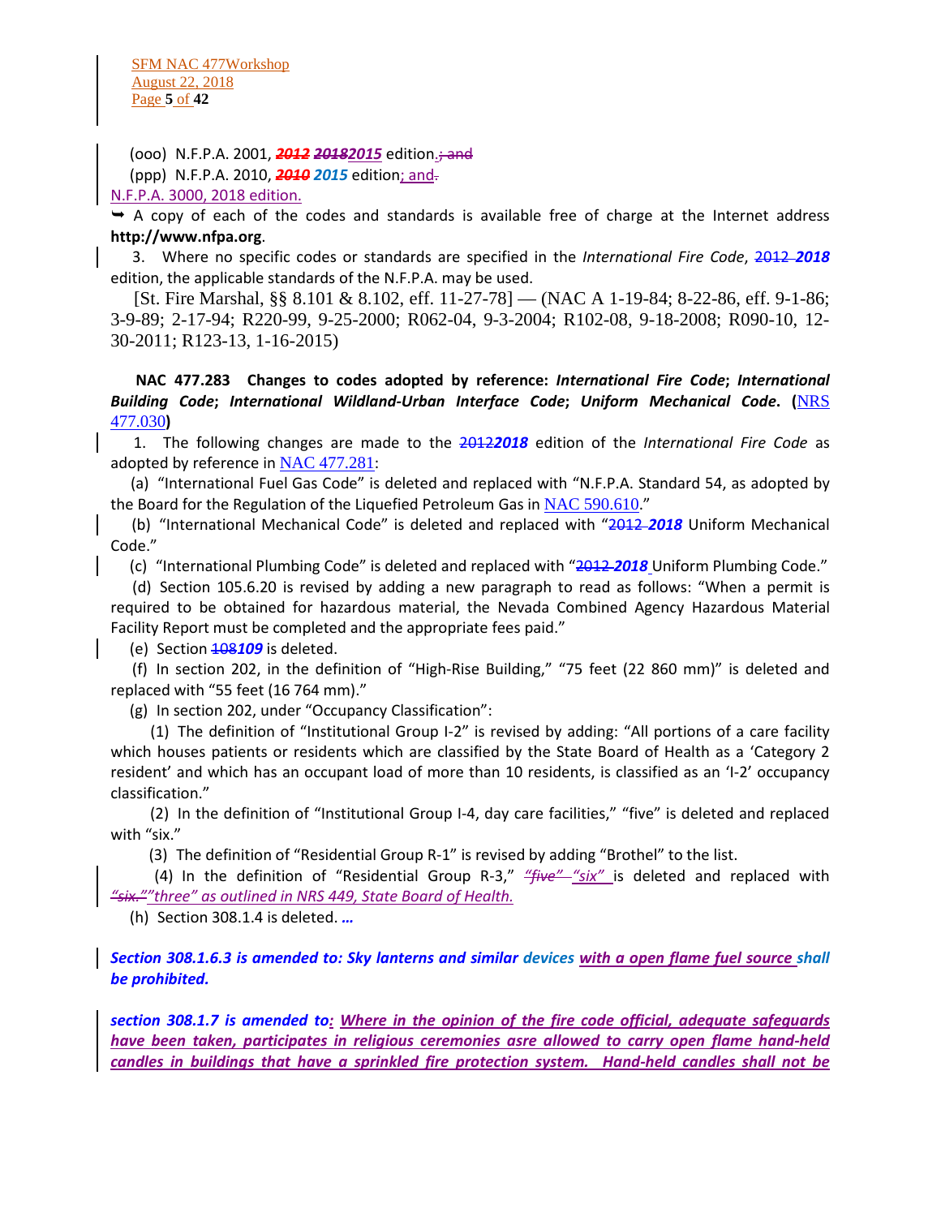(ooo) N.F.P.A. 2001, ~~*2012*~~ ~~*2018*~~*2015* edition.~~; and~~

(ppp) N.F.P.A. 2010, ~~*2010*~~ ***2015*** edition; and~~.~~

N.F.P.A. 3000, 2018 edition.

➥ A copy of each of the codes and standards is available free of charge at the Internet address **http://www.nfpa.org**.

3. Where no specific codes or standards are specified in the *International Fire Code*, ~~2012~~ ***2018*** edition, the applicable standards of the N.F.P.A. may be used.

[St. Fire Marshal, §§ 8.101 & 8.102, eff. 11-27-78] — (NAC A 1-19-84; 8-22-86, eff. 9-1-86; 3-9-89; 2-17-94; R220-99, 9-25-2000; R062-04, 9-3-2004; R102-08, 9-18-2008; R090-10, 12-30-2011; R123-13, 1-16-2015)

**NAC 477.283 Changes to codes adopted by reference: *International Fire Code*; *International Building Code*; *International Wildland-Urban Interface Code*; *Uniform Mechanical Code*. (NRS 477.030)**

1. The following changes are made to the ~~2012~~***2018*** edition of the *International Fire Code* as adopted by reference in NAC 477.281:

(a) "International Fuel Gas Code" is deleted and replaced with "N.F.P.A. Standard 54, as adopted by the Board for the Regulation of the Liquefied Petroleum Gas in NAC 590.610."

(b) "International Mechanical Code" is deleted and replaced with "~~2012~~ ***2018*** Uniform Mechanical Code."

(c) "International Plumbing Code" is deleted and replaced with "~~2012~~ ***2018*** Uniform Plumbing Code."

(d) Section 105.6.20 is revised by adding a new paragraph to read as follows: "When a permit is required to be obtained for hazardous material, the Nevada Combined Agency Hazardous Material Facility Report must be completed and the appropriate fees paid."

(e) Section ~~108~~***109*** is deleted.

(f) In section 202, in the definition of "High-Rise Building," "75 feet (22 860 mm)" is deleted and replaced with "55 feet (16 764 mm)."

(g) In section 202, under "Occupancy Classification":

(1) The definition of "Institutional Group I-2" is revised by adding: "All portions of a care facility which houses patients or residents which are classified by the State Board of Health as a 'Category 2 resident' and which has an occupant load of more than 10 residents, is classified as an 'I-2' occupancy classification."

(2) In the definition of "Institutional Group I-4, day care facilities," "five" is deleted and replaced with "six."

(3) The definition of "Residential Group R-1" is revised by adding "Brothel" to the list.

(4) In the definition of "Residential Group R-3," ~~*"five"*~~ *"six"* is deleted and replaced with ~~*"six."*~~*"three" as outlined in NRS 449, State Board of Health.*

(h) Section 308.1.4 is deleted. ***…***

***Section 308.1.6.3 is amended to: Sky lanterns and similar devices with a open flame fuel source shall be prohibited.***

***section 308.1.7 is amended to: Where in the opinion of the fire code official, adequate safeguards have been taken, participates in religious ceremonies asre allowed to carry open flame hand-held candles in buildings that have a sprinkled fire protection system. Hand-held candles shall not be***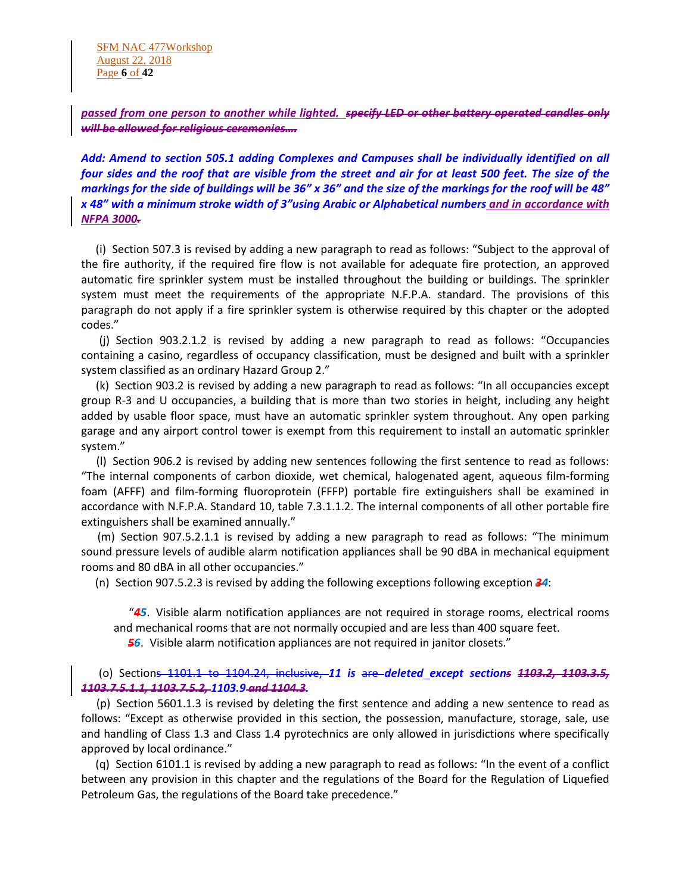***passed from one person to another while lighted.*** ~~***specify LED or other battery operated candles only will be allowed for religious ceremonies….***~~

***Add: Amend to section 505.1 adding Complexes and Campuses shall be individually identified on all four sides and the roof that are visible from the street and air for at least 500 feet. The size of the markings for the side of buildings will be 36" x 36" and the size of the markings for the roof will be 48" x 48" with a minimum stroke width of 3"using Arabic or Alphabetical numbers and in accordance with NFPA 3000.***

(i) Section 507.3 is revised by adding a new paragraph to read as follows: "Subject to the approval of the fire authority, if the required fire flow is not available for adequate fire protection, an approved automatic fire sprinkler system must be installed throughout the building or buildings. The sprinkler system must meet the requirements of the appropriate N.F.P.A. standard. The provisions of this paragraph do not apply if a fire sprinkler system is otherwise required by this chapter or the adopted codes."

(j) Section 903.2.1.2 is revised by adding a new paragraph to read as follows: "Occupancies containing a casino, regardless of occupancy classification, must be designed and built with a sprinkler system classified as an ordinary Hazard Group 2."

(k) Section 903.2 is revised by adding a new paragraph to read as follows: "In all occupancies except group R-3 and U occupancies, a building that is more than two stories in height, including any height added by usable floor space, must have an automatic sprinkler system throughout. Any open parking garage and any airport control tower is exempt from this requirement to install an automatic sprinkler system."

(l) Section 906.2 is revised by adding new sentences following the first sentence to read as follows: "The internal components of carbon dioxide, wet chemical, halogenated agent, aqueous film-forming foam (AFFF) and film-forming fluoroprotein (FFFP) portable fire extinguishers shall be examined in accordance with N.F.P.A. Standard 10, table 7.3.1.1.2. The internal components of all other portable fire extinguishers shall be examined annually."

(m) Section 907.5.2.1.1 is revised by adding a new paragraph to read as follows: "The minimum sound pressure levels of audible alarm notification appliances shall be 90 dBA in mechanical equipment rooms and 80 dBA in all other occupancies."

(n) Section 907.5.2.3 is revised by adding the following exceptions following exception ~~***3***~~***4***:

"~~***4***~~***5***. Visible alarm notification appliances are not required in storage rooms, electrical rooms and mechanical rooms that are not normally occupied and are less than 400 square feet.

~~***5***~~***6***. Visible alarm notification appliances are not required in janitor closets."

(o) Section~~s 1101.1 to 1104.24, inclusive,~~ ***11 is*** ~~are~~ ***deleted except section***~~***s***~~ ~~***1103.2, 1103.3.5, 1103.7.5.1.1, 1103.7.5.2, 1103.9 and 1104.3***~~.

(p) Section 5601.1.3 is revised by deleting the first sentence and adding a new sentence to read as follows: "Except as otherwise provided in this section, the possession, manufacture, storage, sale, use and handling of Class 1.3 and Class 1.4 pyrotechnics are only allowed in jurisdictions where specifically approved by local ordinance."

(q) Section 6101.1 is revised by adding a new paragraph to read as follows: "In the event of a conflict between any provision in this chapter and the regulations of the Board for the Regulation of Liquefied Petroleum Gas, the regulations of the Board take precedence."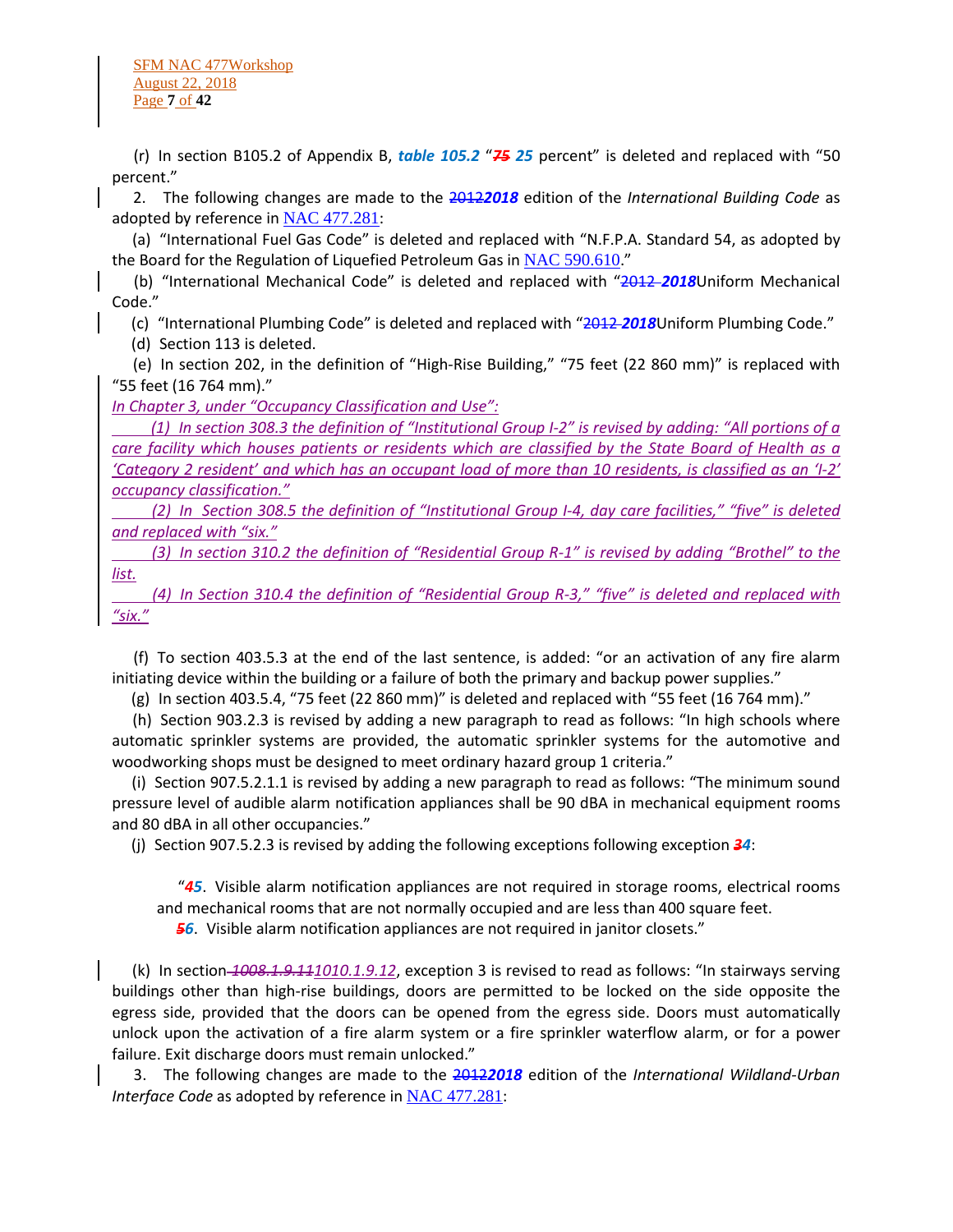(r) In section B105.2 of Appendix B, ***table 105.2*** "~~***75***~~ ***25*** percent" is deleted and replaced with "50 percent."

2. The following changes are made to the ~~2012~~***2018*** edition of the *International Building Code* as adopted by reference in NAC 477.281:

(a) "International Fuel Gas Code" is deleted and replaced with "N.F.P.A. Standard 54, as adopted by the Board for the Regulation of Liquefied Petroleum Gas in NAC 590.610."

(b) "International Mechanical Code" is deleted and replaced with "~~2012~~ ***2018***Uniform Mechanical Code."

(c) "International Plumbing Code" is deleted and replaced with "~~2012~~ ***2018***Uniform Plumbing Code."

(d) Section 113 is deleted.

(e) In section 202, in the definition of "High-Rise Building," "75 feet (22 860 mm)" is replaced with "55 feet (16 764 mm)."

*In Chapter 3, under "Occupancy Classification and Use":*

*(1) In section 308.3 the definition of "Institutional Group I-2" is revised by adding: "All portions of a care facility which houses patients or residents which are classified by the State Board of Health as a 'Category 2 resident' and which has an occupant load of more than 10 residents, is classified as an 'I-2' occupancy classification."*

*(2) In Section 308.5 the definition of "Institutional Group I-4, day care facilities," "five" is deleted and replaced with "six."*

*(3) In section 310.2 the definition of "Residential Group R-1" is revised by adding "Brothel" to the list.*

*(4) In Section 310.4 the definition of "Residential Group R-3," "five" is deleted and replaced with "six."*

(f) To section 403.5.3 at the end of the last sentence, is added: "or an activation of any fire alarm initiating device within the building or a failure of both the primary and backup power supplies."

(g) In section 403.5.4, "75 feet (22 860 mm)" is deleted and replaced with "55 feet (16 764 mm)."

(h) Section 903.2.3 is revised by adding a new paragraph to read as follows: "In high schools where automatic sprinkler systems are provided, the automatic sprinkler systems for the automotive and woodworking shops must be designed to meet ordinary hazard group 1 criteria."

(i) Section 907.5.2.1.1 is revised by adding a new paragraph to read as follows: "The minimum sound pressure level of audible alarm notification appliances shall be 90 dBA in mechanical equipment rooms and 80 dBA in all other occupancies."

(j) Section 907.5.2.3 is revised by adding the following exceptions following exception ~~***3***~~***4***:

> "~~***4***~~***5***. Visible alarm notification appliances are not required in storage rooms, electrical rooms and mechanical rooms that are not normally occupied and are less than 400 square feet.
>
> ~~***5***~~***6***. Visible alarm notification appliances are not required in janitor closets."

(k) In section ~~*1008.1.9.11*~~*1010.1.9.12*, exception 3 is revised to read as follows: "In stairways serving buildings other than high-rise buildings, doors are permitted to be locked on the side opposite the egress side, provided that the doors can be opened from the egress side. Doors must automatically unlock upon the activation of a fire alarm system or a fire sprinkler waterflow alarm, or for a power failure. Exit discharge doors must remain unlocked."

3. The following changes are made to the ~~2012~~***2018*** edition of the *International Wildland-Urban Interface Code* as adopted by reference in NAC 477.281: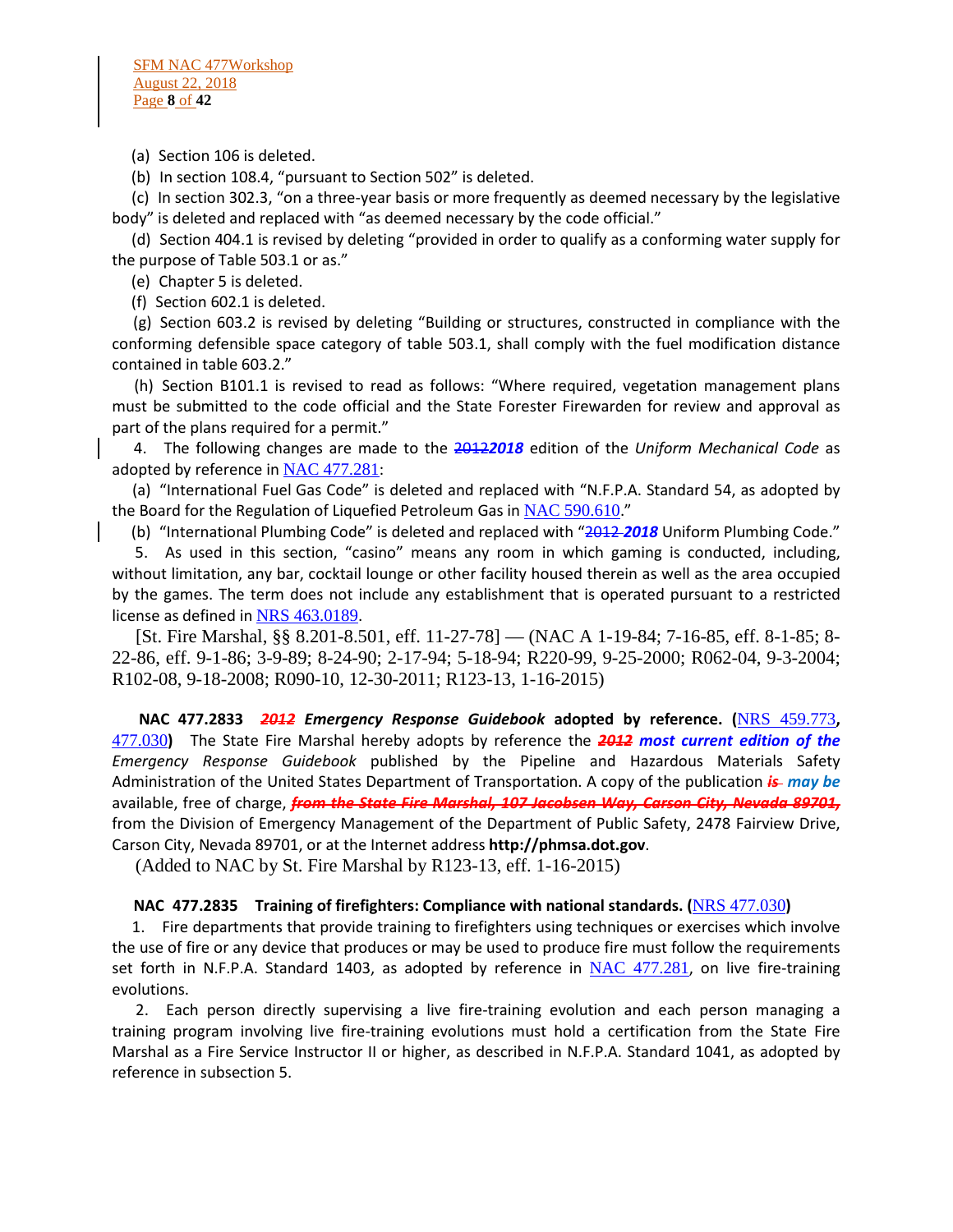(a) Section 106 is deleted.

(b) In section 108.4, "pursuant to Section 502" is deleted.

(c) In section 302.3, "on a three-year basis or more frequently as deemed necessary by the legislative body" is deleted and replaced with "as deemed necessary by the code official."

(d) Section 404.1 is revised by deleting "provided in order to qualify as a conforming water supply for the purpose of Table 503.1 or as."

(e) Chapter 5 is deleted.

(f) Section 602.1 is deleted.

(g) Section 603.2 is revised by deleting "Building or structures, constructed in compliance with the conforming defensible space category of table 503.1, shall comply with the fuel modification distance contained in table 603.2."

(h) Section B101.1 is revised to read as follows: "Where required, vegetation management plans must be submitted to the code official and the State Forester Firewarden for review and approval as part of the plans required for a permit."

4. The following changes are made to the ~~2012~~***2018*** edition of the *Uniform Mechanical Code* as adopted by reference in NAC 477.281:

(a) "International Fuel Gas Code" is deleted and replaced with "N.F.P.A. Standard 54, as adopted by the Board for the Regulation of Liquefied Petroleum Gas in NAC 590.610."

(b) "International Plumbing Code" is deleted and replaced with "~~2012~~ ***2018*** Uniform Plumbing Code."

5. As used in this section, "casino" means any room in which gaming is conducted, including, without limitation, any bar, cocktail lounge or other facility housed therein as well as the area occupied by the games. The term does not include any establishment that is operated pursuant to a restricted license as defined in NRS 463.0189.

[St. Fire Marshal, §§ 8.201-8.501, eff. 11-27-78] — (NAC A 1-19-84; 7-16-85, eff. 8-1-85; 8-22-86, eff. 9-1-86; 3-9-89; 8-24-90; 2-17-94; 5-18-94; R220-99, 9-25-2000; R062-04, 9-3-2004; R102-08, 9-18-2008; R090-10, 12-30-2011; R123-13, 1-16-2015)

**NAC 477.2833 *~~2012~~ Emergency Response Guidebook* adopted by reference. (**NRS 459.773**,** NRS 477.030**)** The State Fire Marshal hereby adopts by reference the ***~~2012~~ most current edition of the*** *Emergency Response Guidebook* published by the Pipeline and Hazardous Materials Safety Administration of the United States Department of Transportation. A copy of the publication ***~~is~~ may be*** available, free of charge, ***~~from the State Fire Marshal, 107 Jacobsen Way, Carson City, Nevada 89701,~~*** from the Division of Emergency Management of the Department of Public Safety, 2478 Fairview Drive, Carson City, Nevada 89701, or at the Internet address **http://phmsa.dot.gov**.

(Added to NAC by St. Fire Marshal by R123-13, eff. 1-16-2015)

**NAC 477.2835 Training of firefighters: Compliance with national standards. (**NRS 477.030**)**

1. Fire departments that provide training to firefighters using techniques or exercises which involve the use of fire or any device that produces or may be used to produce fire must follow the requirements set forth in N.F.P.A. Standard 1403, as adopted by reference in NAC 477.281, on live fire-training evolutions.

2. Each person directly supervising a live fire-training evolution and each person managing a training program involving live fire-training evolutions must hold a certification from the State Fire Marshal as a Fire Service Instructor II or higher, as described in N.F.P.A. Standard 1041, as adopted by reference in subsection 5.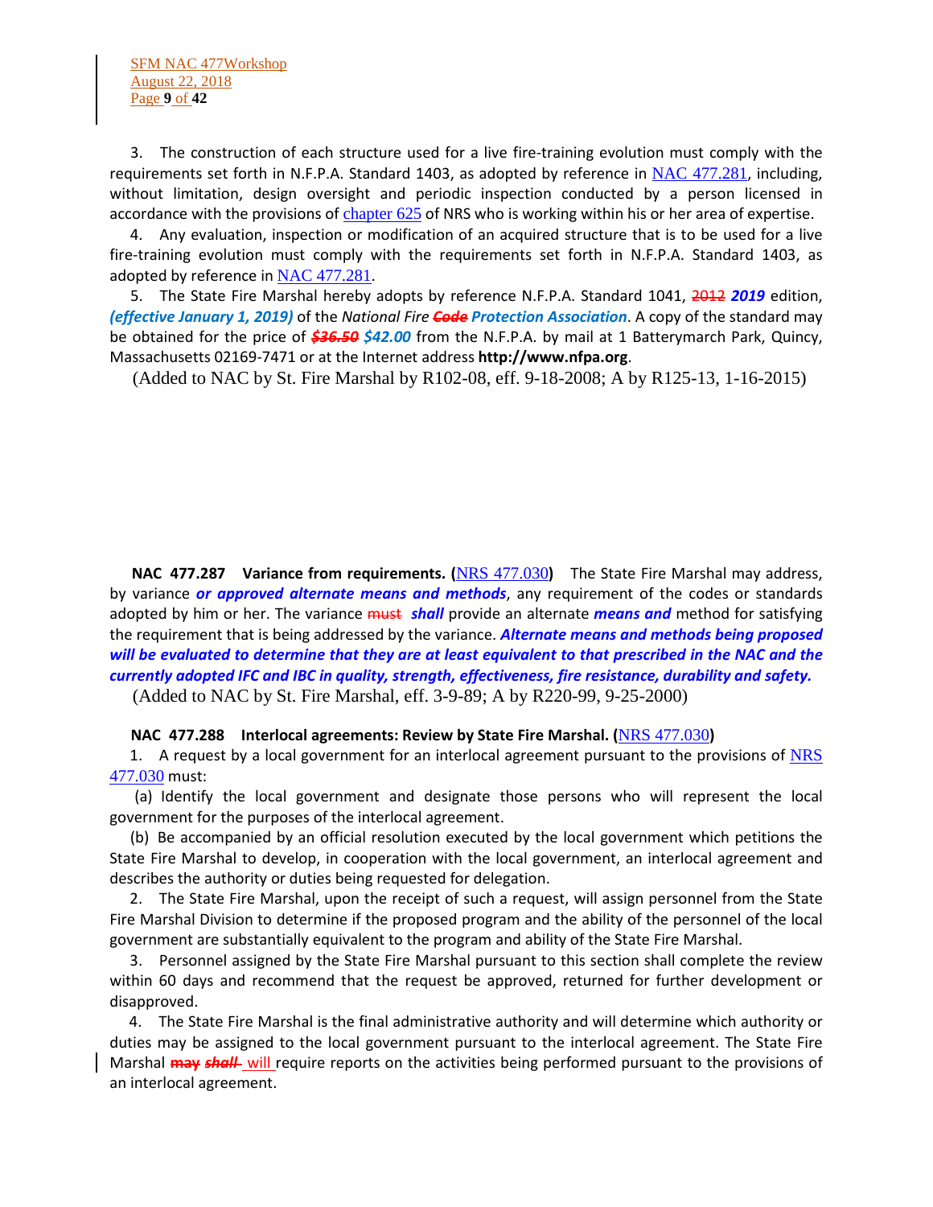3. The construction of each structure used for a live fire-training evolution must comply with the requirements set forth in N.F.P.A. Standard 1403, as adopted by reference in NAC 477.281, including, without limitation, design oversight and periodic inspection conducted by a person licensed in accordance with the provisions of chapter 625 of NRS who is working within his or her area of expertise.

4. Any evaluation, inspection or modification of an acquired structure that is to be used for a live fire-training evolution must comply with the requirements set forth in N.F.P.A. Standard 1403, as adopted by reference in NAC 477.281.

5. The State Fire Marshal hereby adopts by reference N.F.P.A. Standard 1041, ~~2012~~ ***2019*** edition, ***(effective January 1, 2019)*** of the *National Fire* ~~***Code***~~ ***Protection Association***. A copy of the standard may be obtained for the price of ~~***$36.50***~~ ***$42.00*** from the N.F.P.A. by mail at 1 Batterymarch Park, Quincy, Massachusetts 02169-7471 or at the Internet address **http://www.nfpa.org**.

(Added to NAC by St. Fire Marshal by R102-08, eff. 9-18-2008; A by R125-13, 1-16-2015)

**NAC 477.287 Variance from requirements. (**NRS 477.030**)** The State Fire Marshal may address, by variance ***or approved alternate means and methods***, any requirement of the codes or standards adopted by him or her. The variance ~~must~~ ***shall*** provide an alternate ***means and*** method for satisfying the requirement that is being addressed by the variance. ***Alternate means and methods being proposed will be evaluated to determine that they are at least equivalent to that prescribed in the NAC and the currently adopted IFC and IBC in quality, strength, effectiveness, fire resistance, durability and safety.***

(Added to NAC by St. Fire Marshal, eff. 3-9-89; A by R220-99, 9-25-2000)

**NAC 477.288 Interlocal agreements: Review by State Fire Marshal. (**NRS 477.030**)**

1. A request by a local government for an interlocal agreement pursuant to the provisions of NRS 477.030 must:

(a) Identify the local government and designate those persons who will represent the local government for the purposes of the interlocal agreement.

(b) Be accompanied by an official resolution executed by the local government which petitions the State Fire Marshal to develop, in cooperation with the local government, an interlocal agreement and describes the authority or duties being requested for delegation.

2. The State Fire Marshal, upon the receipt of such a request, will assign personnel from the State Fire Marshal Division to determine if the proposed program and the ability of the personnel of the local government are substantially equivalent to the program and ability of the State Fire Marshal.

3. Personnel assigned by the State Fire Marshal pursuant to this section shall complete the review within 60 days and recommend that the request be approved, returned for further development or disapproved.

4. The State Fire Marshal is the final administrative authority and will determine which authority or duties may be assigned to the local government pursuant to the interlocal agreement. The State Fire Marshal ~~**may**~~ ~~***shall***~~ will require reports on the activities being performed pursuant to the provisions of an interlocal agreement.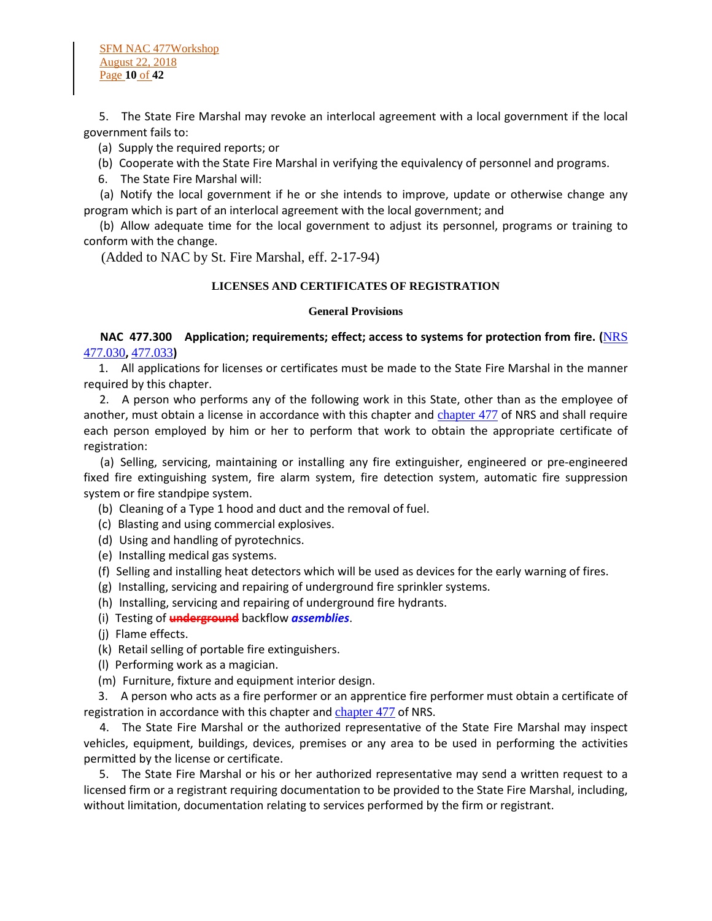5. The State Fire Marshal may revoke an interlocal agreement with a local government if the local government fails to:

(a) Supply the required reports; or

(b) Cooperate with the State Fire Marshal in verifying the equivalency of personnel and programs.

6. The State Fire Marshal will:

(a) Notify the local government if he or she intends to improve, update or otherwise change any program which is part of an interlocal agreement with the local government; and

(b) Allow adequate time for the local government to adjust its personnel, programs or training to conform with the change.

(Added to NAC by St. Fire Marshal, eff. 2-17-94)

### LICENSES AND CERTIFICATES OF REGISTRATION

#### General Provisions

**NAC 477.300 Application; requirements; effect; access to systems for protection from fire. (**NRS 477.030**,** 477.033**)**

1. All applications for licenses or certificates must be made to the State Fire Marshal in the manner required by this chapter.

2. A person who performs any of the following work in this State, other than as the employee of another, must obtain a license in accordance with this chapter and chapter 477 of NRS and shall require each person employed by him or her to perform that work to obtain the appropriate certificate of registration:

(a) Selling, servicing, maintaining or installing any fire extinguisher, engineered or pre-engineered fixed fire extinguishing system, fire alarm system, fire detection system, automatic fire suppression system or fire standpipe system.

(b) Cleaning of a Type 1 hood and duct and the removal of fuel.

(c) Blasting and using commercial explosives.

(d) Using and handling of pyrotechnics.

(e) Installing medical gas systems.

(f) Selling and installing heat detectors which will be used as devices for the early warning of fires.

(g) Installing, servicing and repairing of underground fire sprinkler systems.

(h) Installing, servicing and repairing of underground fire hydrants.

(i) Testing of ~~underground~~ backflow ***assemblies***.

(j) Flame effects.

(k) Retail selling of portable fire extinguishers.

(l) Performing work as a magician.

(m) Furniture, fixture and equipment interior design.

3. A person who acts as a fire performer or an apprentice fire performer must obtain a certificate of registration in accordance with this chapter and chapter 477 of NRS.

4. The State Fire Marshal or the authorized representative of the State Fire Marshal may inspect vehicles, equipment, buildings, devices, premises or any area to be used in performing the activities permitted by the license or certificate.

5. The State Fire Marshal or his or her authorized representative may send a written request to a licensed firm or a registrant requiring documentation to be provided to the State Fire Marshal, including, without limitation, documentation relating to services performed by the firm or registrant.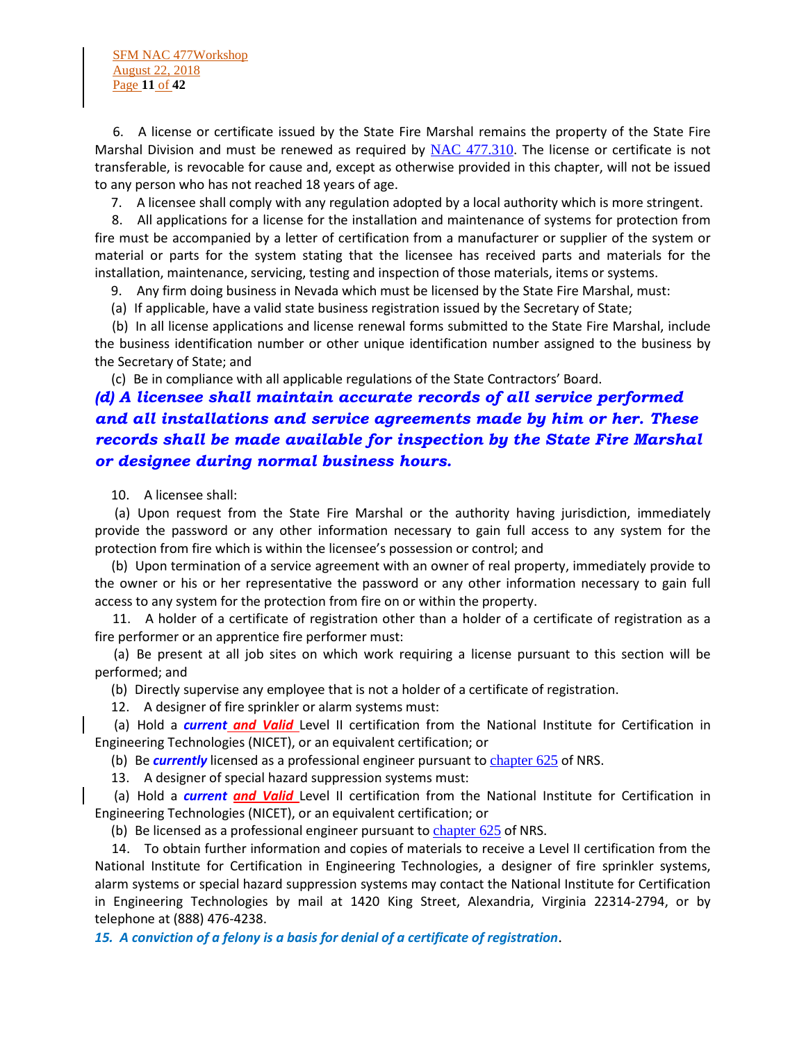6. A license or certificate issued by the State Fire Marshal remains the property of the State Fire Marshal Division and must be renewed as required by NAC 477.310. The license or certificate is not transferable, is revocable for cause and, except as otherwise provided in this chapter, will not be issued to any person who has not reached 18 years of age.

7. A licensee shall comply with any regulation adopted by a local authority which is more stringent.

8. All applications for a license for the installation and maintenance of systems for protection from fire must be accompanied by a letter of certification from a manufacturer or supplier of the system or material or parts for the system stating that the licensee has received parts and materials for the installation, maintenance, servicing, testing and inspection of those materials, items or systems.

9. Any firm doing business in Nevada which must be licensed by the State Fire Marshal, must:

(a) If applicable, have a valid state business registration issued by the Secretary of State;

(b) In all license applications and license renewal forms submitted to the State Fire Marshal, include the business identification number or other unique identification number assigned to the business by the Secretary of State; and

(c) Be in compliance with all applicable regulations of the State Contractors' Board.

***(d) A licensee shall maintain accurate records of all service performed and all installations and service agreements made by him or her. These records shall be made available for inspection by the State Fire Marshal or designee during normal business hours.***

10. A licensee shall:

(a) Upon request from the State Fire Marshal or the authority having jurisdiction, immediately provide the password or any other information necessary to gain full access to any system for the protection from fire which is within the licensee's possession or control; and

(b) Upon termination of a service agreement with an owner of real property, immediately provide to the owner or his or her representative the password or any other information necessary to gain full access to any system for the protection from fire on or within the property.

11. A holder of a certificate of registration other than a holder of a certificate of registration as a fire performer or an apprentice fire performer must:

(a) Be present at all job sites on which work requiring a license pursuant to this section will be performed; and

(b) Directly supervise any employee that is not a holder of a certificate of registration.

12. A designer of fire sprinkler or alarm systems must:

(a) Hold a ***current*** ***and Valid*** Level II certification from the National Institute for Certification in Engineering Technologies (NICET), or an equivalent certification; or

(b) Be ***currently*** licensed as a professional engineer pursuant to chapter 625 of NRS.

13. A designer of special hazard suppression systems must:

(a) Hold a ***current*** ***and Valid*** Level II certification from the National Institute for Certification in Engineering Technologies (NICET), or an equivalent certification; or

(b) Be licensed as a professional engineer pursuant to chapter 625 of NRS.

14. To obtain further information and copies of materials to receive a Level II certification from the National Institute for Certification in Engineering Technologies, a designer of fire sprinkler systems, alarm systems or special hazard suppression systems may contact the National Institute for Certification in Engineering Technologies by mail at 1420 King Street, Alexandria, Virginia 22314-2794, or by telephone at (888) 476-4238.

***15. A conviction of a felony is a basis for denial of a certificate of registration***.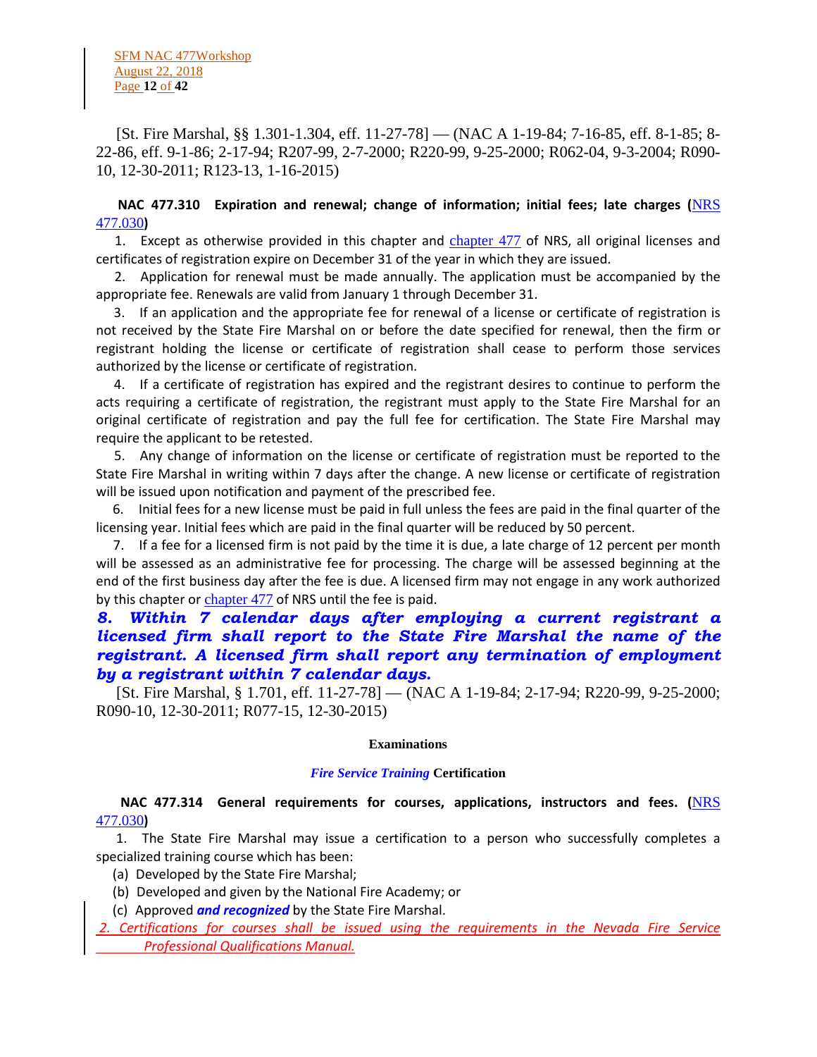[St. Fire Marshal, §§ 1.301-1.304, eff. 11-27-78] — (NAC A 1-19-84; 7-16-85, eff. 8-1-85; 8-22-86, eff. 9-1-86; 2-17-94; R207-99, 2-7-2000; R220-99, 9-25-2000; R062-04, 9-3-2004; R090-10, 12-30-2011; R123-13, 1-16-2015)

**NAC 477.310 Expiration and renewal; change of information; initial fees; late charges (NRS 477.030)**

1. Except as otherwise provided in this chapter and chapter 477 of NRS, all original licenses and certificates of registration expire on December 31 of the year in which they are issued.

2. Application for renewal must be made annually. The application must be accompanied by the appropriate fee. Renewals are valid from January 1 through December 31.

3. If an application and the appropriate fee for renewal of a license or certificate of registration is not received by the State Fire Marshal on or before the date specified for renewal, then the firm or registrant holding the license or certificate of registration shall cease to perform those services authorized by the license or certificate of registration.

4. If a certificate of registration has expired and the registrant desires to continue to perform the acts requiring a certificate of registration, the registrant must apply to the State Fire Marshal for an original certificate of registration and pay the full fee for certification. The State Fire Marshal may require the applicant to be retested.

5. Any change of information on the license or certificate of registration must be reported to the State Fire Marshal in writing within 7 days after the change. A new license or certificate of registration will be issued upon notification and payment of the prescribed fee.

6. Initial fees for a new license must be paid in full unless the fees are paid in the final quarter of the licensing year. Initial fees which are paid in the final quarter will be reduced by 50 percent.

7. If a fee for a licensed firm is not paid by the time it is due, a late charge of 12 percent per month will be assessed as an administrative fee for processing. The charge will be assessed beginning at the end of the first business day after the fee is due. A licensed firm may not engage in any work authorized by this chapter or chapter 477 of NRS until the fee is paid.

***8. Within 7 calendar days after employing a current registrant a licensed firm shall report to the State Fire Marshal the name of the registrant. A licensed firm shall report any termination of employment by a registrant within 7 calendar days.***

[St. Fire Marshal, § 1.701, eff. 11-27-78] — (NAC A 1-19-84; 2-17-94; R220-99, 9-25-2000; R090-10, 12-30-2011; R077-15, 12-30-2015)

**Examinations**

***Fire Service Training*** **Certification**

**NAC 477.314 General requirements for courses, applications, instructors and fees. (NRS 477.030)**

1. The State Fire Marshal may issue a certification to a person who successfully completes a specialized training course which has been:

(a) Developed by the State Fire Marshal;

(b) Developed and given by the National Fire Academy; or

(c) Approved ***and recognized*** by the State Fire Marshal.

*2. Certifications for courses shall be issued using the requirements in the Nevada Fire Service Professional Qualifications Manual.*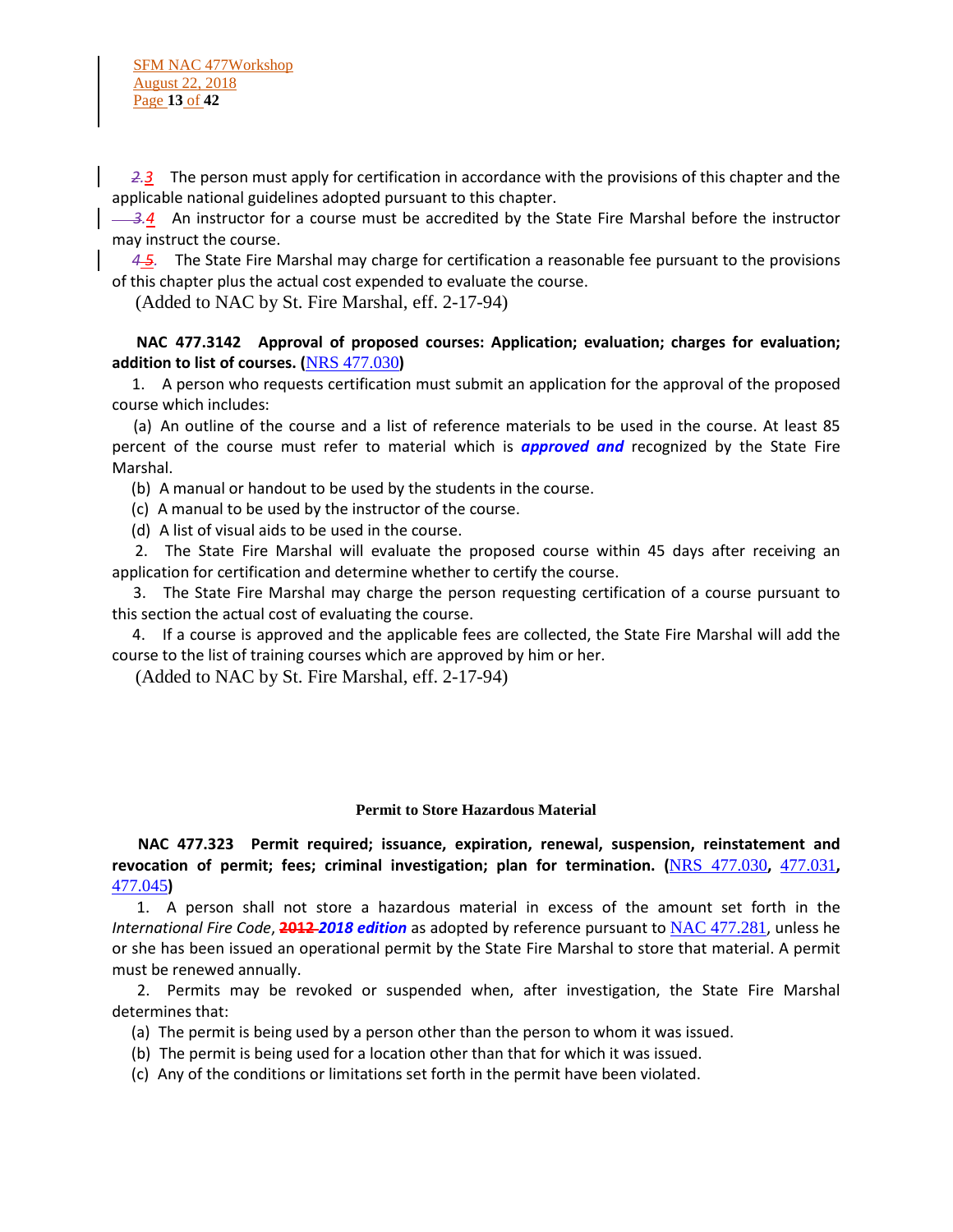~~2.~~*3* The person must apply for certification in accordance with the provisions of this chapter and the applicable national guidelines adopted pursuant to this chapter.

~~3.~~*4* An instructor for a course must be accredited by the State Fire Marshal before the instructor may instruct the course.

~~4~~*5.* The State Fire Marshal may charge for certification a reasonable fee pursuant to the provisions of this chapter plus the actual cost expended to evaluate the course.

(Added to NAC by St. Fire Marshal, eff. 2-17-94)

**NAC 477.3142 Approval of proposed courses: Application; evaluation; charges for evaluation; addition to list of courses. (**[NRS 477.030]**)**

1. A person who requests certification must submit an application for the approval of the proposed course which includes:

(a) An outline of the course and a list of reference materials to be used in the course. At least 85 percent of the course must refer to material which is ***approved and*** recognized by the State Fire Marshal.

(b) A manual or handout to be used by the students in the course.

(c) A manual to be used by the instructor of the course.

(d) A list of visual aids to be used in the course.

2. The State Fire Marshal will evaluate the proposed course within 45 days after receiving an application for certification and determine whether to certify the course.

3. The State Fire Marshal may charge the person requesting certification of a course pursuant to this section the actual cost of evaluating the course.

4. If a course is approved and the applicable fees are collected, the State Fire Marshal will add the course to the list of training courses which are approved by him or her.

(Added to NAC by St. Fire Marshal, eff. 2-17-94)

**Permit to Store Hazardous Material**

**NAC 477.323 Permit required; issuance, expiration, renewal, suspension, reinstatement and revocation of permit; fees; criminal investigation; plan for termination. (**[NRS 477.030], [477.031], [477.045]**)**

1. A person shall not store a hazardous material in excess of the amount set forth in the *International Fire Code*, ~~**2012**~~ ***2018 edition*** as adopted by reference pursuant to [NAC 477.281], unless he or she has been issued an operational permit by the State Fire Marshal to store that material. A permit must be renewed annually.

2. Permits may be revoked or suspended when, after investigation, the State Fire Marshal determines that:

(a) The permit is being used by a person other than the person to whom it was issued.

(b) The permit is being used for a location other than that for which it was issued.

(c) Any of the conditions or limitations set forth in the permit have been violated.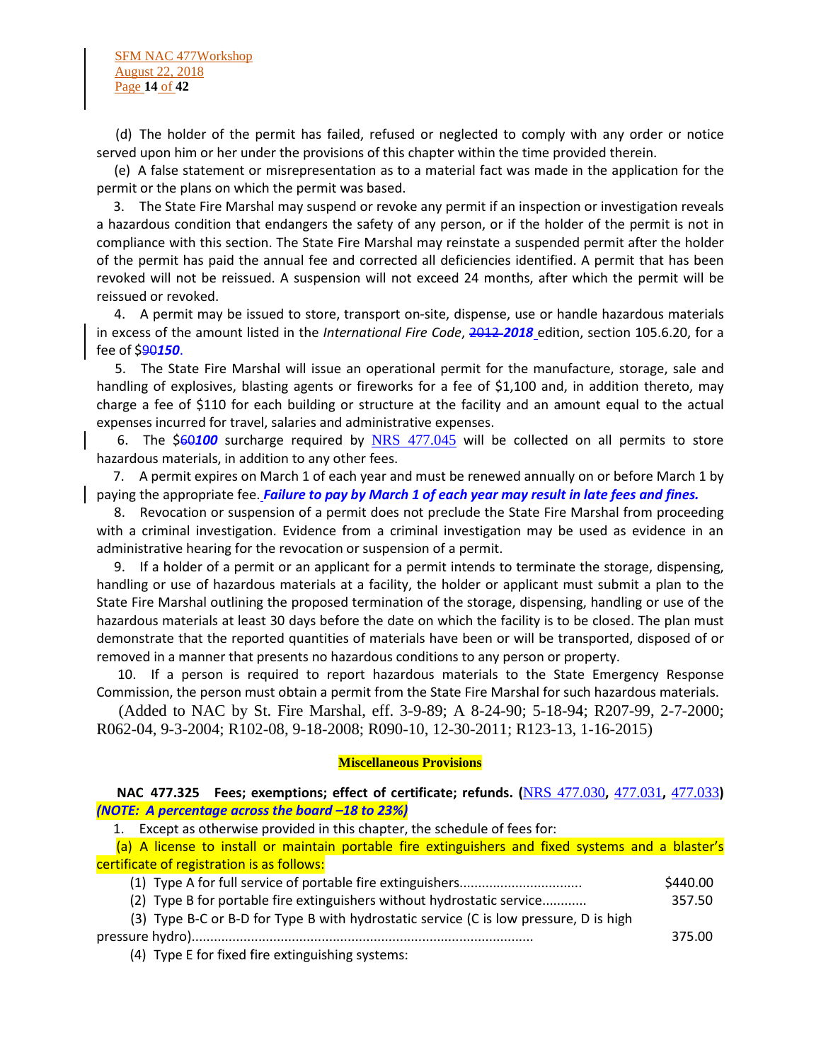(d) The holder of the permit has failed, refused or neglected to comply with any order or notice served upon him or her under the provisions of this chapter within the time provided therein.

(e) A false statement or misrepresentation as to a material fact was made in the application for the permit or the plans on which the permit was based.

3. The State Fire Marshal may suspend or revoke any permit if an inspection or investigation reveals a hazardous condition that endangers the safety of any person, or if the holder of the permit is not in compliance with this section. The State Fire Marshal may reinstate a suspended permit after the holder of the permit has paid the annual fee and corrected all deficiencies identified. A permit that has been revoked will not be reissued. A suspension will not exceed 24 months, after which the permit will be reissued or revoked.

4. A permit may be issued to store, transport on-site, dispense, use or handle hazardous materials in excess of the amount listed in the *International Fire Code*, ~~2012~~ ***2018*** edition, section 105.6.20, for a fee of $~~90~~***150***.

5. The State Fire Marshal will issue an operational permit for the manufacture, storage, sale and handling of explosives, blasting agents or fireworks for a fee of $1,100 and, in addition thereto, may charge a fee of $110 for each building or structure at the facility and an amount equal to the actual expenses incurred for travel, salaries and administrative expenses.

6. The $~~60~~***100*** surcharge required by NRS 477.045 will be collected on all permits to store hazardous materials, in addition to any other fees.

7. A permit expires on March 1 of each year and must be renewed annually on or before March 1 by paying the appropriate fee. ***Failure to pay by March 1 of each year may result in late fees and fines.***

8. Revocation or suspension of a permit does not preclude the State Fire Marshal from proceeding with a criminal investigation. Evidence from a criminal investigation may be used as evidence in an administrative hearing for the revocation or suspension of a permit.

9. If a holder of a permit or an applicant for a permit intends to terminate the storage, dispensing, handling or use of hazardous materials at a facility, the holder or applicant must submit a plan to the State Fire Marshal outlining the proposed termination of the storage, dispensing, handling or use of the hazardous materials at least 30 days before the date on which the facility is to be closed. The plan must demonstrate that the reported quantities of materials have been or will be transported, disposed of or removed in a manner that presents no hazardous conditions to any person or property.

10. If a person is required to report hazardous materials to the State Emergency Response Commission, the person must obtain a permit from the State Fire Marshal for such hazardous materials.

(Added to NAC by St. Fire Marshal, eff. 3-9-89; A 8-24-90; 5-18-94; R207-99, 2-7-2000; R062-04, 9-3-2004; R102-08, 9-18-2008; R090-10, 12-30-2011; R123-13, 1-16-2015)

**Miscellaneous Provisions**

**NAC 477.325 Fees; exemptions; effect of certificate; refunds. (**NRS 477.030**,** 477.031**,** 477.033**)**
***(NOTE: A percentage across the board –18 to 23%)***

1. Except as otherwise provided in this chapter, the schedule of fees for:

(a) A license to install or maintain portable fire extinguishers and fixed systems and a blaster's certificate of registration is as follows:

(1) Type A for full service of portable fire extinguishers................................ $440.00

(2) Type B for portable fire extinguishers without hydrostatic service............ 357.50

(3) Type B-C or B-D for Type B with hydrostatic service (C is low pressure, D is high pressure hydro)........................................................................................... 375.00

(4) Type E for fixed fire extinguishing systems: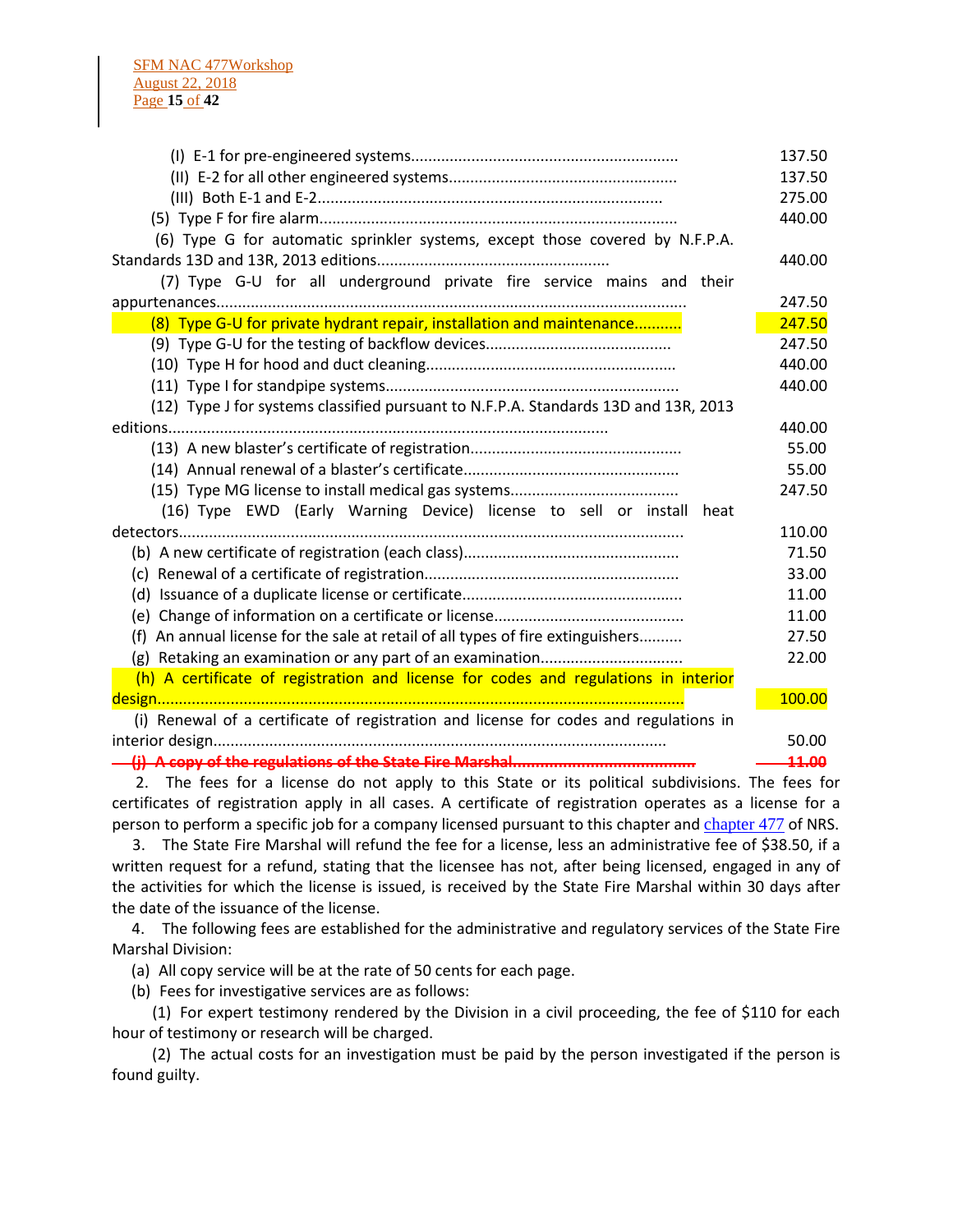(I) E-1 for pre-engineered systems............................................................. 137.50

(II) E-2 for all other engineered systems.................................................... 137.50

(III) Both E-1 and E-2............................................................................... 275.00

(5) Type F for fire alarm.................................................................................. 440.00

(6) Type G for automatic sprinkler systems, except those covered by N.F.P.A. Standards 13D and 13R, 2013 editions..................................................... 440.00

(7) Type G-U for all underground private fire service mains and their appurtenances........................................................................................................... 247.50

(8) Type G-U for private hydrant repair, installation and maintenance........... 247.50

(9) Type G-U for the testing of backflow devices........................................... 247.50

(10) Type H for hood and duct cleaning.......................................................... 440.00

(11) Type I for standpipe systems.................................................................... 440.00

(12) Type J for systems classified pursuant to N.F.P.A. Standards 13D and 13R, 2013 editions..................................................................................................... 440.00

(13) A new blaster's certificate of registration................................................ 55.00

(14) Annual renewal of a blaster's certificate................................................. 55.00

(15) Type MG license to install medical gas systems...................................... 247.50

(16) Type EWD (Early Warning Device) license to sell or install heat detectors..................................................................................................................... 110.00

(b) A new certificate of registration (each class)................................................. 71.50

(c) Renewal of a certificate of registration.......................................................... 33.00

(d) Issuance of a duplicate license or certificate.................................................. 11.00

(e) Change of information on a certificate or license........................................... 11.00

(f) An annual license for the sale at retail of all types of fire extinguishers.......... 27.50

(g) Retaking an examination or any part of an examination................................ 22.00

(h) A certificate of registration and license for codes and regulations in interior design........................................................................................................................ 100.00

(i) Renewal of a certificate of registration and license for codes and regulations in interior design....................................................................................................... 50.00

~~(j) A copy of the regulations of the State Fire Marshal...................................... 11.00~~

2. The fees for a license do not apply to this State or its political subdivisions. The fees for certificates of registration apply in all cases. A certificate of registration operates as a license for a person to perform a specific job for a company licensed pursuant to this chapter and chapter 477 of NRS.

3. The State Fire Marshal will refund the fee for a license, less an administrative fee of $38.50, if a written request for a refund, stating that the licensee has not, after being licensed, engaged in any of the activities for which the license is issued, is received by the State Fire Marshal within 30 days after the date of the issuance of the license.

4. The following fees are established for the administrative and regulatory services of the State Fire Marshal Division:

(a) All copy service will be at the rate of 50 cents for each page.

(b) Fees for investigative services are as follows:

(1) For expert testimony rendered by the Division in a civil proceeding, the fee of $110 for each hour of testimony or research will be charged.

(2) The actual costs for an investigation must be paid by the person investigated if the person is found guilty.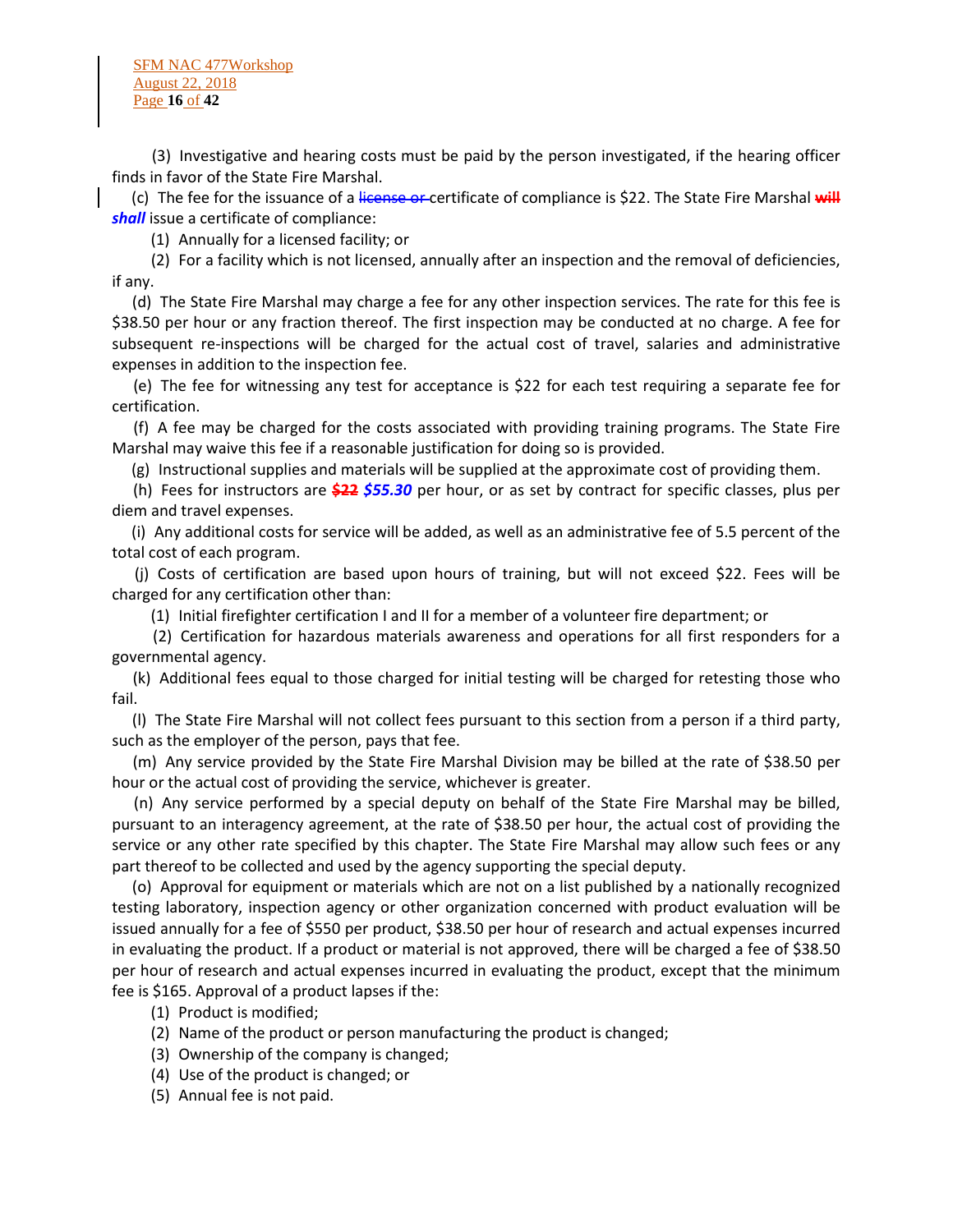(3) Investigative and hearing costs must be paid by the person investigated, if the hearing officer finds in favor of the State Fire Marshal.

(c) The fee for the issuance of a ~~license or~~ certificate of compliance is $22. The State Fire Marshal ~~will~~ ***shall*** issue a certificate of compliance:

(1) Annually for a licensed facility; or

(2) For a facility which is not licensed, annually after an inspection and the removal of deficiencies, if any.

(d) The State Fire Marshal may charge a fee for any other inspection services. The rate for this fee is $38.50 per hour or any fraction thereof. The first inspection may be conducted at no charge. A fee for subsequent re-inspections will be charged for the actual cost of travel, salaries and administrative expenses in addition to the inspection fee.

(e) The fee for witnessing any test for acceptance is $22 for each test requiring a separate fee for certification.

(f) A fee may be charged for the costs associated with providing training programs. The State Fire Marshal may waive this fee if a reasonable justification for doing so is provided.

(g) Instructional supplies and materials will be supplied at the approximate cost of providing them.

(h) Fees for instructors are ~~$22~~ ***$55.30*** per hour, or as set by contract for specific classes, plus per diem and travel expenses.

(i) Any additional costs for service will be added, as well as an administrative fee of 5.5 percent of the total cost of each program.

(j) Costs of certification are based upon hours of training, but will not exceed $22. Fees will be charged for any certification other than:

(1) Initial firefighter certification I and II for a member of a volunteer fire department; or

(2) Certification for hazardous materials awareness and operations for all first responders for a governmental agency.

(k) Additional fees equal to those charged for initial testing will be charged for retesting those who fail.

(l) The State Fire Marshal will not collect fees pursuant to this section from a person if a third party, such as the employer of the person, pays that fee.

(m) Any service provided by the State Fire Marshal Division may be billed at the rate of $38.50 per hour or the actual cost of providing the service, whichever is greater.

(n) Any service performed by a special deputy on behalf of the State Fire Marshal may be billed, pursuant to an interagency agreement, at the rate of $38.50 per hour, the actual cost of providing the service or any other rate specified by this chapter. The State Fire Marshal may allow such fees or any part thereof to be collected and used by the agency supporting the special deputy.

(o) Approval for equipment or materials which are not on a list published by a nationally recognized testing laboratory, inspection agency or other organization concerned with product evaluation will be issued annually for a fee of $550 per product, $38.50 per hour of research and actual expenses incurred in evaluating the product. If a product or material is not approved, there will be charged a fee of $38.50 per hour of research and actual expenses incurred in evaluating the product, except that the minimum fee is $165. Approval of a product lapses if the:

(1) Product is modified;

(2) Name of the product or person manufacturing the product is changed;

(3) Ownership of the company is changed;

(4) Use of the product is changed; or

(5) Annual fee is not paid.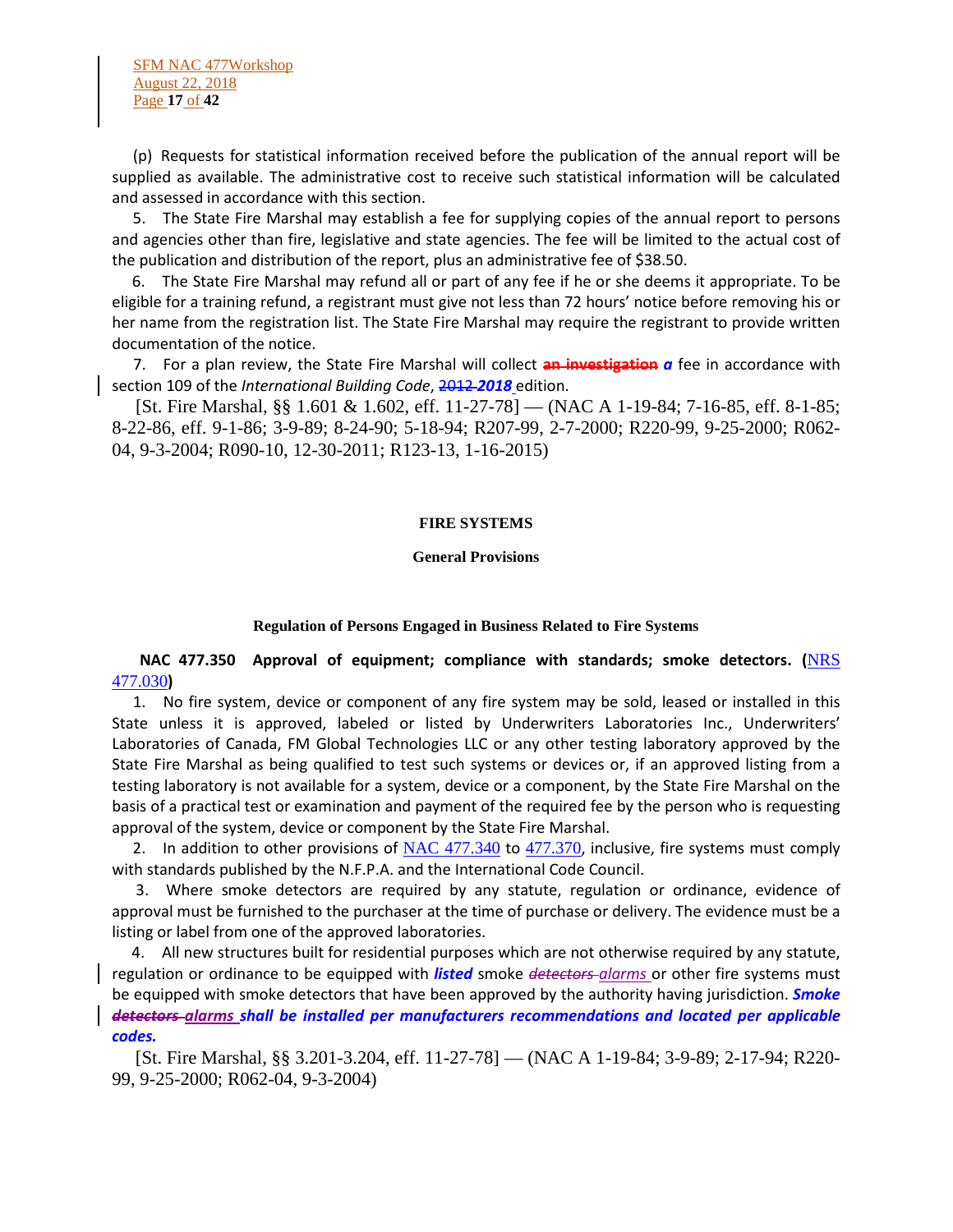(p) Requests for statistical information received before the publication of the annual report will be supplied as available. The administrative cost to receive such statistical information will be calculated and assessed in accordance with this section.

5. The State Fire Marshal may establish a fee for supplying copies of the annual report to persons and agencies other than fire, legislative and state agencies. The fee will be limited to the actual cost of the publication and distribution of the report, plus an administrative fee of $38.50.

6. The State Fire Marshal may refund all or part of any fee if he or she deems it appropriate. To be eligible for a training refund, a registrant must give not less than 72 hours' notice before removing his or her name from the registration list. The State Fire Marshal may require the registrant to provide written documentation of the notice.

7. For a plan review, the State Fire Marshal will collect ~~**an investigation**~~ ***a*** fee in accordance with section 109 of the *International Building Code*, ~~2012~~ ***2018*** edition.

[St. Fire Marshal, §§ 1.601 & 1.602, eff. 11-27-78] — (NAC A 1-19-84; 7-16-85, eff. 8-1-85; 8-22-86, eff. 9-1-86; 3-9-89; 8-24-90; 5-18-94; R207-99, 2-7-2000; R220-99, 9-25-2000; R062-04, 9-3-2004; R090-10, 12-30-2011; R123-13, 1-16-2015)

## FIRE SYSTEMS

### General Provisions

#### Regulation of Persons Engaged in Business Related to Fire Systems

**NAC 477.350 Approval of equipment; compliance with standards; smoke detectors. (**NRS 477.030**)**

1. No fire system, device or component of any fire system may be sold, leased or installed in this State unless it is approved, labeled or listed by Underwriters Laboratories Inc., Underwriters' Laboratories of Canada, FM Global Technologies LLC or any other testing laboratory approved by the State Fire Marshal as being qualified to test such systems or devices or, if an approved listing from a testing laboratory is not available for a system, device or a component, by the State Fire Marshal on the basis of a practical test or examination and payment of the required fee by the person who is requesting approval of the system, device or component by the State Fire Marshal.

2. In addition to other provisions of NAC 477.340 to 477.370, inclusive, fire systems must comply with standards published by the N.F.P.A. and the International Code Council.

3. Where smoke detectors are required by any statute, regulation or ordinance, evidence of approval must be furnished to the purchaser at the time of purchase or delivery. The evidence must be a listing or label from one of the approved laboratories.

4. All new structures built for residential purposes which are not otherwise required by any statute, regulation or ordinance to be equipped with ***listed*** smoke ~~*detectors*~~ *alarms* or other fire systems must be equipped with smoke detectors that have been approved by the authority having jurisdiction. ***Smoke*** ~~***detectors***~~ ***alarms shall be installed per manufacturers recommendations and located per applicable codes.***

[St. Fire Marshal, §§ 3.201-3.204, eff. 11-27-78] — (NAC A 1-19-84; 3-9-89; 2-17-94; R220-99, 9-25-2000; R062-04, 9-3-2004)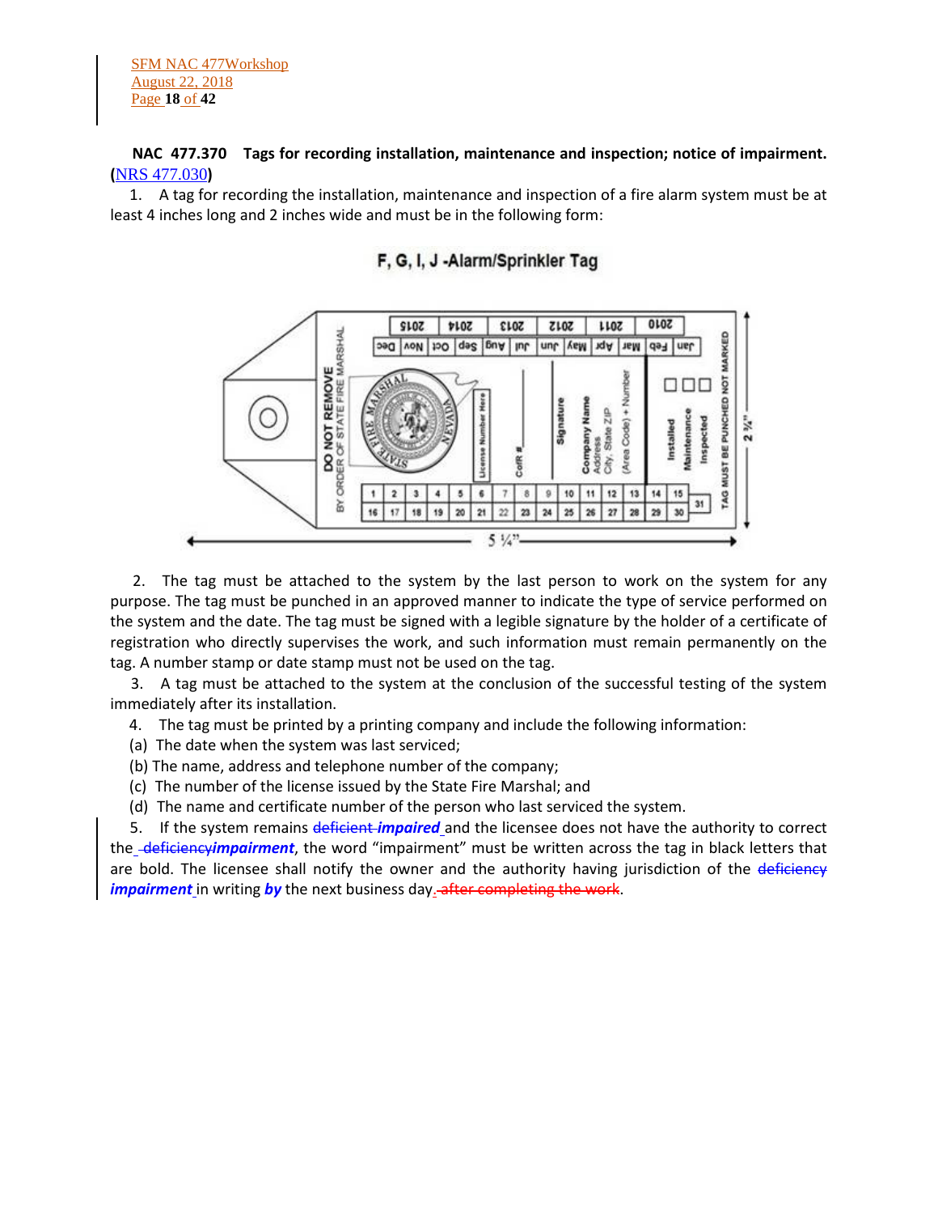**NAC 477.370 Tags for recording installation, maintenance and inspection; notice of impairment.** (NRS 477.030)

1. A tag for recording the installation, maintenance and inspection of a fire alarm system must be at least 4 inches long and 2 inches wide and must be in the following form:

F, G, I, J -Alarm/Sprinkler Tag

2. The tag must be attached to the system by the last person to work on the system for any purpose. The tag must be punched in an approved manner to indicate the type of service performed on the system and the date. The tag must be signed with a legible signature by the holder of a certificate of registration who directly supervises the work, and such information must remain permanently on the tag. A number stamp or date stamp must not be used on the tag.

3. A tag must be attached to the system at the conclusion of the successful testing of the system immediately after its installation.

4. The tag must be printed by a printing company and include the following information:

(a) The date when the system was last serviced;

(b) The name, address and telephone number of the company;

(c) The number of the license issued by the State Fire Marshal; and

(d) The name and certificate number of the person who last serviced the system.

5. If the system remains ~~deficient~~ ***impaired*** and the licensee does not have the authority to correct the ~~deficiency~~***impairment***, the word "impairment" must be written across the tag in black letters that are bold. The licensee shall notify the owner and the authority having jurisdiction of the ~~deficiency~~ ***impairment*** in writing ***by*** the next business day~~, after completing the work~~.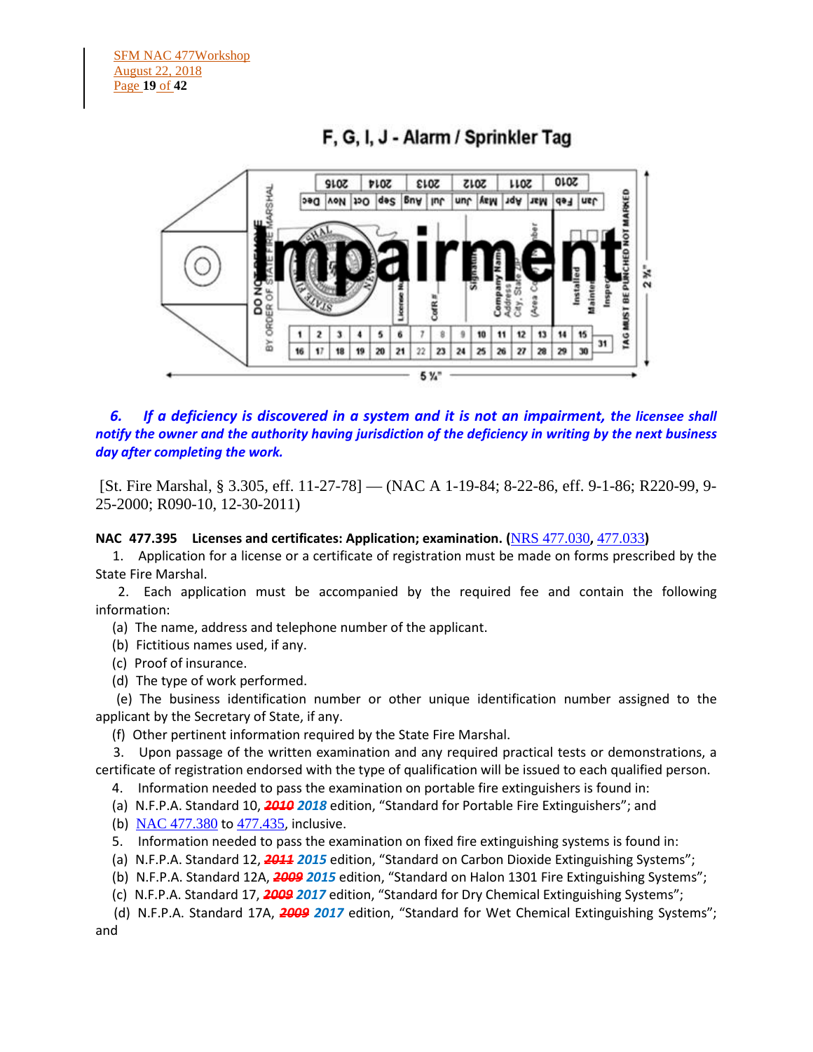F, G, I, J - Alarm / Sprinkler Tag

*6. If a deficiency is discovered in a system and it is not an impairment, the licensee shall notify the owner and the authority having jurisdiction of the deficiency in writing by the next business day after completing the work.*

[St. Fire Marshal, § 3.305, eff. 11-27-78] — (NAC A 1-19-84; 8-22-86, eff. 9-1-86; R220-99, 9-25-2000; R090-10, 12-30-2011)

**NAC 477.395 Licenses and certificates: Application; examination.** (NRS 477.030, 477.033)

1. Application for a license or a certificate of registration must be made on forms prescribed by the State Fire Marshal.

2. Each application must be accompanied by the required fee and contain the following information:

(a) The name, address and telephone number of the applicant.

(b) Fictitious names used, if any.

(c) Proof of insurance.

(d) The type of work performed.

(e) The business identification number or other unique identification number assigned to the applicant by the Secretary of State, if any.

(f) Other pertinent information required by the State Fire Marshal.

3. Upon passage of the written examination and any required practical tests or demonstrations, a certificate of registration endorsed with the type of qualification will be issued to each qualified person.

4. Information needed to pass the examination on portable fire extinguishers is found in:

(a) N.F.P.A. Standard 10, ~~2010~~ ***2018*** edition, "Standard for Portable Fire Extinguishers"; and

(b) NAC 477.380 to 477.435, inclusive.

5. Information needed to pass the examination on fixed fire extinguishing systems is found in:

(a) N.F.P.A. Standard 12, ~~2011~~ ***2015*** edition, "Standard on Carbon Dioxide Extinguishing Systems";

(b) N.F.P.A. Standard 12A, ~~2009~~ ***2015*** edition, "Standard on Halon 1301 Fire Extinguishing Systems";

(c) N.F.P.A. Standard 17, ~~2009~~ ***2017*** edition, "Standard for Dry Chemical Extinguishing Systems";

(d) N.F.P.A. Standard 17A, ~~2009~~ ***2017*** edition, "Standard for Wet Chemical Extinguishing Systems"; and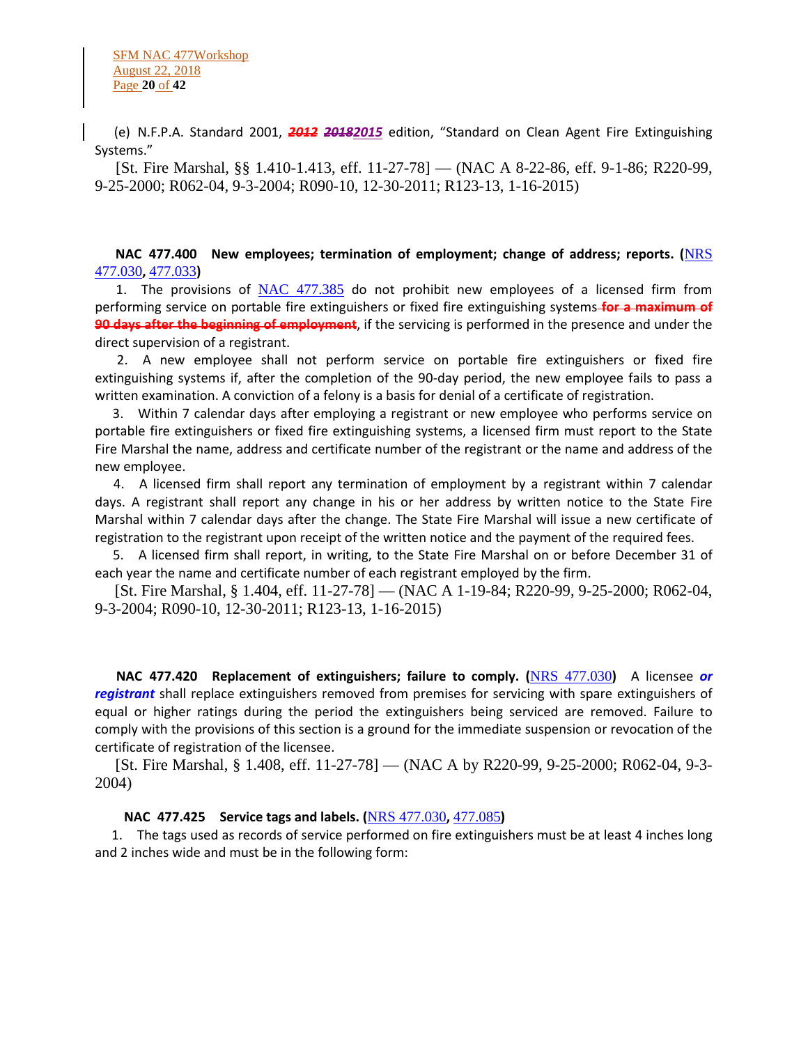(e) N.F.P.A. Standard 2001, ~~*2012*~~ ~~*2018*~~*2015* edition, "Standard on Clean Agent Fire Extinguishing Systems."

[St. Fire Marshal, §§ 1.410-1.413, eff. 11-27-78] — (NAC A 8-22-86, eff. 9-1-86; R220-99, 9-25-2000; R062-04, 9-3-2004; R090-10, 12-30-2011; R123-13, 1-16-2015)

**NAC 477.400 New employees; termination of employment; change of address; reports. (NRS 477.030, 477.033)**

1. The provisions of NAC 477.385 do not prohibit new employees of a licensed firm from performing service on portable fire extinguishers or fixed fire extinguishing systems ~~**for a maximum of 90 days after the beginning of employment**~~, if the servicing is performed in the presence and under the direct supervision of a registrant.

2. A new employee shall not perform service on portable fire extinguishers or fixed fire extinguishing systems if, after the completion of the 90-day period, the new employee fails to pass a written examination. A conviction of a felony is a basis for denial of a certificate of registration.

3. Within 7 calendar days after employing a registrant or new employee who performs service on portable fire extinguishers or fixed fire extinguishing systems, a licensed firm must report to the State Fire Marshal the name, address and certificate number of the registrant or the name and address of the new employee.

4. A licensed firm shall report any termination of employment by a registrant within 7 calendar days. A registrant shall report any change in his or her address by written notice to the State Fire Marshal within 7 calendar days after the change. The State Fire Marshal will issue a new certificate of registration to the registrant upon receipt of the written notice and the payment of the required fees.

5. A licensed firm shall report, in writing, to the State Fire Marshal on or before December 31 of each year the name and certificate number of each registrant employed by the firm.

[St. Fire Marshal, § 1.404, eff. 11-27-78] — (NAC A 1-19-84; R220-99, 9-25-2000; R062-04, 9-3-2004; R090-10, 12-30-2011; R123-13, 1-16-2015)

**NAC 477.420 Replacement of extinguishers; failure to comply. (NRS 477.030)** A licensee ***or registrant*** shall replace extinguishers removed from premises for servicing with spare extinguishers of equal or higher ratings during the period the extinguishers being serviced are removed. Failure to comply with the provisions of this section is a ground for the immediate suspension or revocation of the certificate of registration of the licensee.

[St. Fire Marshal, § 1.408, eff. 11-27-78] — (NAC A by R220-99, 9-25-2000; R062-04, 9-3-2004)

**NAC 477.425 Service tags and labels. (NRS 477.030, 477.085)**

1. The tags used as records of service performed on fire extinguishers must be at least 4 inches long and 2 inches wide and must be in the following form: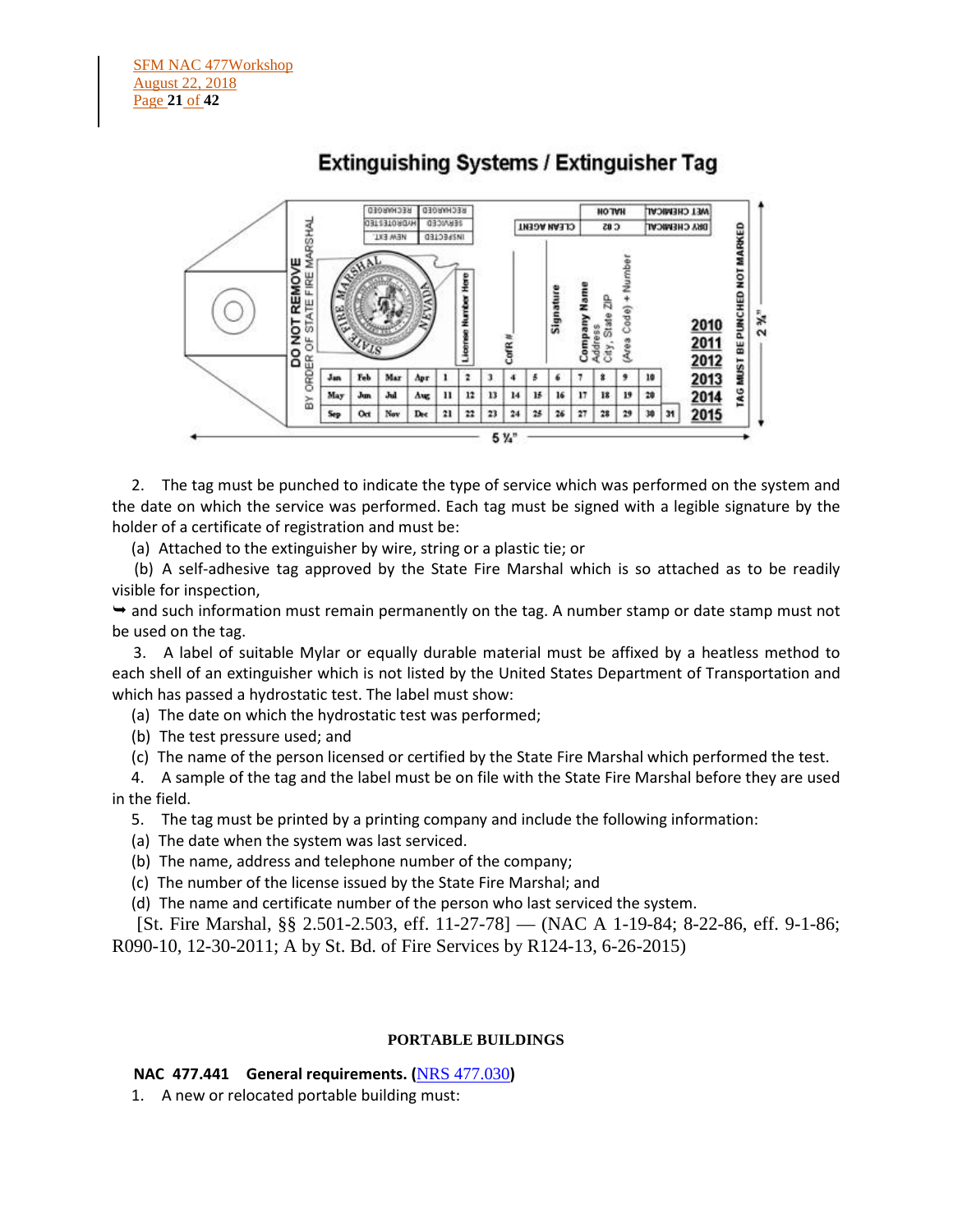## Extinguishing Systems / Extinguisher Tag

2. The tag must be punched to indicate the type of service which was performed on the system and the date on which the service was performed. Each tag must be signed with a legible signature by the holder of a certificate of registration and must be:

(a) Attached to the extinguisher by wire, string or a plastic tie; or

(b) A self-adhesive tag approved by the State Fire Marshal which is so attached as to be readily visible for inspection,

➥ and such information must remain permanently on the tag. A number stamp or date stamp must not be used on the tag.

3. A label of suitable Mylar or equally durable material must be affixed by a heatless method to each shell of an extinguisher which is not listed by the United States Department of Transportation and which has passed a hydrostatic test. The label must show:

(a) The date on which the hydrostatic test was performed;

(b) The test pressure used; and

(c) The name of the person licensed or certified by the State Fire Marshal which performed the test.

4. A sample of the tag and the label must be on file with the State Fire Marshal before they are used in the field.

5. The tag must be printed by a printing company and include the following information:

(a) The date when the system was last serviced.

(b) The name, address and telephone number of the company;

(c) The number of the license issued by the State Fire Marshal; and

(d) The name and certificate number of the person who last serviced the system.

[St. Fire Marshal, §§ 2.501-2.503, eff. 11-27-78] — (NAC A 1-19-84; 8-22-86, eff. 9-1-86; R090-10, 12-30-2011; A by St. Bd. of Fire Services by R124-13, 6-26-2015)

**PORTABLE BUILDINGS**

**NAC 477.441 General requirements. (NRS 477.030)**

1. A new or relocated portable building must: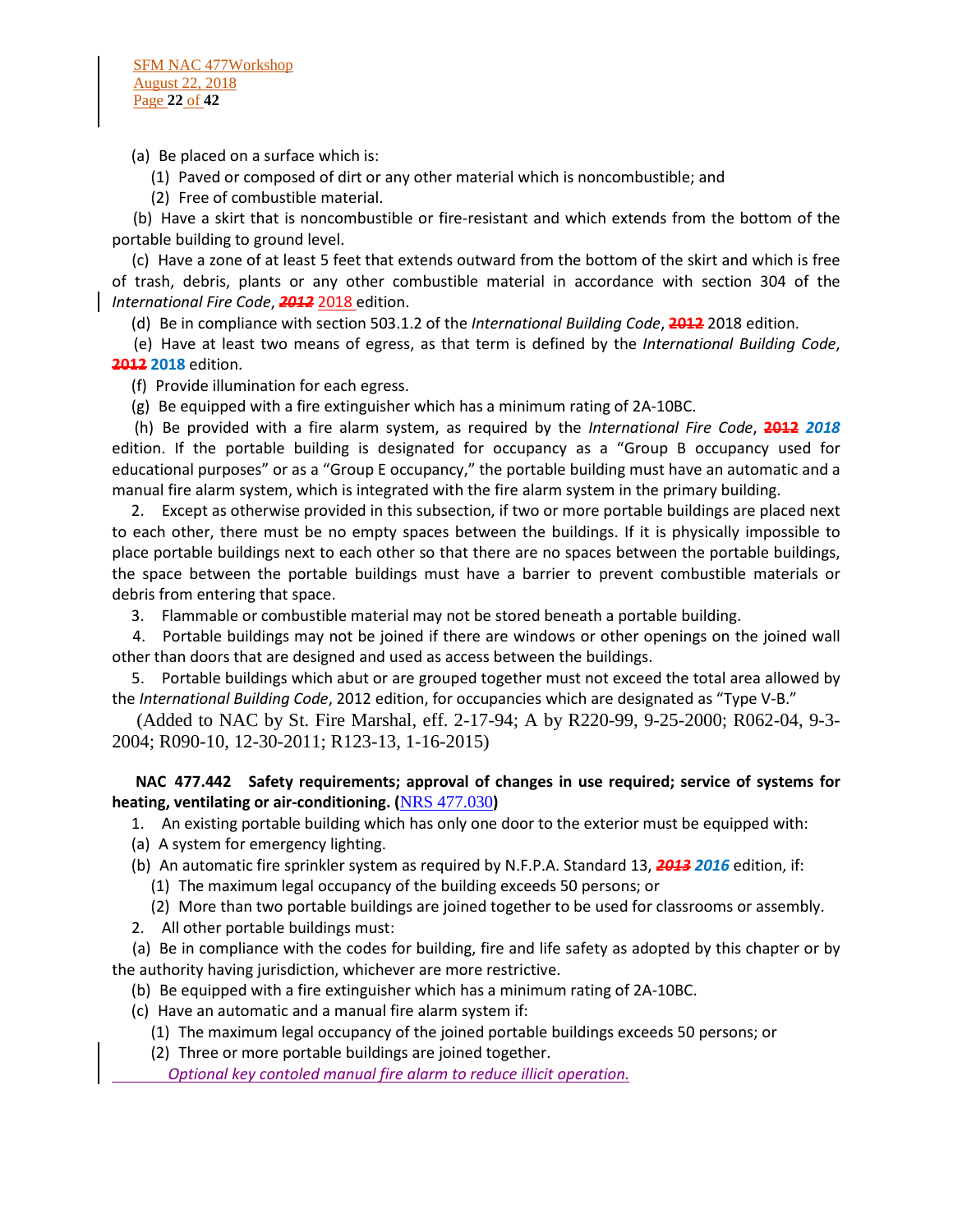(a) Be placed on a surface which is:

(1) Paved or composed of dirt or any other material which is noncombustible; and

(2) Free of combustible material.

(b) Have a skirt that is noncombustible or fire-resistant and which extends from the bottom of the portable building to ground level.

(c) Have a zone of at least 5 feet that extends outward from the bottom of the skirt and which is free of trash, debris, plants or any other combustible material in accordance with section 304 of the *International Fire Code*, ~~*2012*~~ 2018 edition.

(d) Be in compliance with section 503.1.2 of the *International Building Code*, ~~2012~~ 2018 edition.

(e) Have at least two means of egress, as that term is defined by the *International Building Code*, ~~2012~~ **2018** edition.

(f) Provide illumination for each egress.

(g) Be equipped with a fire extinguisher which has a minimum rating of 2A-10BC.

(h) Be provided with a fire alarm system, as required by the *International Fire Code*, ~~2012~~ ***2018*** edition. If the portable building is designated for occupancy as a "Group B occupancy used for educational purposes" or as a "Group E occupancy," the portable building must have an automatic and a manual fire alarm system, which is integrated with the fire alarm system in the primary building.

2. Except as otherwise provided in this subsection, if two or more portable buildings are placed next to each other, there must be no empty spaces between the buildings. If it is physically impossible to place portable buildings next to each other so that there are no spaces between the portable buildings, the space between the portable buildings must have a barrier to prevent combustible materials or debris from entering that space.

3. Flammable or combustible material may not be stored beneath a portable building.

4. Portable buildings may not be joined if there are windows or other openings on the joined wall other than doors that are designed and used as access between the buildings.

5. Portable buildings which abut or are grouped together must not exceed the total area allowed by the *International Building Code*, 2012 edition, for occupancies which are designated as "Type V-B."

(Added to NAC by St. Fire Marshal, eff. 2-17-94; A by R220-99, 9-25-2000; R062-04, 9-3-2004; R090-10, 12-30-2011; R123-13, 1-16-2015)

**NAC 477.442 Safety requirements; approval of changes in use required; service of systems for heating, ventilating or air-conditioning. (NRS 477.030)**

1. An existing portable building which has only one door to the exterior must be equipped with:

(a) A system for emergency lighting.

(b) An automatic fire sprinkler system as required by N.F.P.A. Standard 13, ~~*2013*~~ ***2016*** edition, if:

(1) The maximum legal occupancy of the building exceeds 50 persons; or

(2) More than two portable buildings are joined together to be used for classrooms or assembly.

2. All other portable buildings must:

(a) Be in compliance with the codes for building, fire and life safety as adopted by this chapter or by the authority having jurisdiction, whichever are more restrictive.

(b) Be equipped with a fire extinguisher which has a minimum rating of 2A-10BC.

(c) Have an automatic and a manual fire alarm system if:

(1) The maximum legal occupancy of the joined portable buildings exceeds 50 persons; or

(2) Three or more portable buildings are joined together.

*Optional key contoled manual fire alarm to reduce illicit operation.*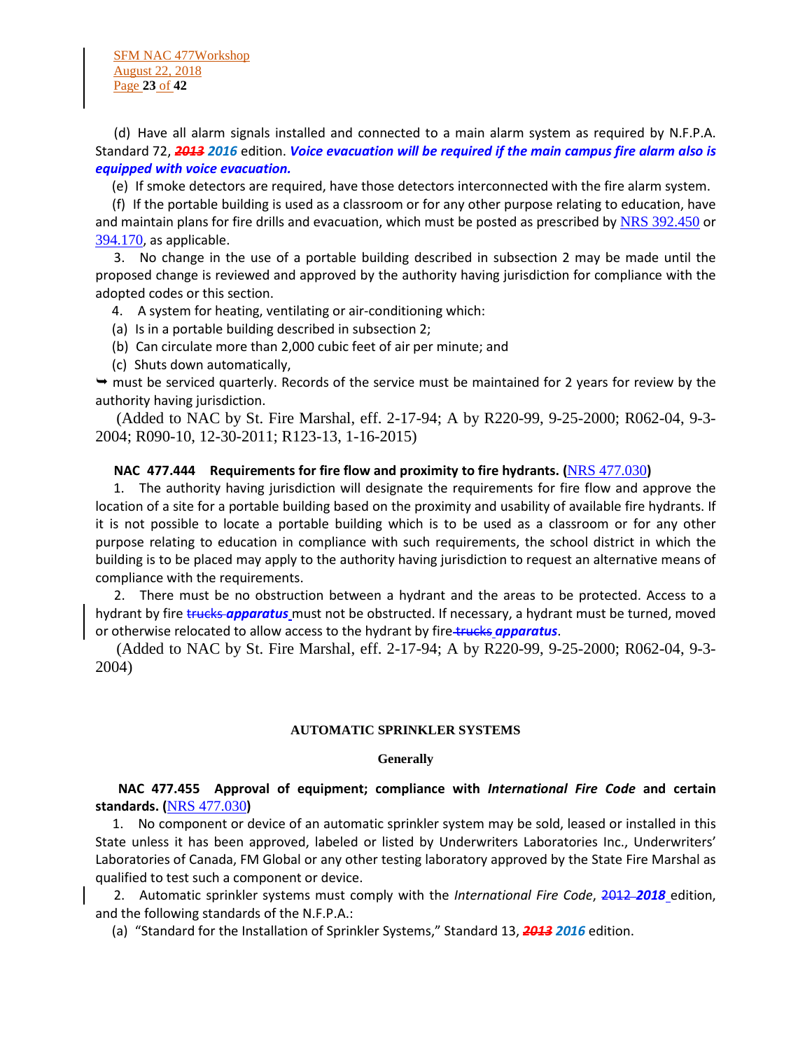(d) Have all alarm signals installed and connected to a main alarm system as required by N.F.P.A. Standard 72, ~~*2013*~~ ***2016*** edition. ***Voice evacuation will be required if the main campus fire alarm also is equipped with voice evacuation.***

(e) If smoke detectors are required, have those detectors interconnected with the fire alarm system.

(f) If the portable building is used as a classroom or for any other purpose relating to education, have and maintain plans for fire drills and evacuation, which must be posted as prescribed by NRS 392.450 or 394.170, as applicable.

3. No change in the use of a portable building described in subsection 2 may be made until the proposed change is reviewed and approved by the authority having jurisdiction for compliance with the adopted codes or this section.

4. A system for heating, ventilating or air-conditioning which:

(a) Is in a portable building described in subsection 2;

(b) Can circulate more than 2,000 cubic feet of air per minute; and

(c) Shuts down automatically,

➥ must be serviced quarterly. Records of the service must be maintained for 2 years for review by the authority having jurisdiction.

(Added to NAC by St. Fire Marshal, eff. 2-17-94; A by R220-99, 9-25-2000; R062-04, 9-3-2004; R090-10, 12-30-2011; R123-13, 1-16-2015)

**NAC 477.444 Requirements for fire flow and proximity to fire hydrants. (NRS 477.030)**

1. The authority having jurisdiction will designate the requirements for fire flow and approve the location of a site for a portable building based on the proximity and usability of available fire hydrants. If it is not possible to locate a portable building which is to be used as a classroom or for any other purpose relating to education in compliance with such requirements, the school district in which the building is to be placed may apply to the authority having jurisdiction to request an alternative means of compliance with the requirements.

2. There must be no obstruction between a hydrant and the areas to be protected. Access to a hydrant by fire ~~trucks~~ ***apparatus*** must not be obstructed. If necessary, a hydrant must be turned, moved or otherwise relocated to allow access to the hydrant by fire ~~trucks~~ ***apparatus***.

(Added to NAC by St. Fire Marshal, eff. 2-17-94; A by R220-99, 9-25-2000; R062-04, 9-3-2004)

**AUTOMATIC SPRINKLER SYSTEMS**

**Generally**

**NAC 477.455 Approval of equipment; compliance with *International Fire Code* and certain standards. (NRS 477.030)**

1. No component or device of an automatic sprinkler system may be sold, leased or installed in this State unless it has been approved, labeled or listed by Underwriters Laboratories Inc., Underwriters' Laboratories of Canada, FM Global or any other testing laboratory approved by the State Fire Marshal as qualified to test such a component or device.

2. Automatic sprinkler systems must comply with the *International Fire Code*, ~~2012~~ ***2018*** edition, and the following standards of the N.F.P.A.:

(a) "Standard for the Installation of Sprinkler Systems," Standard 13, ~~*2013*~~ ***2016*** edition.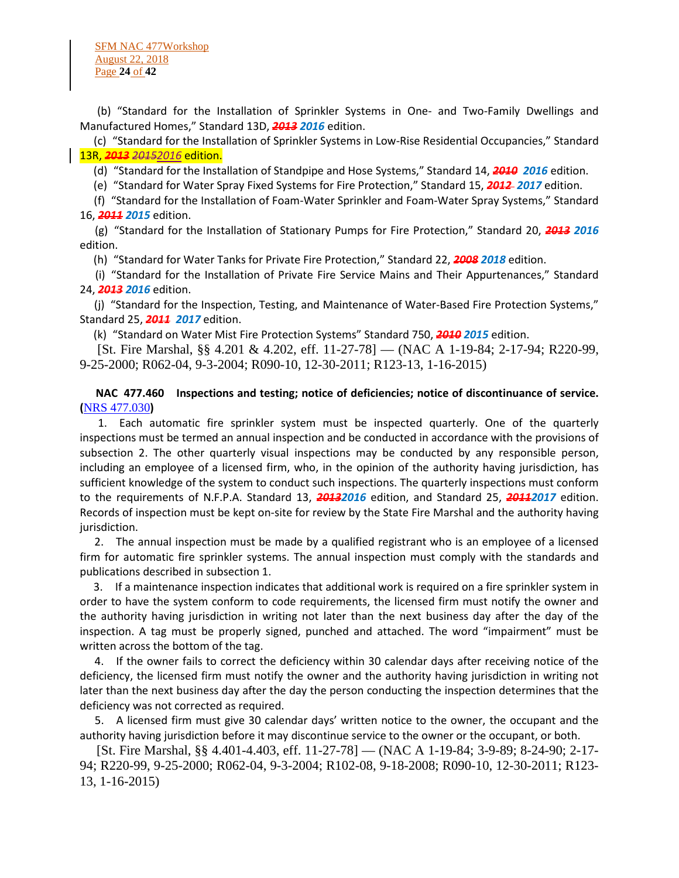(b) "Standard for the Installation of Sprinkler Systems in One- and Two-Family Dwellings and Manufactured Homes," Standard 13D, ~~2013~~ *2016* edition.

(c) "Standard for the Installation of Sprinkler Systems in Low-Rise Residential Occupancies," Standard 13R, ~~2013~~ ~~2015~~2016 edition.

(d) "Standard for the Installation of Standpipe and Hose Systems," Standard 14, ~~2010~~ *2016* edition.

(e) "Standard for Water Spray Fixed Systems for Fire Protection," Standard 15, ~~2012~~ *2017* edition.

(f) "Standard for the Installation of Foam-Water Sprinkler and Foam-Water Spray Systems," Standard 16, ~~2011~~ *2015* edition.

(g) "Standard for the Installation of Stationary Pumps for Fire Protection," Standard 20, ~~2013~~ *2016* edition.

(h) "Standard for Water Tanks for Private Fire Protection," Standard 22, ~~2008~~ *2018* edition.

(i) "Standard for the Installation of Private Fire Service Mains and Their Appurtenances," Standard 24, ~~2013~~ *2016* edition.

(j) "Standard for the Inspection, Testing, and Maintenance of Water-Based Fire Protection Systems," Standard 25, ~~2011~~ *2017* edition.

(k) "Standard on Water Mist Fire Protection Systems" Standard 750, ~~2010~~ *2015* edition.

[St. Fire Marshal, §§ 4.201 & 4.202, eff. 11-27-78] — (NAC A 1-19-84; 2-17-94; R220-99, 9-25-2000; R062-04, 9-3-2004; R090-10, 12-30-2011; R123-13, 1-16-2015)

**NAC 477.460 Inspections and testing; notice of deficiencies; notice of discontinuance of service. (**NRS 477.030**)**

1. Each automatic fire sprinkler system must be inspected quarterly. One of the quarterly inspections must be termed an annual inspection and be conducted in accordance with the provisions of subsection 2. The other quarterly visual inspections may be conducted by any responsible person, including an employee of a licensed firm, who, in the opinion of the authority having jurisdiction, has sufficient knowledge of the system to conduct such inspections. The quarterly inspections must conform to the requirements of N.F.P.A. Standard 13, ~~2013~~*2016* edition, and Standard 25, ~~2011~~*2017* edition. Records of inspection must be kept on-site for review by the State Fire Marshal and the authority having jurisdiction.

2. The annual inspection must be made by a qualified registrant who is an employee of a licensed firm for automatic fire sprinkler systems. The annual inspection must comply with the standards and publications described in subsection 1.

3. If a maintenance inspection indicates that additional work is required on a fire sprinkler system in order to have the system conform to code requirements, the licensed firm must notify the owner and the authority having jurisdiction in writing not later than the next business day after the day of the inspection. A tag must be properly signed, punched and attached. The word "impairment" must be written across the bottom of the tag.

4. If the owner fails to correct the deficiency within 30 calendar days after receiving notice of the deficiency, the licensed firm must notify the owner and the authority having jurisdiction in writing not later than the next business day after the day the person conducting the inspection determines that the deficiency was not corrected as required.

5. A licensed firm must give 30 calendar days' written notice to the owner, the occupant and the authority having jurisdiction before it may discontinue service to the owner or the occupant, or both.

[St. Fire Marshal, §§ 4.401-4.403, eff. 11-27-78] — (NAC A 1-19-84; 3-9-89; 8-24-90; 2-17-94; R220-99, 9-25-2000; R062-04, 9-3-2004; R102-08, 9-18-2008; R090-10, 12-30-2011; R123-13, 1-16-2015)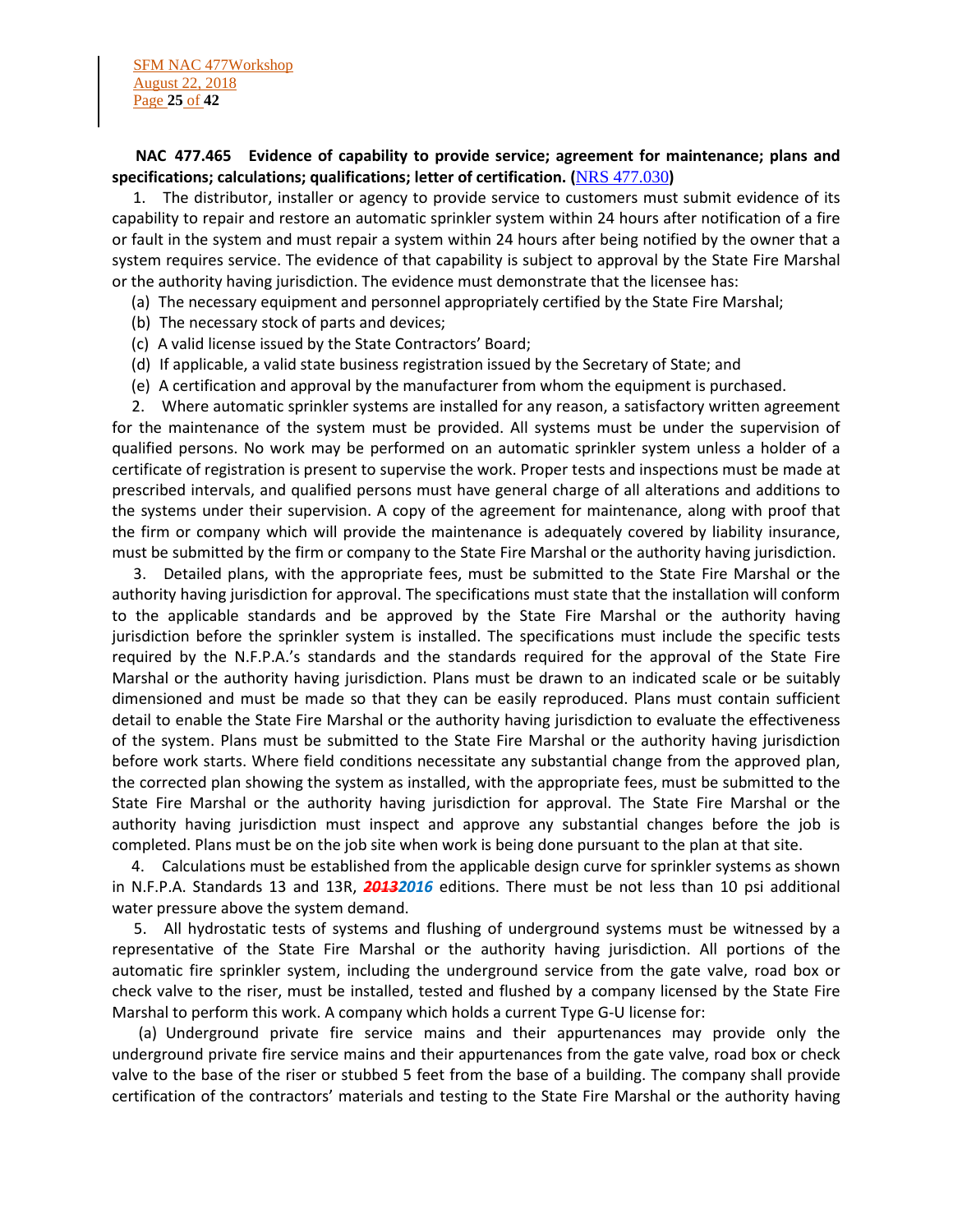**NAC 477.465 Evidence of capability to provide service; agreement for maintenance; plans and specifications; calculations; qualifications; letter of certification. (**[NRS 477.030](NRS 477.030)**)**

1. The distributor, installer or agency to provide service to customers must submit evidence of its capability to repair and restore an automatic sprinkler system within 24 hours after notification of a fire or fault in the system and must repair a system within 24 hours after being notified by the owner that a system requires service. The evidence of that capability is subject to approval by the State Fire Marshal or the authority having jurisdiction. The evidence must demonstrate that the licensee has:

(a) The necessary equipment and personnel appropriately certified by the State Fire Marshal;

(b) The necessary stock of parts and devices;

(c) A valid license issued by the State Contractors' Board;

(d) If applicable, a valid state business registration issued by the Secretary of State; and

(e) A certification and approval by the manufacturer from whom the equipment is purchased.

2. Where automatic sprinkler systems are installed for any reason, a satisfactory written agreement for the maintenance of the system must be provided. All systems must be under the supervision of qualified persons. No work may be performed on an automatic sprinkler system unless a holder of a certificate of registration is present to supervise the work. Proper tests and inspections must be made at prescribed intervals, and qualified persons must have general charge of all alterations and additions to the systems under their supervision. A copy of the agreement for maintenance, along with proof that the firm or company which will provide the maintenance is adequately covered by liability insurance, must be submitted by the firm or company to the State Fire Marshal or the authority having jurisdiction.

3. Detailed plans, with the appropriate fees, must be submitted to the State Fire Marshal or the authority having jurisdiction for approval. The specifications must state that the installation will conform to the applicable standards and be approved by the State Fire Marshal or the authority having jurisdiction before the sprinkler system is installed. The specifications must include the specific tests required by the N.F.P.A.'s standards and the standards required for the approval of the State Fire Marshal or the authority having jurisdiction. Plans must be drawn to an indicated scale or be suitably dimensioned and must be made so that they can be easily reproduced. Plans must contain sufficient detail to enable the State Fire Marshal or the authority having jurisdiction to evaluate the effectiveness of the system. Plans must be submitted to the State Fire Marshal or the authority having jurisdiction before work starts. Where field conditions necessitate any substantial change from the approved plan, the corrected plan showing the system as installed, with the appropriate fees, must be submitted to the State Fire Marshal or the authority having jurisdiction for approval. The State Fire Marshal or the authority having jurisdiction must inspect and approve any substantial changes before the job is completed. Plans must be on the job site when work is being done pursuant to the plan at that site.

4. Calculations must be established from the applicable design curve for sprinkler systems as shown in N.F.P.A. Standards 13 and 13R, ~~***2013***~~***2016*** editions. There must be not less than 10 psi additional water pressure above the system demand.

5. All hydrostatic tests of systems and flushing of underground systems must be witnessed by a representative of the State Fire Marshal or the authority having jurisdiction. All portions of the automatic fire sprinkler system, including the underground service from the gate valve, road box or check valve to the riser, must be installed, tested and flushed by a company licensed by the State Fire Marshal to perform this work. A company which holds a current Type G-U license for:

(a) Underground private fire service mains and their appurtenances may provide only the underground private fire service mains and their appurtenances from the gate valve, road box or check valve to the base of the riser or stubbed 5 feet from the base of a building. The company shall provide certification of the contractors' materials and testing to the State Fire Marshal or the authority having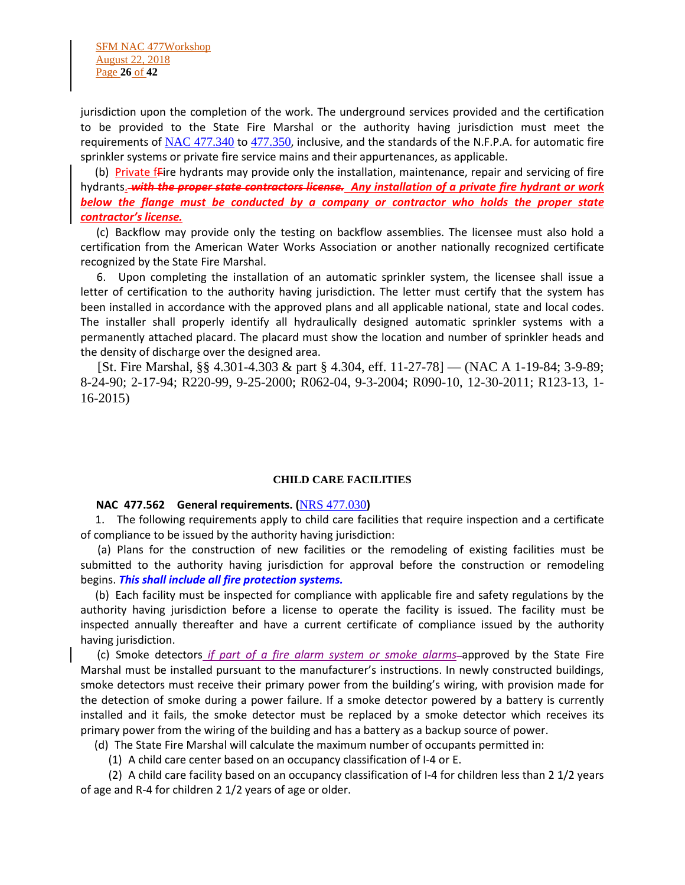jurisdiction upon the completion of the work. The underground services provided and the certification to be provided to the State Fire Marshal or the authority having jurisdiction must meet the requirements of NAC 477.340 to 477.350, inclusive, and the standards of the N.F.P.A. for automatic fire sprinkler systems or private fire service mains and their appurtenances, as applicable.

(b) Private fFire hydrants may provide only the installation, maintenance, repair and servicing of fire hydrants. ~~with the proper state contractors license.~~ ***Any installation of a private fire hydrant or work below the flange must be conducted by a company or contractor who holds the proper state contractor's license.***

(c) Backflow may provide only the testing on backflow assemblies. The licensee must also hold a certification from the American Water Works Association or another nationally recognized certificate recognized by the State Fire Marshal.

6. Upon completing the installation of an automatic sprinkler system, the licensee shall issue a letter of certification to the authority having jurisdiction. The letter must certify that the system has been installed in accordance with the approved plans and all applicable national, state and local codes. The installer shall properly identify all hydraulically designed automatic sprinkler systems with a permanently attached placard. The placard must show the location and number of sprinkler heads and the density of discharge over the designed area.

[St. Fire Marshal, §§ 4.301-4.303 & part § 4.304, eff. 11-27-78] — (NAC A 1-19-84; 3-9-89; 8-24-90; 2-17-94; R220-99, 9-25-2000; R062-04, 9-3-2004; R090-10, 12-30-2011; R123-13, 1-16-2015)

## CHILD CARE FACILITIES

**NAC 477.562 General requirements. (NRS 477.030)**

1. The following requirements apply to child care facilities that require inspection and a certificate of compliance to be issued by the authority having jurisdiction:

(a) Plans for the construction of new facilities or the remodeling of existing facilities must be submitted to the authority having jurisdiction for approval before the construction or remodeling begins. ***This shall include all fire protection systems.***

(b) Each facility must be inspected for compliance with applicable fire and safety regulations by the authority having jurisdiction before a license to operate the facility is issued. The facility must be inspected annually thereafter and have a current certificate of compliance issued by the authority having jurisdiction.

(c) Smoke detectors *if part of a fire alarm system or smoke alarms* approved by the State Fire Marshal must be installed pursuant to the manufacturer's instructions. In newly constructed buildings, smoke detectors must receive their primary power from the building's wiring, with provision made for the detection of smoke during a power failure. If a smoke detector powered by a battery is currently installed and it fails, the smoke detector must be replaced by a smoke detector which receives its primary power from the wiring of the building and has a battery as a backup source of power.

(d) The State Fire Marshal will calculate the maximum number of occupants permitted in:

(1) A child care center based on an occupancy classification of I-4 or E.

(2) A child care facility based on an occupancy classification of I-4 for children less than 2 1/2 years of age and R-4 for children 2 1/2 years of age or older.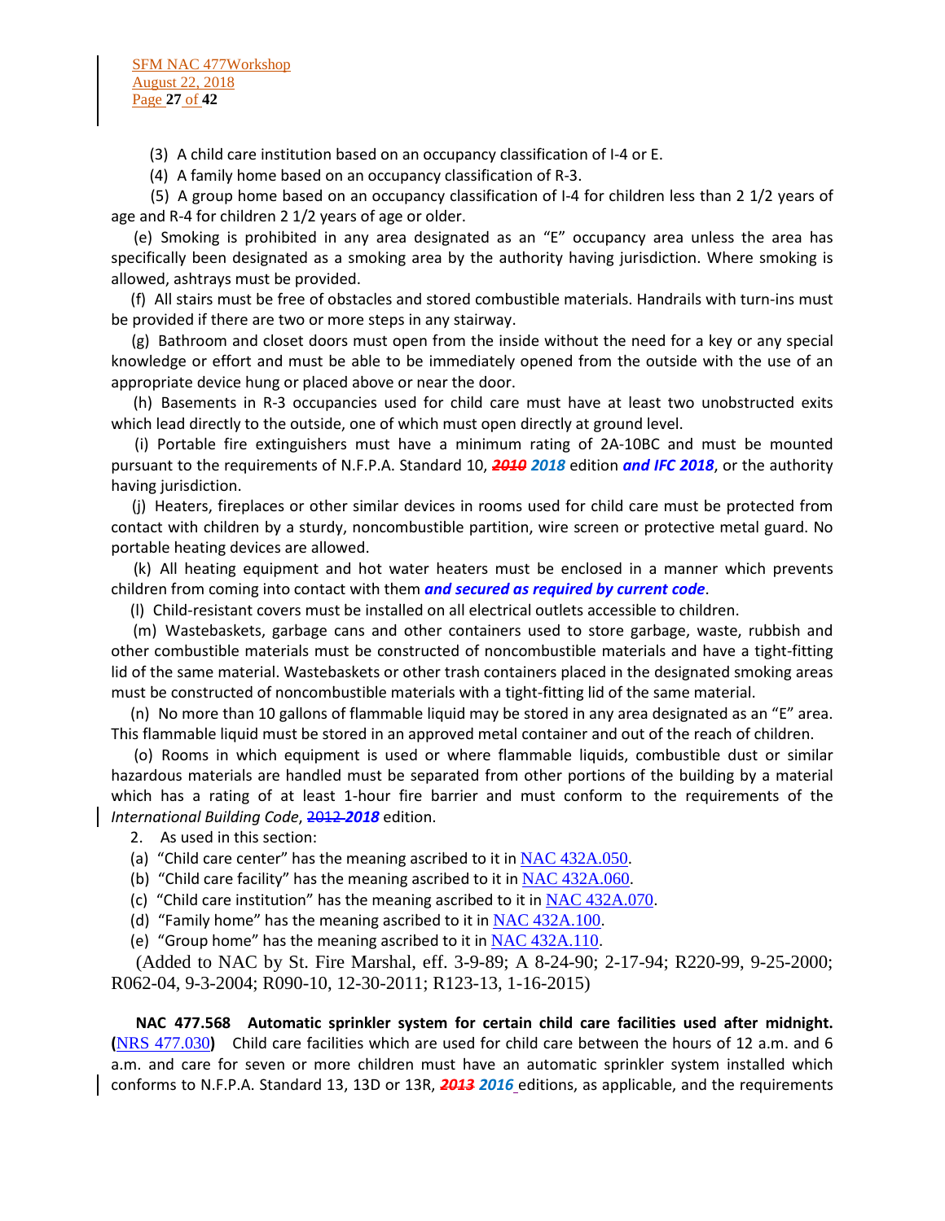(3) A child care institution based on an occupancy classification of I-4 or E.

(4) A family home based on an occupancy classification of R-3.

(5) A group home based on an occupancy classification of I-4 for children less than 2 1/2 years of age and R-4 for children 2 1/2 years of age or older.

(e) Smoking is prohibited in any area designated as an "E" occupancy area unless the area has specifically been designated as a smoking area by the authority having jurisdiction. Where smoking is allowed, ashtrays must be provided.

(f) All stairs must be free of obstacles and stored combustible materials. Handrails with turn-ins must be provided if there are two or more steps in any stairway.

(g) Bathroom and closet doors must open from the inside without the need for a key or any special knowledge or effort and must be able to be immediately opened from the outside with the use of an appropriate device hung or placed above or near the door.

(h) Basements in R-3 occupancies used for child care must have at least two unobstructed exits which lead directly to the outside, one of which must open directly at ground level.

(i) Portable fire extinguishers must have a minimum rating of 2A-10BC and must be mounted pursuant to the requirements of N.F.P.A. Standard 10, ~~***2010***~~ ***2018*** edition ***and IFC 2018***, or the authority having jurisdiction.

(j) Heaters, fireplaces or other similar devices in rooms used for child care must be protected from contact with children by a sturdy, noncombustible partition, wire screen or protective metal guard. No portable heating devices are allowed.

(k) All heating equipment and hot water heaters must be enclosed in a manner which prevents children from coming into contact with them ***and secured as required by current code***.

(l) Child-resistant covers must be installed on all electrical outlets accessible to children.

(m) Wastebaskets, garbage cans and other containers used to store garbage, waste, rubbish and other combustible materials must be constructed of noncombustible materials and have a tight-fitting lid of the same material. Wastebaskets or other trash containers placed in the designated smoking areas must be constructed of noncombustible materials with a tight-fitting lid of the same material.

(n) No more than 10 gallons of flammable liquid may be stored in any area designated as an "E" area. This flammable liquid must be stored in an approved metal container and out of the reach of children.

(o) Rooms in which equipment is used or where flammable liquids, combustible dust or similar hazardous materials are handled must be separated from other portions of the building by a material which has a rating of at least 1-hour fire barrier and must conform to the requirements of the *International Building Code*, ~~2012~~ ***2018*** edition.

2. As used in this section:

(a) "Child care center" has the meaning ascribed to it in NAC 432A.050.

(b) "Child care facility" has the meaning ascribed to it in NAC 432A.060.

(c) "Child care institution" has the meaning ascribed to it in NAC 432A.070.

(d) "Family home" has the meaning ascribed to it in NAC 432A.100.

(e) "Group home" has the meaning ascribed to it in NAC 432A.110.

(Added to NAC by St. Fire Marshal, eff. 3-9-89; A 8-24-90; 2-17-94; R220-99, 9-25-2000; R062-04, 9-3-2004; R090-10, 12-30-2011; R123-13, 1-16-2015)

**NAC 477.568 Automatic sprinkler system for certain child care facilities used after midnight. (**NRS 477.030**)** Child care facilities which are used for child care between the hours of 12 a.m. and 6 a.m. and care for seven or more children must have an automatic sprinkler system installed which conforms to N.F.P.A. Standard 13, 13D or 13R, ~~***2013***~~ ***2016*** editions, as applicable, and the requirements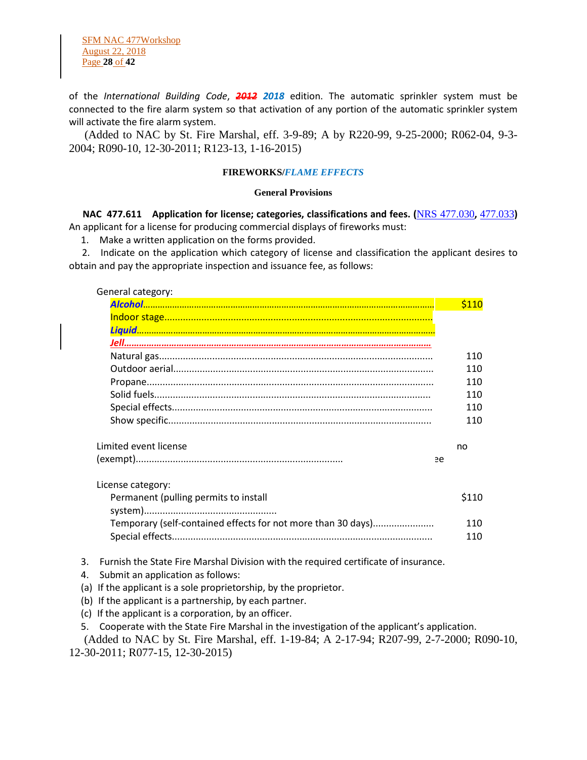of the *International Building Code*, ~~2012~~ ***2018*** edition. The automatic sprinkler system must be connected to the fire alarm system so that activation of any portion of the automatic sprinkler system will activate the fire alarm system.

(Added to NAC by St. Fire Marshal, eff. 3-9-89; A by R220-99, 9-25-2000; R062-04, 9-3-2004; R090-10, 12-30-2011; R123-13, 1-16-2015)

**FIREWORKS/*FLAME EFFECTS***

**General Provisions**

**NAC 477.611 Application for license; categories, classifications and fees. (NRS 477.030, 477.033)** An applicant for a license for producing commercial displays of fireworks must:

1. Make a written application on the forms provided.
2. Indicate on the application which category of license and classification the applicant desires to obtain and pay the appropriate inspection and issuance fee, as follows:

General category:

| | |
|---|---|
| ***Alcohol*** | $110 |
| Indoor stage | |
| ***Liquid*** | |
| ~~***Jell***~~ | |
| Natural gas | 110 |
| Outdoor aerial | 110 |
| Propane | 110 |
| Solid fuels | 110 |
| Special effects | 110 |
| Show specific | 110 |

| | |
|---|---|
| Limited event license (exempt) | no fee |

License category:

| | |
|---|---|
| Permanent (pulling permits to install system) | $110 |
| Temporary (self-contained effects for not more than 30 days) | 110 |
| Special effects | 110 |

3. Furnish the State Fire Marshal Division with the required certificate of insurance.
4. Submit an application as follows:
   (a) If the applicant is a sole proprietorship, by the proprietor.
   (b) If the applicant is a partnership, by each partner.
   (c) If the applicant is a corporation, by an officer.
5. Cooperate with the State Fire Marshal in the investigation of the applicant's application.

(Added to NAC by St. Fire Marshal, eff. 1-19-84; A 2-17-94; R207-99, 2-7-2000; R090-10, 12-30-2011; R077-15, 12-30-2015)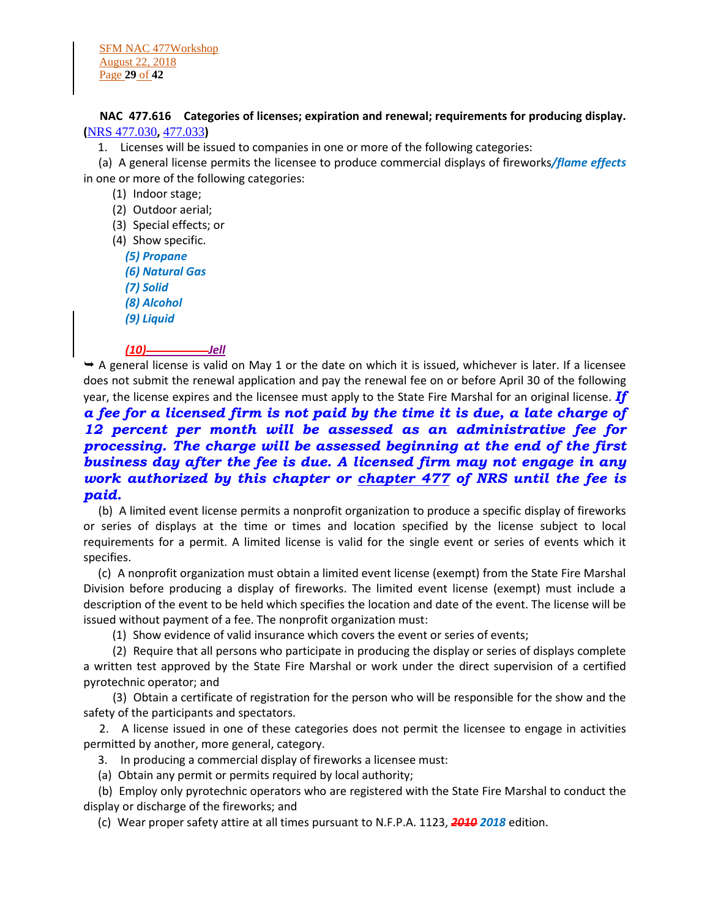**NAC 477.616 Categories of licenses; expiration and renewal; requirements for producing display.** (NRS 477.030, 477.033)

1. Licenses will be issued to companies in one or more of the following categories:

(a) A general license permits the licensee to produce commercial displays of fireworks***/flame effects*** in one or more of the following categories:

(1) Indoor stage;

(2) Outdoor aerial;

(3) Special effects; or

(4) Show specific.

***(5) Propane***

***(6) Natural Gas***

***(7) Solid***

***(8) Alcohol***

***(9) Liquid***

***(10) Jell***

➥ A general license is valid on May 1 or the date on which it is issued, whichever is later. If a licensee does not submit the renewal application and pay the renewal fee on or before April 30 of the following year, the license expires and the licensee must apply to the State Fire Marshal for an original license. ***If a fee for a licensed firm is not paid by the time it is due, a late charge of 12 percent per month will be assessed as an administrative fee for processing. The charge will be assessed beginning at the end of the first business day after the fee is due. A licensed firm may not engage in any work authorized by this chapter or chapter 477 of NRS until the fee is paid.***

(b) A limited event license permits a nonprofit organization to produce a specific display of fireworks or series of displays at the time or times and location specified by the license subject to local requirements for a permit. A limited license is valid for the single event or series of events which it specifies.

(c) A nonprofit organization must obtain a limited event license (exempt) from the State Fire Marshal Division before producing a display of fireworks. The limited event license (exempt) must include a description of the event to be held which specifies the location and date of the event. The license will be issued without payment of a fee. The nonprofit organization must:

(1) Show evidence of valid insurance which covers the event or series of events;

(2) Require that all persons who participate in producing the display or series of displays complete a written test approved by the State Fire Marshal or work under the direct supervision of a certified pyrotechnic operator; and

(3) Obtain a certificate of registration for the person who will be responsible for the show and the safety of the participants and spectators.

2. A license issued in one of these categories does not permit the licensee to engage in activities permitted by another, more general, category.

3. In producing a commercial display of fireworks a licensee must:

(a) Obtain any permit or permits required by local authority;

(b) Employ only pyrotechnic operators who are registered with the State Fire Marshal to conduct the display or discharge of the fireworks; and

(c) Wear proper safety attire at all times pursuant to N.F.P.A. 1123, ~~***2010***~~ ***2018*** edition.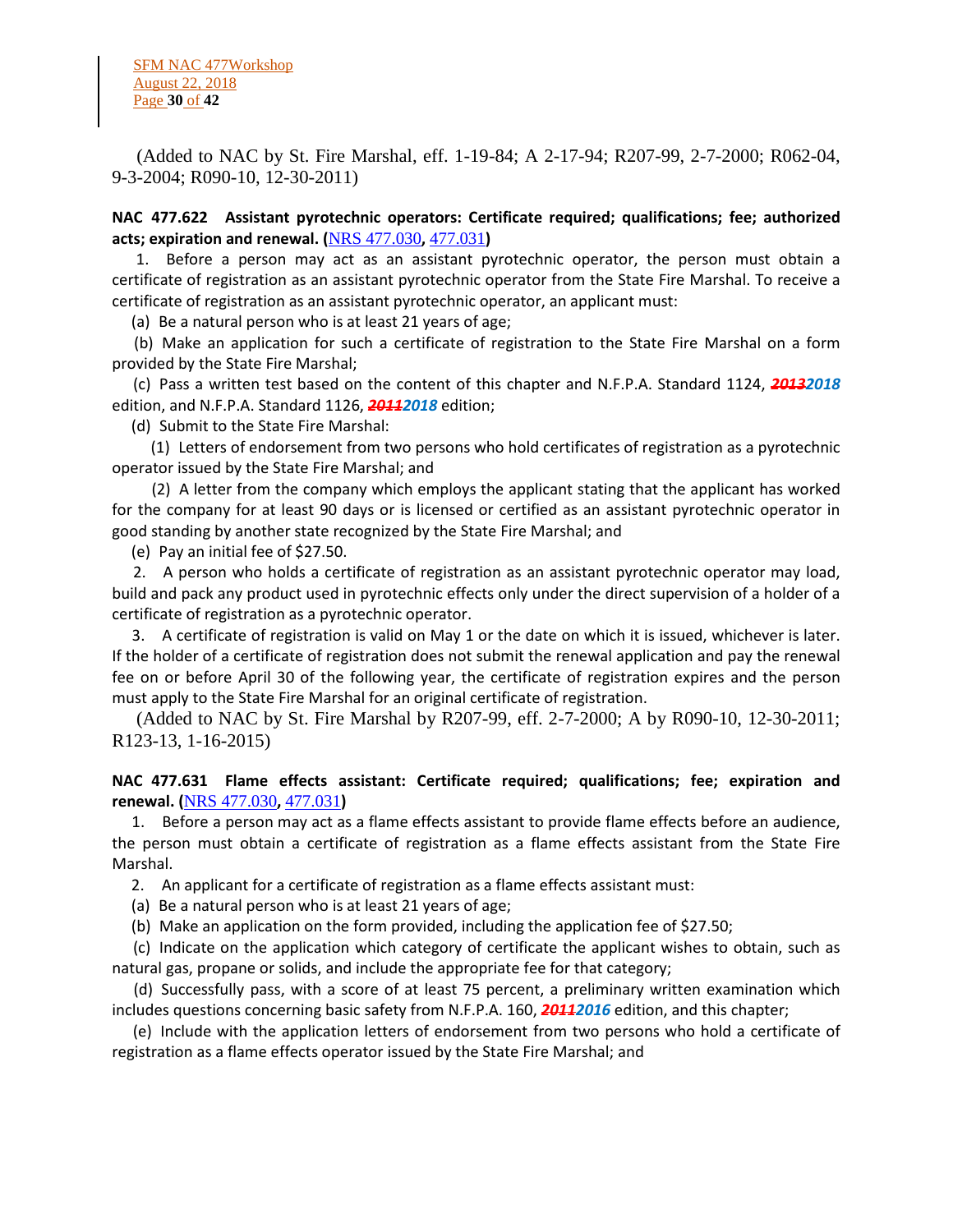(Added to NAC by St. Fire Marshal, eff. 1-19-84; A 2-17-94; R207-99, 2-7-2000; R062-04, 9-3-2004; R090-10, 12-30-2011)

**NAC 477.622 Assistant pyrotechnic operators: Certificate required; qualifications; fee; authorized acts; expiration and renewal. (**NRS 477.030**,** 477.031**)**

1. Before a person may act as an assistant pyrotechnic operator, the person must obtain a certificate of registration as an assistant pyrotechnic operator from the State Fire Marshal. To receive a certificate of registration as an assistant pyrotechnic operator, an applicant must:

(a) Be a natural person who is at least 21 years of age;

(b) Make an application for such a certificate of registration to the State Fire Marshal on a form provided by the State Fire Marshal;

(c) Pass a written test based on the content of this chapter and N.F.P.A. Standard 1124, ~~*2013*~~*2018* edition, and N.F.P.A. Standard 1126, ~~*2011*~~*2018* edition;

(d) Submit to the State Fire Marshal:

(1) Letters of endorsement from two persons who hold certificates of registration as a pyrotechnic operator issued by the State Fire Marshal; and

(2) A letter from the company which employs the applicant stating that the applicant has worked for the company for at least 90 days or is licensed or certified as an assistant pyrotechnic operator in good standing by another state recognized by the State Fire Marshal; and

(e) Pay an initial fee of $27.50.

2. A person who holds a certificate of registration as an assistant pyrotechnic operator may load, build and pack any product used in pyrotechnic effects only under the direct supervision of a holder of a certificate of registration as a pyrotechnic operator.

3. A certificate of registration is valid on May 1 or the date on which it is issued, whichever is later. If the holder of a certificate of registration does not submit the renewal application and pay the renewal fee on or before April 30 of the following year, the certificate of registration expires and the person must apply to the State Fire Marshal for an original certificate of registration.

(Added to NAC by St. Fire Marshal by R207-99, eff. 2-7-2000; A by R090-10, 12-30-2011; R123-13, 1-16-2015)

**NAC 477.631 Flame effects assistant: Certificate required; qualifications; fee; expiration and renewal. (**NRS 477.030**,** 477.031**)**

1. Before a person may act as a flame effects assistant to provide flame effects before an audience, the person must obtain a certificate of registration as a flame effects assistant from the State Fire Marshal.

2. An applicant for a certificate of registration as a flame effects assistant must:

(a) Be a natural person who is at least 21 years of age;

(b) Make an application on the form provided, including the application fee of $27.50;

(c) Indicate on the application which category of certificate the applicant wishes to obtain, such as natural gas, propane or solids, and include the appropriate fee for that category;

(d) Successfully pass, with a score of at least 75 percent, a preliminary written examination which includes questions concerning basic safety from N.F.P.A. 160, ~~*2011*~~*2016* edition, and this chapter;

(e) Include with the application letters of endorsement from two persons who hold a certificate of registration as a flame effects operator issued by the State Fire Marshal; and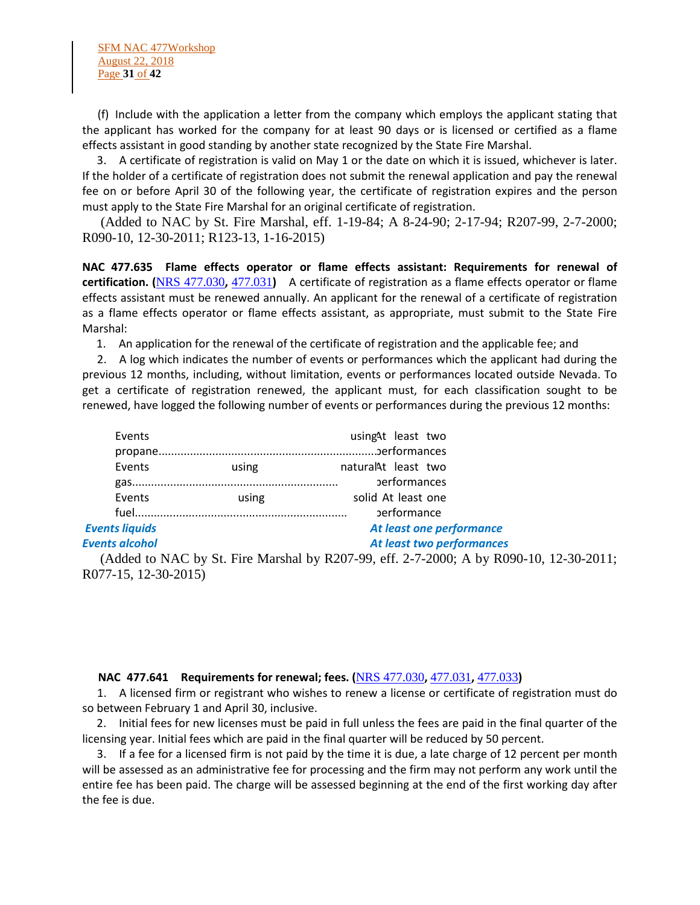(f) Include with the application a letter from the company which employs the applicant stating that the applicant has worked for the company for at least 90 days or is licensed or certified as a flame effects assistant in good standing by another state recognized by the State Fire Marshal.

3. A certificate of registration is valid on May 1 or the date on which it is issued, whichever is later. If the holder of a certificate of registration does not submit the renewal application and pay the renewal fee on or before April 30 of the following year, the certificate of registration expires and the person must apply to the State Fire Marshal for an original certificate of registration.

(Added to NAC by St. Fire Marshal, eff. 1-19-84; A 8-24-90; 2-17-94; R207-99, 2-7-2000; R090-10, 12-30-2011; R123-13, 1-16-2015)

**NAC 477.635 Flame effects operator or flame effects assistant: Requirements for renewal of certification. (NRS 477.030, 477.031)** A certificate of registration as a flame effects operator or flame effects assistant must be renewed annually. An applicant for the renewal of a certificate of registration as a flame effects operator or flame effects assistant, as appropriate, must submit to the State Fire Marshal:

1. An application for the renewal of the certificate of registration and the applicable fee; and

2. A log which indicates the number of events or performances which the applicant had during the previous 12 months, including, without limitation, events or performances located outside Nevada. To get a certificate of registration renewed, the applicant must, for each classification sought to be renewed, have logged the following number of events or performances during the previous 12 months:

| | |
|---|---|
| Events using propane | At least two performances |
| Events using natural gas | At least two performances |
| Events using solid fuel | At least one performance |
| ***Events liquids*** | ***At least one performance*** |
| ***Events alcohol*** | ***At least two performances*** |

(Added to NAC by St. Fire Marshal by R207-99, eff. 2-7-2000; A by R090-10, 12-30-2011; R077-15, 12-30-2015)

**NAC 477.641 Requirements for renewal; fees. (NRS 477.030, 477.031, 477.033)**

1. A licensed firm or registrant who wishes to renew a license or certificate of registration must do so between February 1 and April 30, inclusive.

2. Initial fees for new licenses must be paid in full unless the fees are paid in the final quarter of the licensing year. Initial fees which are paid in the final quarter will be reduced by 50 percent.

3. If a fee for a licensed firm is not paid by the time it is due, a late charge of 12 percent per month will be assessed as an administrative fee for processing and the firm may not perform any work until the entire fee has been paid. The charge will be assessed beginning at the end of the first working day after the fee is due.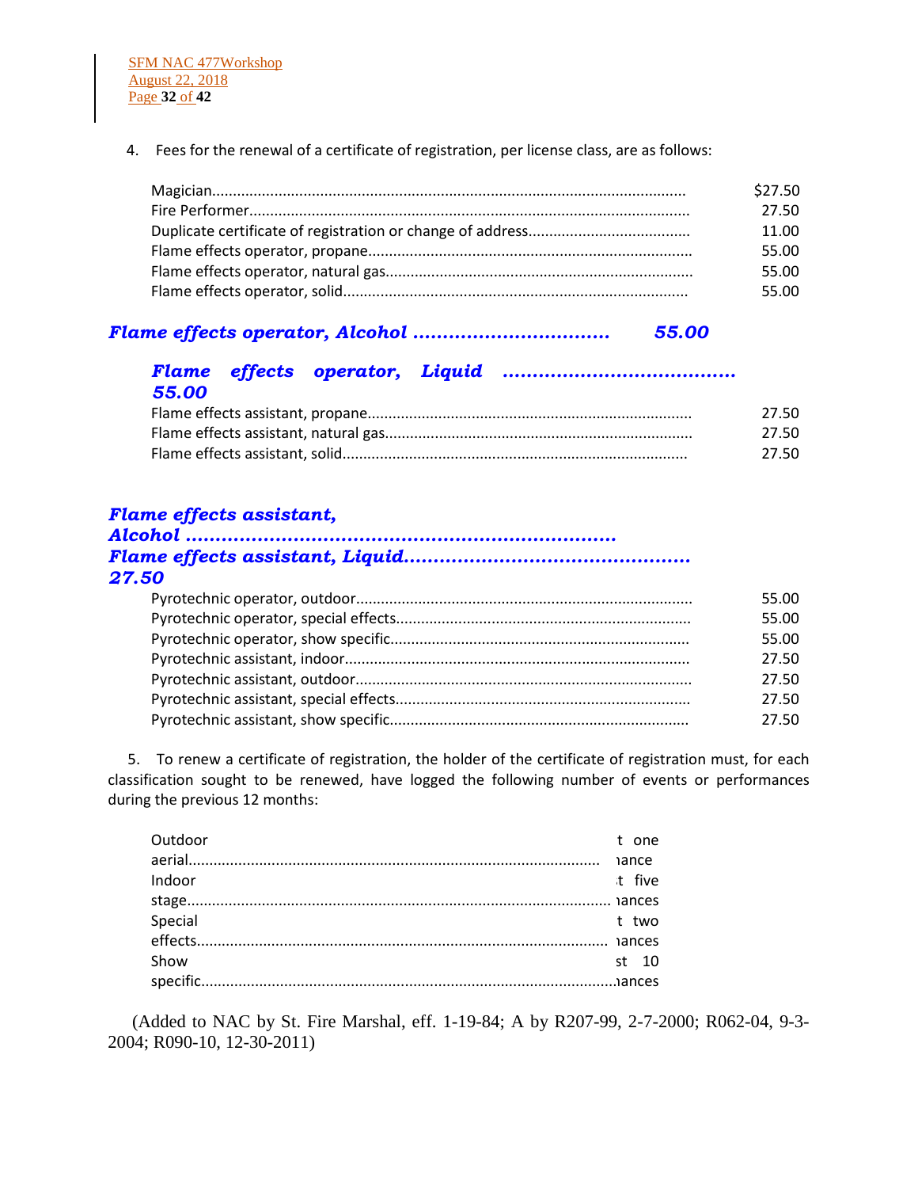4. Fees for the renewal of a certificate of registration, per license class, are as follows:

| | |
|---|---|
| Magician | $27.50 |
| Fire Performer | 27.50 |
| Duplicate certificate of registration or change of address | 11.00 |
| Flame effects operator, propane | 55.00 |
| Flame effects operator, natural gas | 55.00 |
| Flame effects operator, solid | 55.00 |
| ***Flame effects operator, Alcohol*** | ***55.00*** |
| ***Flame effects operator, Liquid*** | ***55.00*** |
| Flame effects assistant, propane | 27.50 |
| Flame effects assistant, natural gas | 27.50 |
| Flame effects assistant, solid | 27.50 |
| ***Flame effects assistant, Alcohol*** | |
| ***Flame effects assistant, Liquid*** | ***27.50*** |
| Pyrotechnic operator, outdoor | 55.00 |
| Pyrotechnic operator, special effects | 55.00 |
| Pyrotechnic operator, show specific | 55.00 |
| Pyrotechnic assistant, indoor | 27.50 |
| Pyrotechnic assistant, outdoor | 27.50 |
| Pyrotechnic assistant, special effects | 27.50 |
| Pyrotechnic assistant, show specific | 27.50 |

5. To renew a certificate of registration, the holder of the certificate of registration must, for each classification sought to be renewed, have logged the following number of events or performances during the previous 12 months:

| | |
|---|---|
| Outdoor aerial | t one ıance |
| Indoor stage | ıt five ıances |
| Special effects | t two ıances |
| Show specific | st 10 ıances |

(Added to NAC by St. Fire Marshal, eff. 1-19-84; A by R207-99, 2-7-2000; R062-04, 9-3-2004; R090-10, 12-30-2011)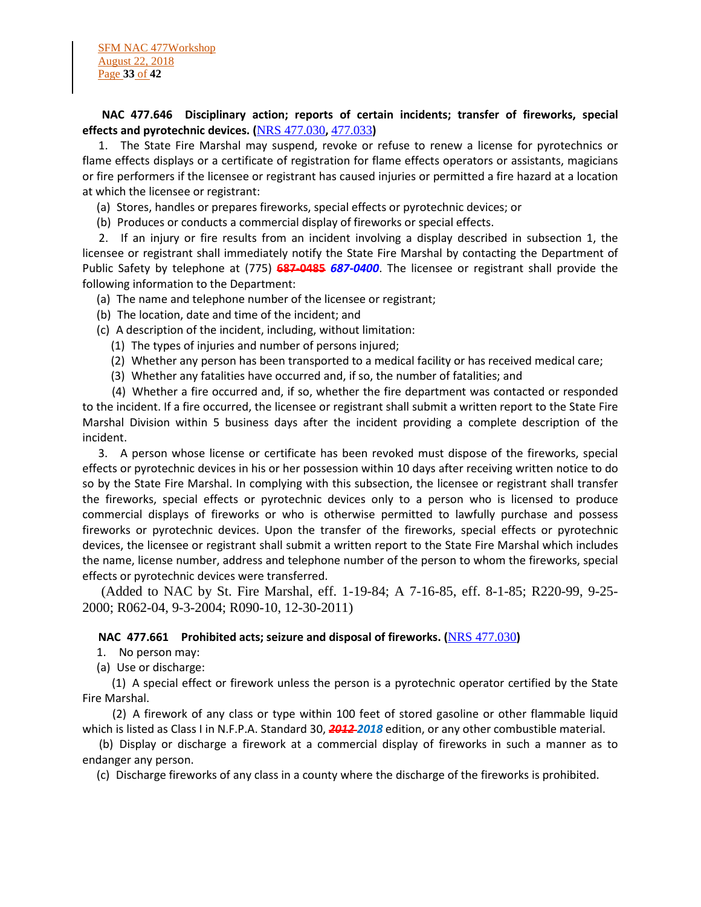**NAC 477.646 Disciplinary action; reports of certain incidents; transfer of fireworks, special effects and pyrotechnic devices. (**NRS 477.030**,** 477.033**)**

1. The State Fire Marshal may suspend, revoke or refuse to renew a license for pyrotechnics or flame effects displays or a certificate of registration for flame effects operators or assistants, magicians or fire performers if the licensee or registrant has caused injuries or permitted a fire hazard at a location at which the licensee or registrant:

(a) Stores, handles or prepares fireworks, special effects or pyrotechnic devices; or

(b) Produces or conducts a commercial display of fireworks or special effects.

2. If an injury or fire results from an incident involving a display described in subsection 1, the licensee or registrant shall immediately notify the State Fire Marshal by contacting the Department of Public Safety by telephone at (775) ~~687-0485~~ ***687-0400***. The licensee or registrant shall provide the following information to the Department:

(a) The name and telephone number of the licensee or registrant;

(b) The location, date and time of the incident; and

(c) A description of the incident, including, without limitation:

(1) The types of injuries and number of persons injured;

(2) Whether any person has been transported to a medical facility or has received medical care;

(3) Whether any fatalities have occurred and, if so, the number of fatalities; and

(4) Whether a fire occurred and, if so, whether the fire department was contacted or responded to the incident. If a fire occurred, the licensee or registrant shall submit a written report to the State Fire Marshal Division within 5 business days after the incident providing a complete description of the incident.

3. A person whose license or certificate has been revoked must dispose of the fireworks, special effects or pyrotechnic devices in his or her possession within 10 days after receiving written notice to do so by the State Fire Marshal. In complying with this subsection, the licensee or registrant shall transfer the fireworks, special effects or pyrotechnic devices only to a person who is licensed to produce commercial displays of fireworks or who is otherwise permitted to lawfully purchase and possess fireworks or pyrotechnic devices. Upon the transfer of the fireworks, special effects or pyrotechnic devices, the licensee or registrant shall submit a written report to the State Fire Marshal which includes the name, license number, address and telephone number of the person to whom the fireworks, special effects or pyrotechnic devices were transferred.

(Added to NAC by St. Fire Marshal, eff. 1-19-84; A 7-16-85, eff. 8-1-85; R220-99, 9-25-2000; R062-04, 9-3-2004; R090-10, 12-30-2011)

**NAC 477.661 Prohibited acts; seizure and disposal of fireworks. (**NRS 477.030**)**

1. No person may:

(a) Use or discharge:

(1) A special effect or firework unless the person is a pyrotechnic operator certified by the State Fire Marshal.

(2) A firework of any class or type within 100 feet of stored gasoline or other flammable liquid which is listed as Class I in N.F.P.A. Standard 30, ~~***2012***~~ ***2018*** edition, or any other combustible material.

(b) Display or discharge a firework at a commercial display of fireworks in such a manner as to endanger any person.

(c) Discharge fireworks of any class in a county where the discharge of the fireworks is prohibited.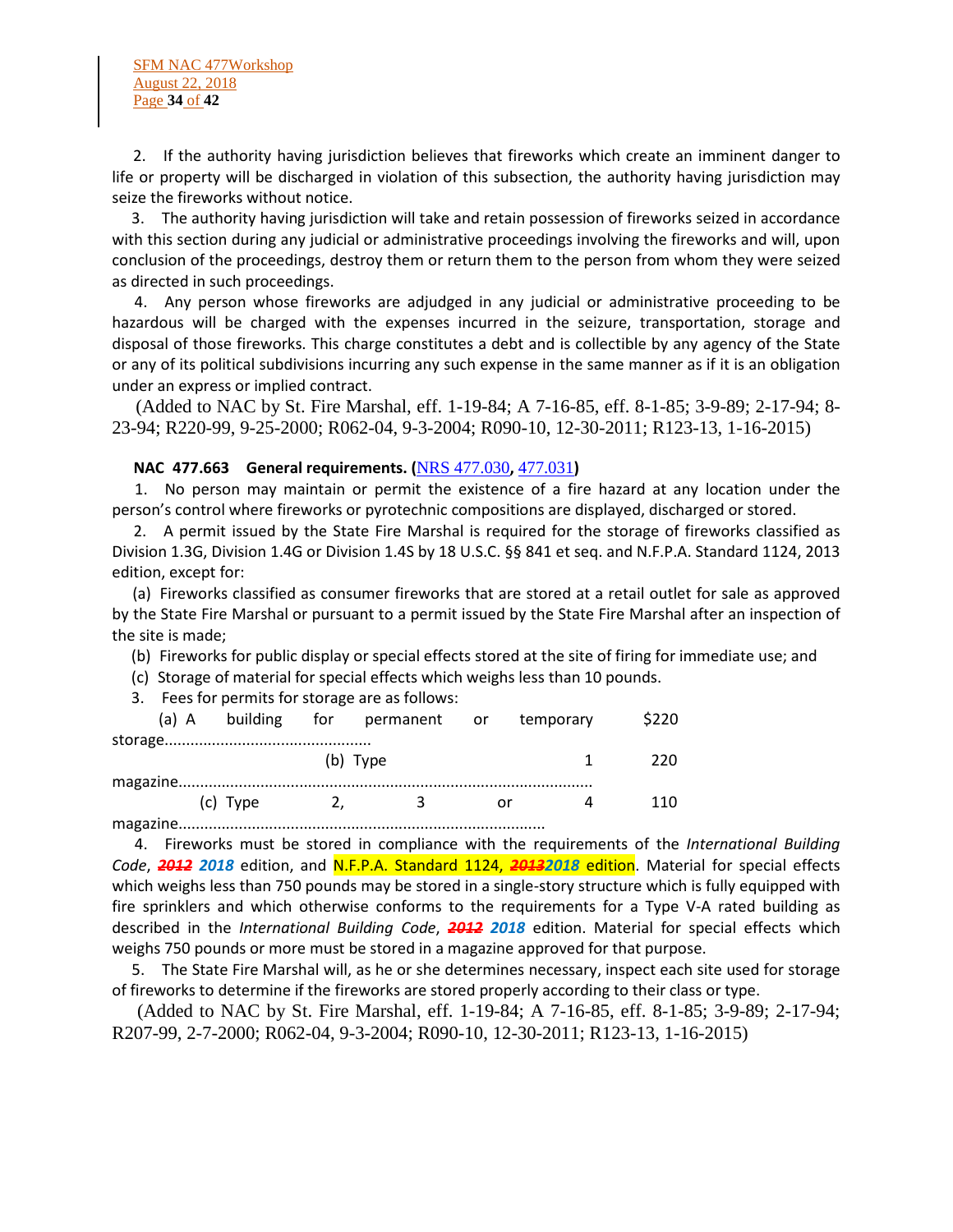2. If the authority having jurisdiction believes that fireworks which create an imminent danger to life or property will be discharged in violation of this subsection, the authority having jurisdiction may seize the fireworks without notice.

3. The authority having jurisdiction will take and retain possession of fireworks seized in accordance with this section during any judicial or administrative proceedings involving the fireworks and will, upon conclusion of the proceedings, destroy them or return them to the person from whom they were seized as directed in such proceedings.

4. Any person whose fireworks are adjudged in any judicial or administrative proceeding to be hazardous will be charged with the expenses incurred in the seizure, transportation, storage and disposal of those fireworks. This charge constitutes a debt and is collectible by any agency of the State or any of its political subdivisions incurring any such expense in the same manner as if it is an obligation under an express or implied contract.

(Added to NAC by St. Fire Marshal, eff. 1-19-84; A 7-16-85, eff. 8-1-85; 3-9-89; 2-17-94; 8-23-94; R220-99, 9-25-2000; R062-04, 9-3-2004; R090-10, 12-30-2011; R123-13, 1-16-2015)

**NAC 477.663 General requirements. (NRS 477.030, 477.031)**

1. No person may maintain or permit the existence of a fire hazard at any location under the person's control where fireworks or pyrotechnic compositions are displayed, discharged or stored.

2. A permit issued by the State Fire Marshal is required for the storage of fireworks classified as Division 1.3G, Division 1.4G or Division 1.4S by 18 U.S.C. §§ 841 et seq. and N.F.P.A. Standard 1124, 2013 edition, except for:

(a) Fireworks classified as consumer fireworks that are stored at a retail outlet for sale as approved by the State Fire Marshal or pursuant to a permit issued by the State Fire Marshal after an inspection of the site is made;

(b) Fireworks for public display or special effects stored at the site of firing for immediate use; and

(c) Storage of material for special effects which weighs less than 10 pounds.

3. Fees for permits for storage are as follows:

(a) A building for permanent or temporary storage................................................ $220

(b) Type 1 magazine................................................................................................ 220

(c) Type 2, 3 or 4 magazine..................................................................................... 110

4. Fireworks must be stored in compliance with the requirements of the *International Building Code*, ~~2012~~ **2018** edition, and N.F.P.A. Standard 1124, ~~2013~~**2018** edition. Material for special effects which weighs less than 750 pounds may be stored in a single-story structure which is fully equipped with fire sprinklers and which otherwise conforms to the requirements for a Type V-A rated building as described in the *International Building Code*, ~~2012~~ **2018** edition. Material for special effects which weighs 750 pounds or more must be stored in a magazine approved for that purpose.

5. The State Fire Marshal will, as he or she determines necessary, inspect each site used for storage of fireworks to determine if the fireworks are stored properly according to their class or type.

(Added to NAC by St. Fire Marshal, eff. 1-19-84; A 7-16-85, eff. 8-1-85; 3-9-89; 2-17-94; R207-99, 2-7-2000; R062-04, 9-3-2004; R090-10, 12-30-2011; R123-13, 1-16-2015)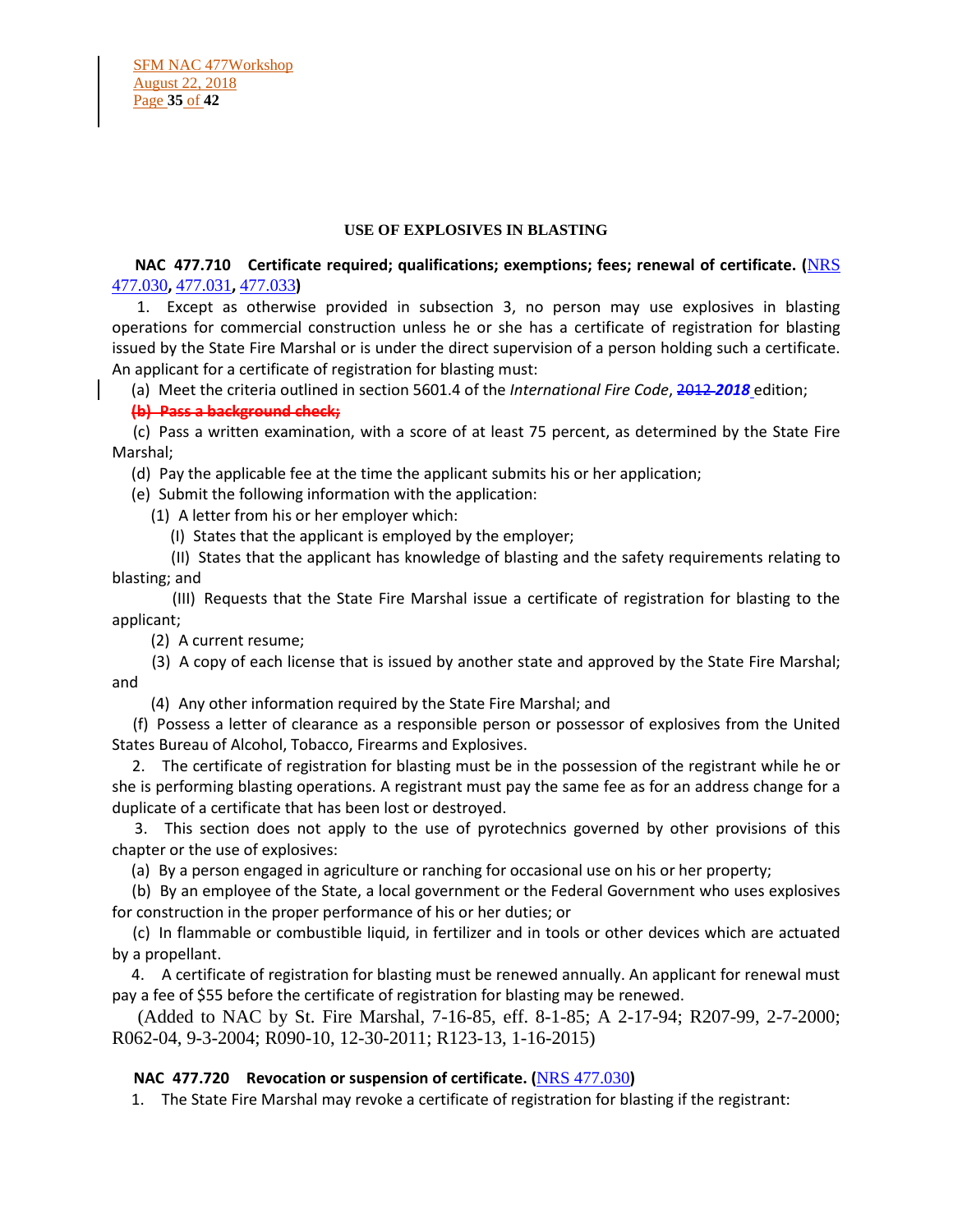**USE OF EXPLOSIVES IN BLASTING**

**NAC 477.710 Certificate required; qualifications; exemptions; fees; renewal of certificate. (**NRS 477.030**,** 477.031**,** 477.033**)**

1. Except as otherwise provided in subsection 3, no person may use explosives in blasting operations for commercial construction unless he or she has a certificate of registration for blasting issued by the State Fire Marshal or is under the direct supervision of a person holding such a certificate. An applicant for a certificate of registration for blasting must:

(a) Meet the criteria outlined in section 5601.4 of the *International Fire Code*, ~~2012~~ ***2018*** edition;

~~**(b) Pass a background check;**~~

(c) Pass a written examination, with a score of at least 75 percent, as determined by the State Fire Marshal;

(d) Pay the applicable fee at the time the applicant submits his or her application;

(e) Submit the following information with the application:

(1) A letter from his or her employer which:

(I) States that the applicant is employed by the employer;

(II) States that the applicant has knowledge of blasting and the safety requirements relating to blasting; and

(III) Requests that the State Fire Marshal issue a certificate of registration for blasting to the applicant;

(2) A current resume;

(3) A copy of each license that is issued by another state and approved by the State Fire Marshal; and

(4) Any other information required by the State Fire Marshal; and

(f) Possess a letter of clearance as a responsible person or possessor of explosives from the United States Bureau of Alcohol, Tobacco, Firearms and Explosives.

2. The certificate of registration for blasting must be in the possession of the registrant while he or she is performing blasting operations. A registrant must pay the same fee as for an address change for a duplicate of a certificate that has been lost or destroyed.

3. This section does not apply to the use of pyrotechnics governed by other provisions of this chapter or the use of explosives:

(a) By a person engaged in agriculture or ranching for occasional use on his or her property;

(b) By an employee of the State, a local government or the Federal Government who uses explosives for construction in the proper performance of his or her duties; or

(c) In flammable or combustible liquid, in fertilizer and in tools or other devices which are actuated by a propellant.

4. A certificate of registration for blasting must be renewed annually. An applicant for renewal must pay a fee of $55 before the certificate of registration for blasting may be renewed.

(Added to NAC by St. Fire Marshal, 7-16-85, eff. 8-1-85; A 2-17-94; R207-99, 2-7-2000; R062-04, 9-3-2004; R090-10, 12-30-2011; R123-13, 1-16-2015)

**NAC 477.720 Revocation or suspension of certificate. (**NRS 477.030**)**

1. The State Fire Marshal may revoke a certificate of registration for blasting if the registrant: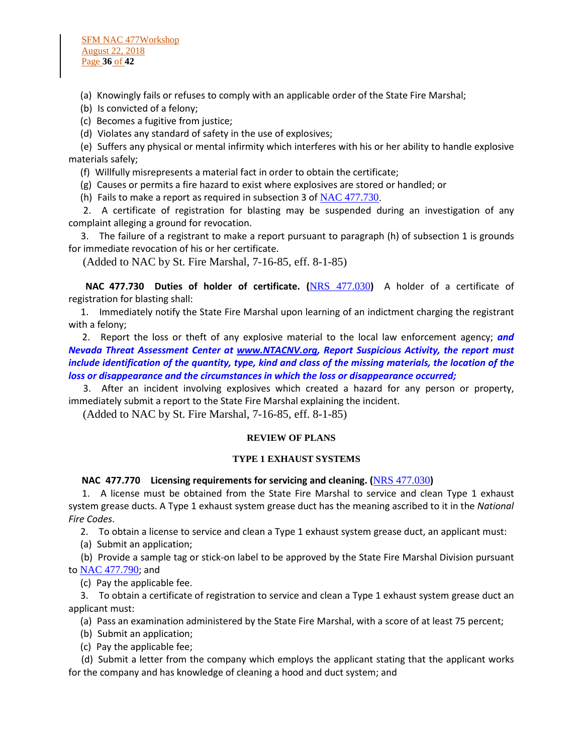(a) Knowingly fails or refuses to comply with an applicable order of the State Fire Marshal;

(b) Is convicted of a felony;

(c) Becomes a fugitive from justice;

(d) Violates any standard of safety in the use of explosives;

(e) Suffers any physical or mental infirmity which interferes with his or her ability to handle explosive materials safely;

(f) Willfully misrepresents a material fact in order to obtain the certificate;

(g) Causes or permits a fire hazard to exist where explosives are stored or handled; or

(h) Fails to make a report as required in subsection 3 of NAC 477.730.

2. A certificate of registration for blasting may be suspended during an investigation of any complaint alleging a ground for revocation.

3. The failure of a registrant to make a report pursuant to paragraph (h) of subsection 1 is grounds for immediate revocation of his or her certificate.

(Added to NAC by St. Fire Marshal, 7-16-85, eff. 8-1-85)

**NAC 477.730 Duties of holder of certificate. (NRS 477.030)** A holder of a certificate of registration for blasting shall:

1. Immediately notify the State Fire Marshal upon learning of an indictment charging the registrant with a felony;

2. Report the loss or theft of any explosive material to the local law enforcement agency; ***and Nevada Threat Assessment Center at www.NTACNV.org, Report Suspicious Activity, the report must include identification of the quantity, type, kind and class of the missing materials, the location of the loss or disappearance and the circumstances in which the loss or disappearance occurred;***

3. After an incident involving explosives which created a hazard for any person or property, immediately submit a report to the State Fire Marshal explaining the incident.

(Added to NAC by St. Fire Marshal, 7-16-85, eff. 8-1-85)

## REVIEW OF PLANS

### TYPE 1 EXHAUST SYSTEMS

**NAC 477.770 Licensing requirements for servicing and cleaning. (NRS 477.030)**

1. A license must be obtained from the State Fire Marshal to service and clean Type 1 exhaust system grease ducts. A Type 1 exhaust system grease duct has the meaning ascribed to it in the *National Fire Codes*.

2. To obtain a license to service and clean a Type 1 exhaust system grease duct, an applicant must:

(a) Submit an application;

(b) Provide a sample tag or stick-on label to be approved by the State Fire Marshal Division pursuant to NAC 477.790; and

(c) Pay the applicable fee.

3. To obtain a certificate of registration to service and clean a Type 1 exhaust system grease duct an applicant must:

(a) Pass an examination administered by the State Fire Marshal, with a score of at least 75 percent;

(b) Submit an application;

(c) Pay the applicable fee;

(d) Submit a letter from the company which employs the applicant stating that the applicant works for the company and has knowledge of cleaning a hood and duct system; and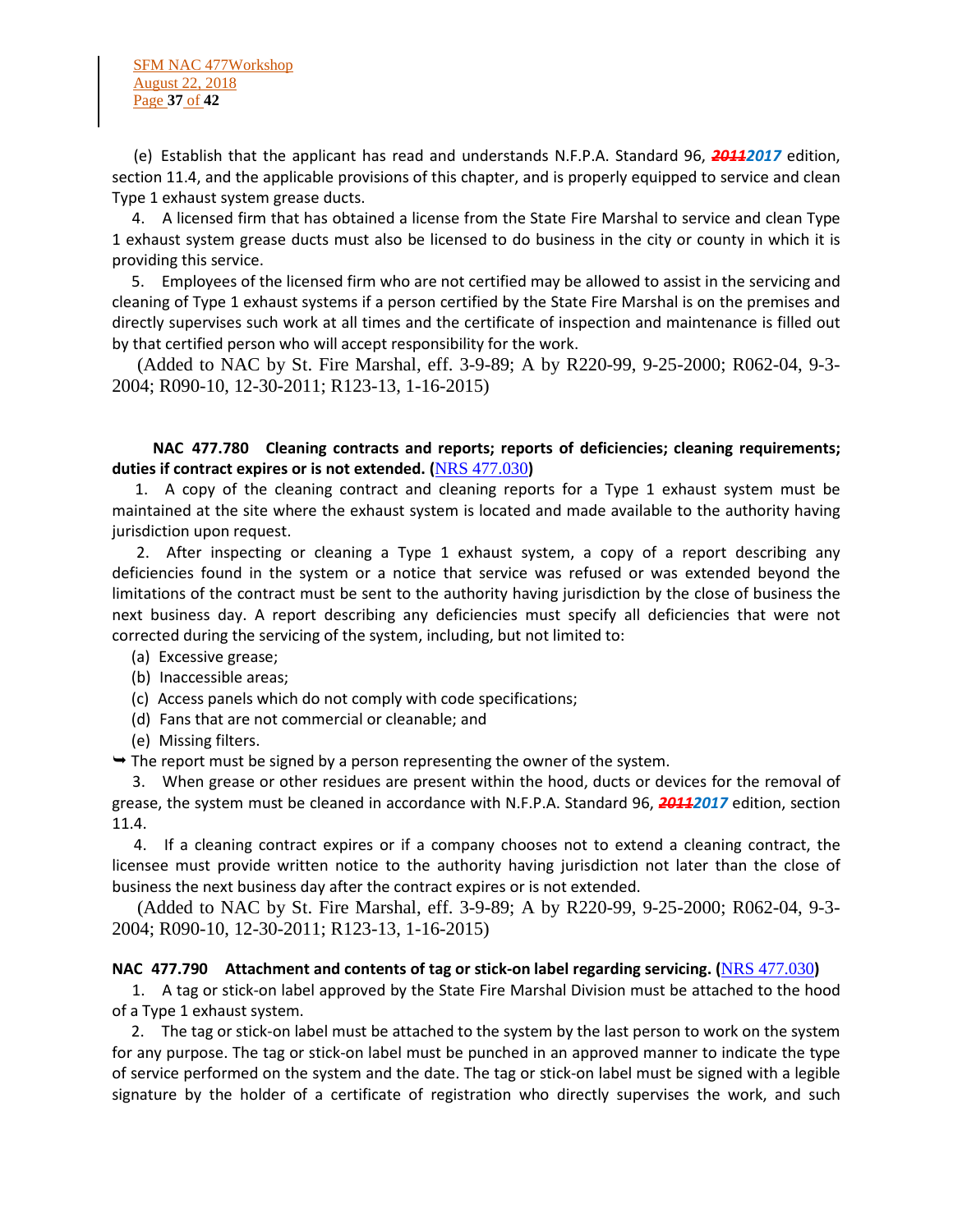(e) Establish that the applicant has read and understands N.F.P.A. Standard 96, ~~2011~~*2017* edition, section 11.4, and the applicable provisions of this chapter, and is properly equipped to service and clean Type 1 exhaust system grease ducts.

4. A licensed firm that has obtained a license from the State Fire Marshal to service and clean Type 1 exhaust system grease ducts must also be licensed to do business in the city or county in which it is providing this service.

5. Employees of the licensed firm who are not certified may be allowed to assist in the servicing and cleaning of Type 1 exhaust systems if a person certified by the State Fire Marshal is on the premises and directly supervises such work at all times and the certificate of inspection and maintenance is filled out by that certified person who will accept responsibility for the work.

(Added to NAC by St. Fire Marshal, eff. 3-9-89; A by R220-99, 9-25-2000; R062-04, 9-3-2004; R090-10, 12-30-2011; R123-13, 1-16-2015)

**NAC 477.780 Cleaning contracts and reports; reports of deficiencies; cleaning requirements; duties if contract expires or is not extended. (NRS 477.030)**

1. A copy of the cleaning contract and cleaning reports for a Type 1 exhaust system must be maintained at the site where the exhaust system is located and made available to the authority having jurisdiction upon request.

2. After inspecting or cleaning a Type 1 exhaust system, a copy of a report describing any deficiencies found in the system or a notice that service was refused or was extended beyond the limitations of the contract must be sent to the authority having jurisdiction by the close of business the next business day. A report describing any deficiencies must specify all deficiencies that were not corrected during the servicing of the system, including, but not limited to:

(a) Excessive grease;

(b) Inaccessible areas;

(c) Access panels which do not comply with code specifications;

(d) Fans that are not commercial or cleanable; and

(e) Missing filters.

➥ The report must be signed by a person representing the owner of the system.

3. When grease or other residues are present within the hood, ducts or devices for the removal of grease, the system must be cleaned in accordance with N.F.P.A. Standard 96, ~~2011~~*2017* edition, section 11.4.

4. If a cleaning contract expires or if a company chooses not to extend a cleaning contract, the licensee must provide written notice to the authority having jurisdiction not later than the close of business the next business day after the contract expires or is not extended.

(Added to NAC by St. Fire Marshal, eff. 3-9-89; A by R220-99, 9-25-2000; R062-04, 9-3-2004; R090-10, 12-30-2011; R123-13, 1-16-2015)

**NAC 477.790 Attachment and contents of tag or stick-on label regarding servicing. (NRS 477.030)**

1. A tag or stick-on label approved by the State Fire Marshal Division must be attached to the hood of a Type 1 exhaust system.

2. The tag or stick-on label must be attached to the system by the last person to work on the system for any purpose. The tag or stick-on label must be punched in an approved manner to indicate the type of service performed on the system and the date. The tag or stick-on label must be signed with a legible signature by the holder of a certificate of registration who directly supervises the work, and such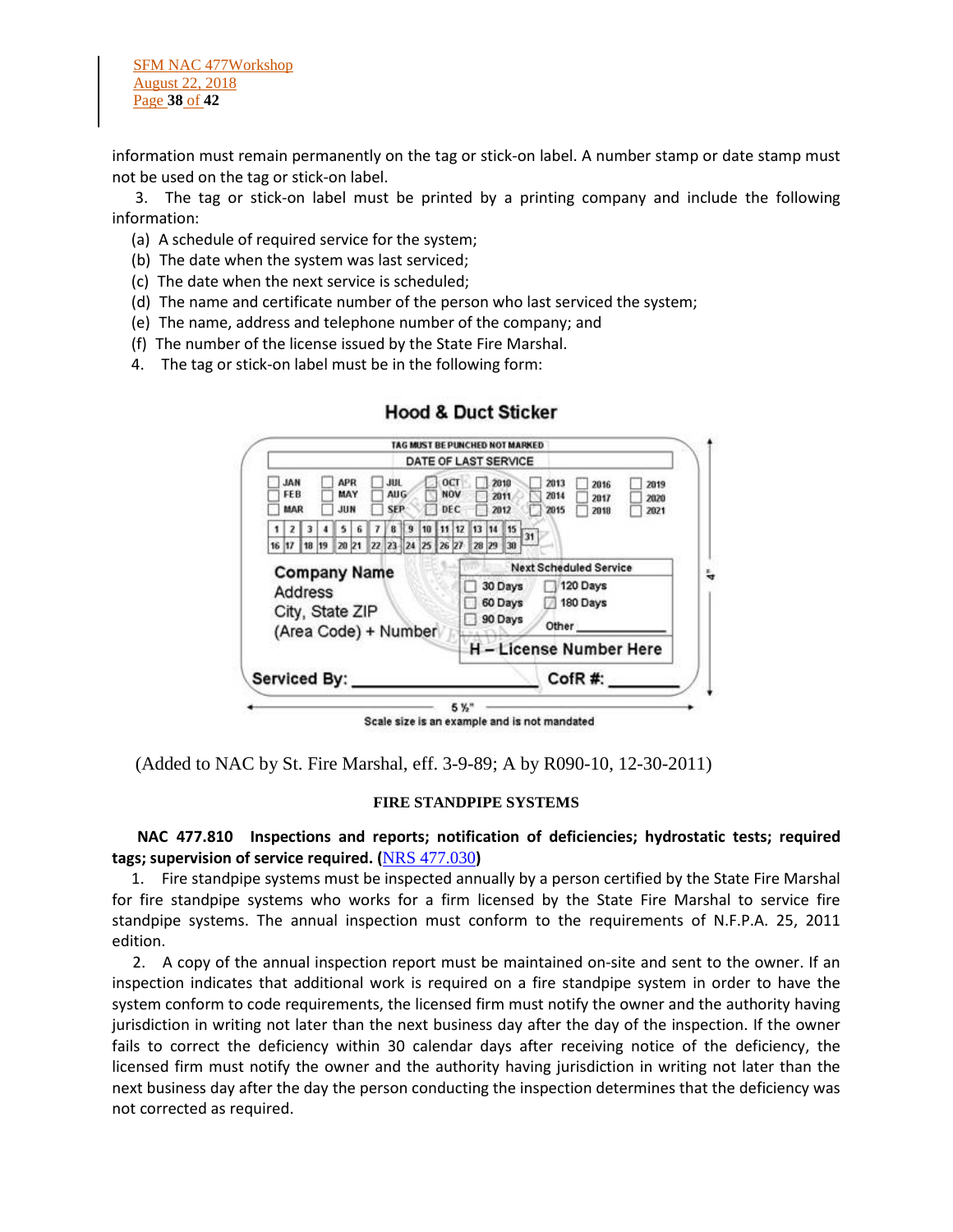information must remain permanently on the tag or stick-on label. A number stamp or date stamp must not be used on the tag or stick-on label.

3. The tag or stick-on label must be printed by a printing company and include the following information:

(a) A schedule of required service for the system;

(b) The date when the system was last serviced;

(c) The date when the next service is scheduled;

(d) The name and certificate number of the person who last serviced the system;

(e) The name, address and telephone number of the company; and

(f) The number of the license issued by the State Fire Marshal.

4. The tag or stick-on label must be in the following form:

**Hood & Duct Sticker**

TAG MUST BE PUNCHED NOT MARKED

DATE OF LAST SERVICE

☐ JAN ☐ FEB ☐ MAR ☐ APR ☐ MAY ☐ JUN ☐ JUL ☐ AUG ☐ SEP ☐ OCT ☐ NOV ☐ DEC ☐ 2010 ☐ 2011 ☐ 2012 ☐ 2013 ☐ 2014 ☐ 2015 ☐ 2016 ☐ 2017 ☐ 2018 ☐ 2019 ☐ 2020 ☐ 2021

1 2 3 4 5 6 7 8 9 10 11 12 13 14 15 16 17 18 19 20 21 22 23 24 25 26 27 28 29 30 31

Company Name
Address
City, State ZIP
(Area Code) + Number

Next Scheduled Service
☐ 30 Days ☐ 60 Days ☐ 90 Days ☐ 120 Days ☐ 180 Days Other ______

H – License Number Here

Serviced By: ____________________ CofR #: ________

5 ½" × 4"

Scale size is an example and is not mandated

(Added to NAC by St. Fire Marshal, eff. 3-9-89; A by R090-10, 12-30-2011)

## FIRE STANDPIPE SYSTEMS

**NAC 477.810 Inspections and reports; notification of deficiencies; hydrostatic tests; required tags; supervision of service required.** (NRS 477.030)

1. Fire standpipe systems must be inspected annually by a person certified by the State Fire Marshal for fire standpipe systems who works for a firm licensed by the State Fire Marshal to service fire standpipe systems. The annual inspection must conform to the requirements of N.F.P.A. 25, 2011 edition.

2. A copy of the annual inspection report must be maintained on-site and sent to the owner. If an inspection indicates that additional work is required on a fire standpipe system in order to have the system conform to code requirements, the licensed firm must notify the owner and the authority having jurisdiction in writing not later than the next business day after the day of the inspection. If the owner fails to correct the deficiency within 30 calendar days after receiving notice of the deficiency, the licensed firm must notify the owner and the authority having jurisdiction in writing not later than the next business day after the day the person conducting the inspection determines that the deficiency was not corrected as required.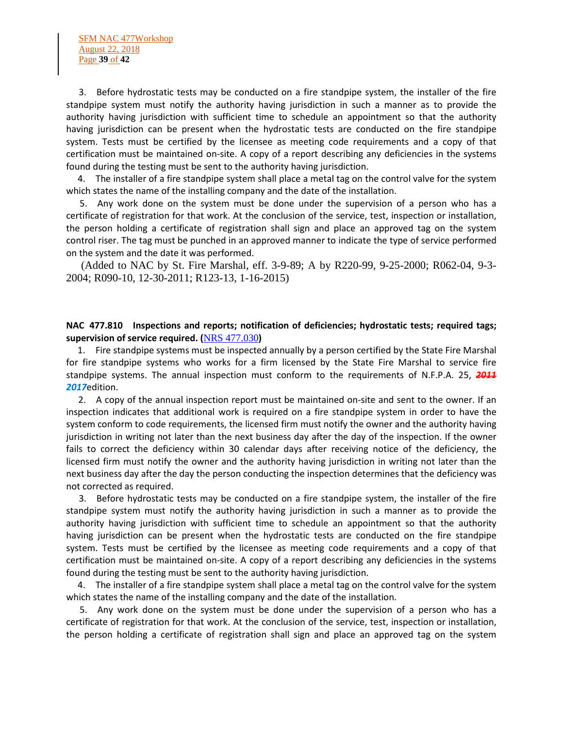3. Before hydrostatic tests may be conducted on a fire standpipe system, the installer of the fire standpipe system must notify the authority having jurisdiction in such a manner as to provide the authority having jurisdiction with sufficient time to schedule an appointment so that the authority having jurisdiction can be present when the hydrostatic tests are conducted on the fire standpipe system. Tests must be certified by the licensee as meeting code requirements and a copy of that certification must be maintained on-site. A copy of a report describing any deficiencies in the systems found during the testing must be sent to the authority having jurisdiction.

4. The installer of a fire standpipe system shall place a metal tag on the control valve for the system which states the name of the installing company and the date of the installation.

5. Any work done on the system must be done under the supervision of a person who has a certificate of registration for that work. At the conclusion of the service, test, inspection or installation, the person holding a certificate of registration shall sign and place an approved tag on the system control riser. The tag must be punched in an approved manner to indicate the type of service performed on the system and the date it was performed.

(Added to NAC by St. Fire Marshal, eff. 3-9-89; A by R220-99, 9-25-2000; R062-04, 9-3-2004; R090-10, 12-30-2011; R123-13, 1-16-2015)

**NAC 477.810 Inspections and reports; notification of deficiencies; hydrostatic tests; required tags; supervision of service required. (NRS 477.030)**

1. Fire standpipe systems must be inspected annually by a person certified by the State Fire Marshal for fire standpipe systems who works for a firm licensed by the State Fire Marshal to service fire standpipe systems. The annual inspection must conform to the requirements of N.F.P.A. 25, ~~***2011***~~ ***2017***edition.

2. A copy of the annual inspection report must be maintained on-site and sent to the owner. If an inspection indicates that additional work is required on a fire standpipe system in order to have the system conform to code requirements, the licensed firm must notify the owner and the authority having jurisdiction in writing not later than the next business day after the day of the inspection. If the owner fails to correct the deficiency within 30 calendar days after receiving notice of the deficiency, the licensed firm must notify the owner and the authority having jurisdiction in writing not later than the next business day after the day the person conducting the inspection determines that the deficiency was not corrected as required.

3. Before hydrostatic tests may be conducted on a fire standpipe system, the installer of the fire standpipe system must notify the authority having jurisdiction in such a manner as to provide the authority having jurisdiction with sufficient time to schedule an appointment so that the authority having jurisdiction can be present when the hydrostatic tests are conducted on the fire standpipe system. Tests must be certified by the licensee as meeting code requirements and a copy of that certification must be maintained on-site. A copy of a report describing any deficiencies in the systems found during the testing must be sent to the authority having jurisdiction.

4. The installer of a fire standpipe system shall place a metal tag on the control valve for the system which states the name of the installing company and the date of the installation.

5. Any work done on the system must be done under the supervision of a person who has a certificate of registration for that work. At the conclusion of the service, test, inspection or installation, the person holding a certificate of registration shall sign and place an approved tag on the system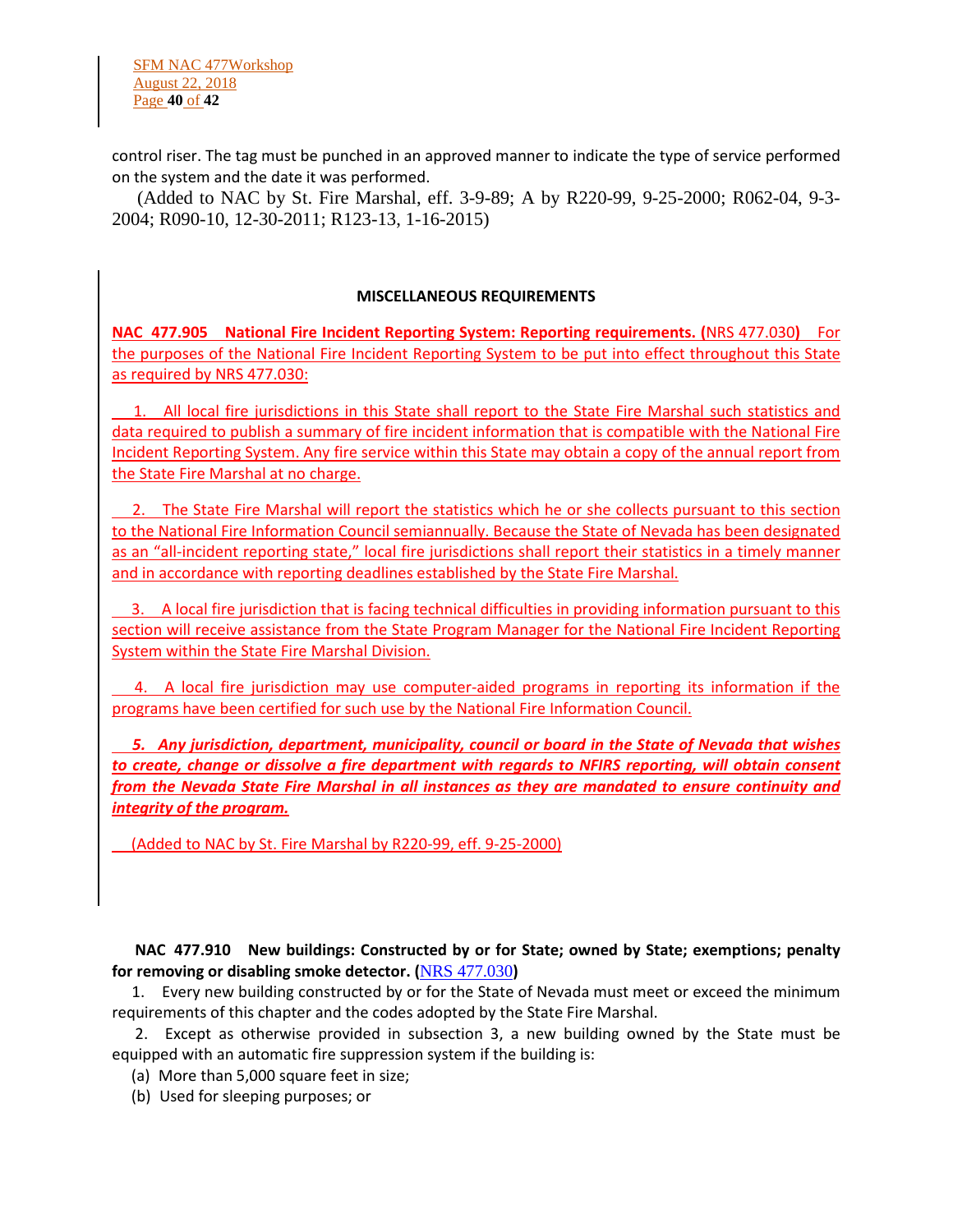control riser. The tag must be punched in an approved manner to indicate the type of service performed on the system and the date it was performed.

(Added to NAC by St. Fire Marshal, eff. 3-9-89; A by R220-99, 9-25-2000; R062-04, 9-3-2004; R090-10, 12-30-2011; R123-13, 1-16-2015)

**MISCELLANEOUS REQUIREMENTS**

**NAC 477.905 National Fire Incident Reporting System: Reporting requirements. (**NRS 477.030**)** For the purposes of the National Fire Incident Reporting System to be put into effect throughout this State as required by NRS 477.030:

1. All local fire jurisdictions in this State shall report to the State Fire Marshal such statistics and data required to publish a summary of fire incident information that is compatible with the National Fire Incident Reporting System. Any fire service within this State may obtain a copy of the annual report from the State Fire Marshal at no charge.

2. The State Fire Marshal will report the statistics which he or she collects pursuant to this section to the National Fire Information Council semiannually. Because the State of Nevada has been designated as an "all-incident reporting state," local fire jurisdictions shall report their statistics in a timely manner and in accordance with reporting deadlines established by the State Fire Marshal.

3. A local fire jurisdiction that is facing technical difficulties in providing information pursuant to this section will receive assistance from the State Program Manager for the National Fire Incident Reporting System within the State Fire Marshal Division.

4. A local fire jurisdiction may use computer-aided programs in reporting its information if the programs have been certified for such use by the National Fire Information Council.

***5. Any jurisdiction, department, municipality, council or board in the State of Nevada that wishes to create, change or dissolve a fire department with regards to NFIRS reporting, will obtain consent from the Nevada State Fire Marshal in all instances as they are mandated to ensure continuity and integrity of the program.***

(Added to NAC by St. Fire Marshal by R220-99, eff. 9-25-2000)

**NAC 477.910 New buildings: Constructed by or for State; owned by State; exemptions; penalty for removing or disabling smoke detector. (**NRS 477.030**)**

1. Every new building constructed by or for the State of Nevada must meet or exceed the minimum requirements of this chapter and the codes adopted by the State Fire Marshal.

2. Except as otherwise provided in subsection 3, a new building owned by the State must be equipped with an automatic fire suppression system if the building is:

(a) More than 5,000 square feet in size;

(b) Used for sleeping purposes; or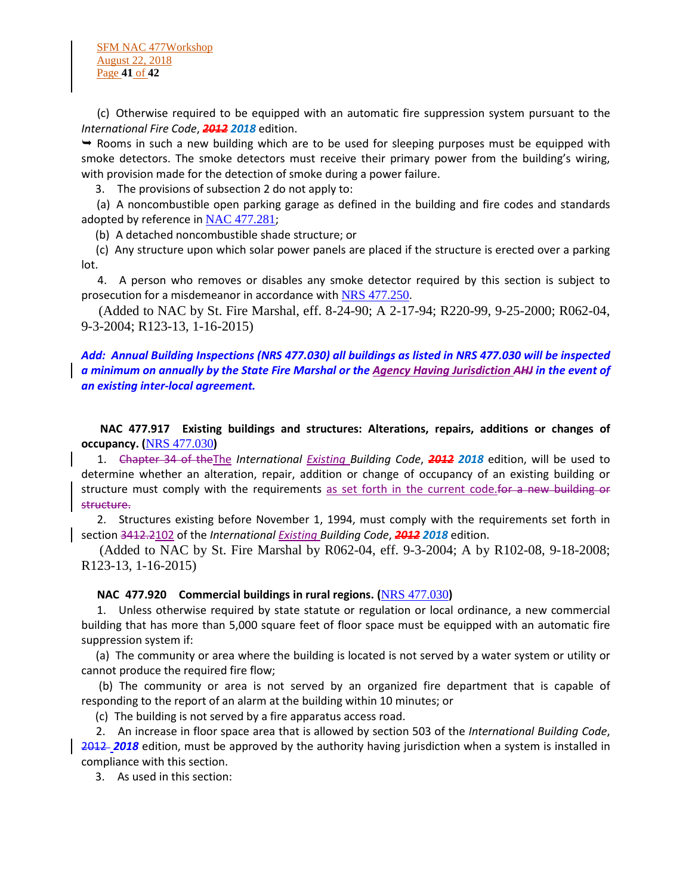(c) Otherwise required to be equipped with an automatic fire suppression system pursuant to the *International Fire Code*, ~~**2012**~~ ***2018*** edition.

➥ Rooms in such a new building which are to be used for sleeping purposes must be equipped with smoke detectors. The smoke detectors must receive their primary power from the building's wiring, with provision made for the detection of smoke during a power failure.

3. The provisions of subsection 2 do not apply to:

(a) A noncombustible open parking garage as defined in the building and fire codes and standards adopted by reference in NAC 477.281;

(b) A detached noncombustible shade structure; or

(c) Any structure upon which solar power panels are placed if the structure is erected over a parking lot.

4. A person who removes or disables any smoke detector required by this section is subject to prosecution for a misdemeanor in accordance with NRS 477.250.

(Added to NAC by St. Fire Marshal, eff. 8-24-90; A 2-17-94; R220-99, 9-25-2000; R062-04, 9-3-2004; R123-13, 1-16-2015)

***Add: Annual Building Inspections (NRS 477.030) all buildings as listed in NRS 477.030 will be inspected a minimum on annually by the State Fire Marshal or the Agency Having Jurisdiction ~~AHJ~~ in the event of an existing inter-local agreement.***

**NAC 477.917 Existing buildings and structures: Alterations, repairs, additions or changes of occupancy. (NRS 477.030)**

1. ~~Chapter 34 of the~~The *International Existing Building Code*, ~~**2012**~~ ***2018*** edition, will be used to determine whether an alteration, repair, addition or change of occupancy of an existing building or structure must comply with the requirements as set forth in the current code.~~for a new building or structure.~~

2. Structures existing before November 1, 1994, must comply with the requirements set forth in section ~~3412.2~~102 of the *International Existing Building Code*, ~~**2012**~~ ***2018*** edition.

(Added to NAC by St. Fire Marshal by R062-04, eff. 9-3-2004; A by R102-08, 9-18-2008; R123-13, 1-16-2015)

**NAC 477.920 Commercial buildings in rural regions. (NRS 477.030)**

1. Unless otherwise required by state statute or regulation or local ordinance, a new commercial building that has more than 5,000 square feet of floor space must be equipped with an automatic fire suppression system if:

(a) The community or area where the building is located is not served by a water system or utility or cannot produce the required fire flow;

(b) The community or area is not served by an organized fire department that is capable of responding to the report of an alarm at the building within 10 minutes; or

(c) The building is not served by a fire apparatus access road.

2. An increase in floor space area that is allowed by section 503 of the *International Building Code*, ~~2012~~ ***2018*** edition, must be approved by the authority having jurisdiction when a system is installed in compliance with this section.

3. As used in this section: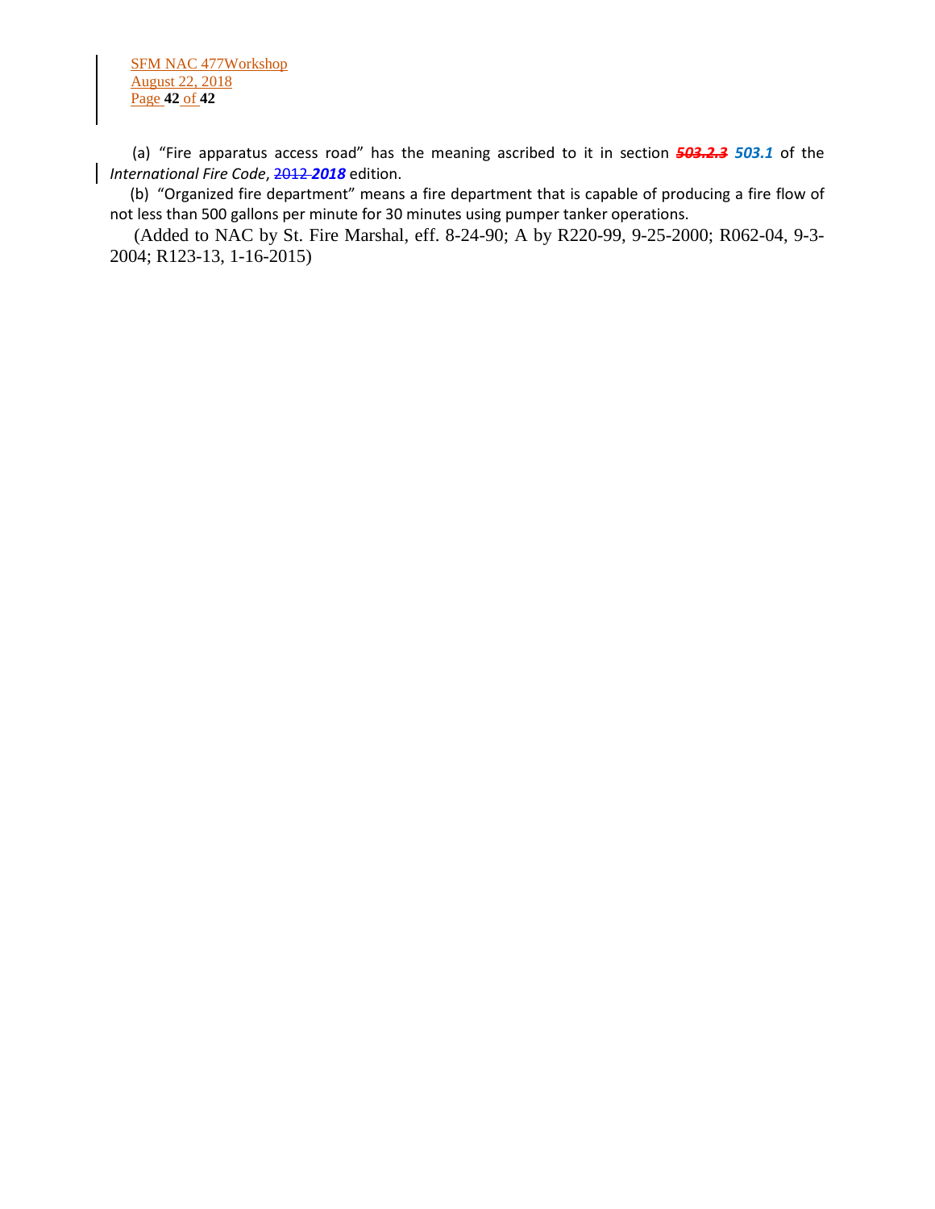(a) "Fire apparatus access road" has the meaning ascribed to it in section ~~***503.2.3***~~ ***503.1*** of the *International Fire Code,* ~~2012~~ ***2018*** edition.

(b) "Organized fire department" means a fire department that is capable of producing a fire flow of not less than 500 gallons per minute for 30 minutes using pumper tanker operations.

(Added to NAC by St. Fire Marshal, eff. 8-24-90; A by R220-99, 9-25-2000; R062-04, 9-3-2004; R123-13, 1-16-2015)